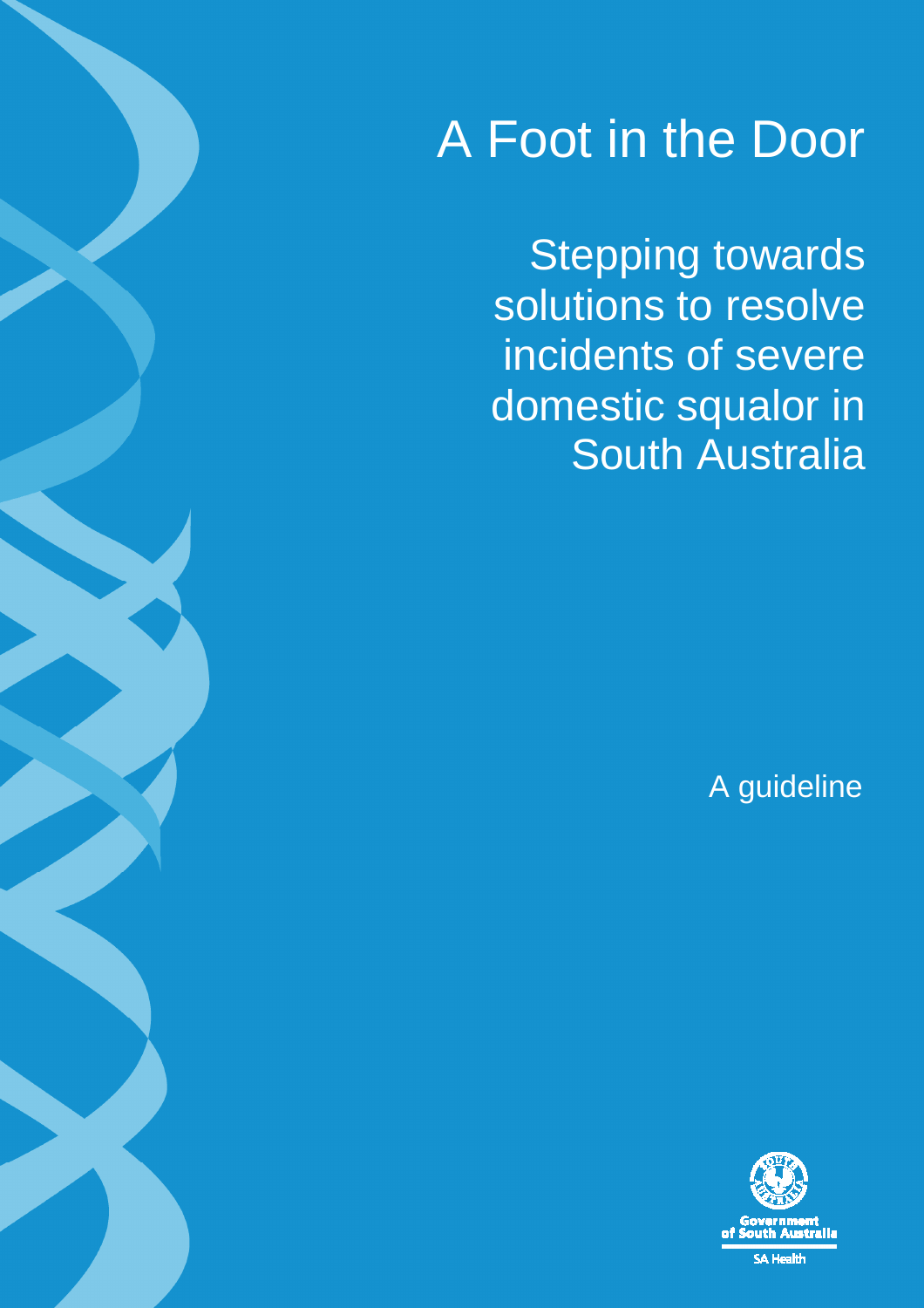# A Foot in the Door

## Stepping towards solutions to resolve incidents of severe domestic squalor in South Australia

A guideline

Government of South Australia

SA Health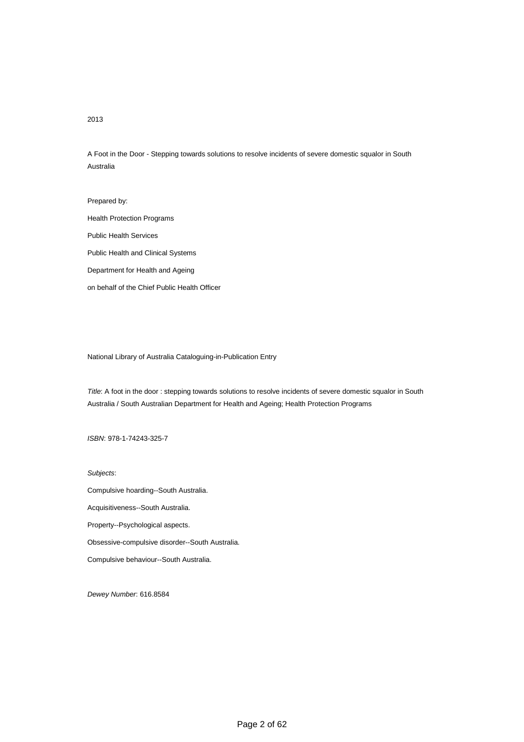2013

A Foot in the Door - Stepping towards solutions to resolve incidents of severe domestic squalor in South Australia

Prepared by:

Health Protection Programs

Public Health Services

Public Health and Clinical Systems

Department for Health and Ageing

on behalf of the Chief Public Health Officer

National Library of Australia Cataloguing-in-Publication Entry

*Title*: A foot in the door : stepping towards solutions to resolve incidents of severe domestic squalor in South Australia / South Australian Department for Health and Ageing; Health Protection Programs

*ISBN*: 978-1-74243-325-7

*Subjects*:

Compulsive hoarding--South Australia.

Acquisitiveness--South Australia.

Property--Psychological aspects.

Obsessive-compulsive disorder--South Australia.

Compulsive behaviour--South Australia.

*Dewey Number*: 616.8584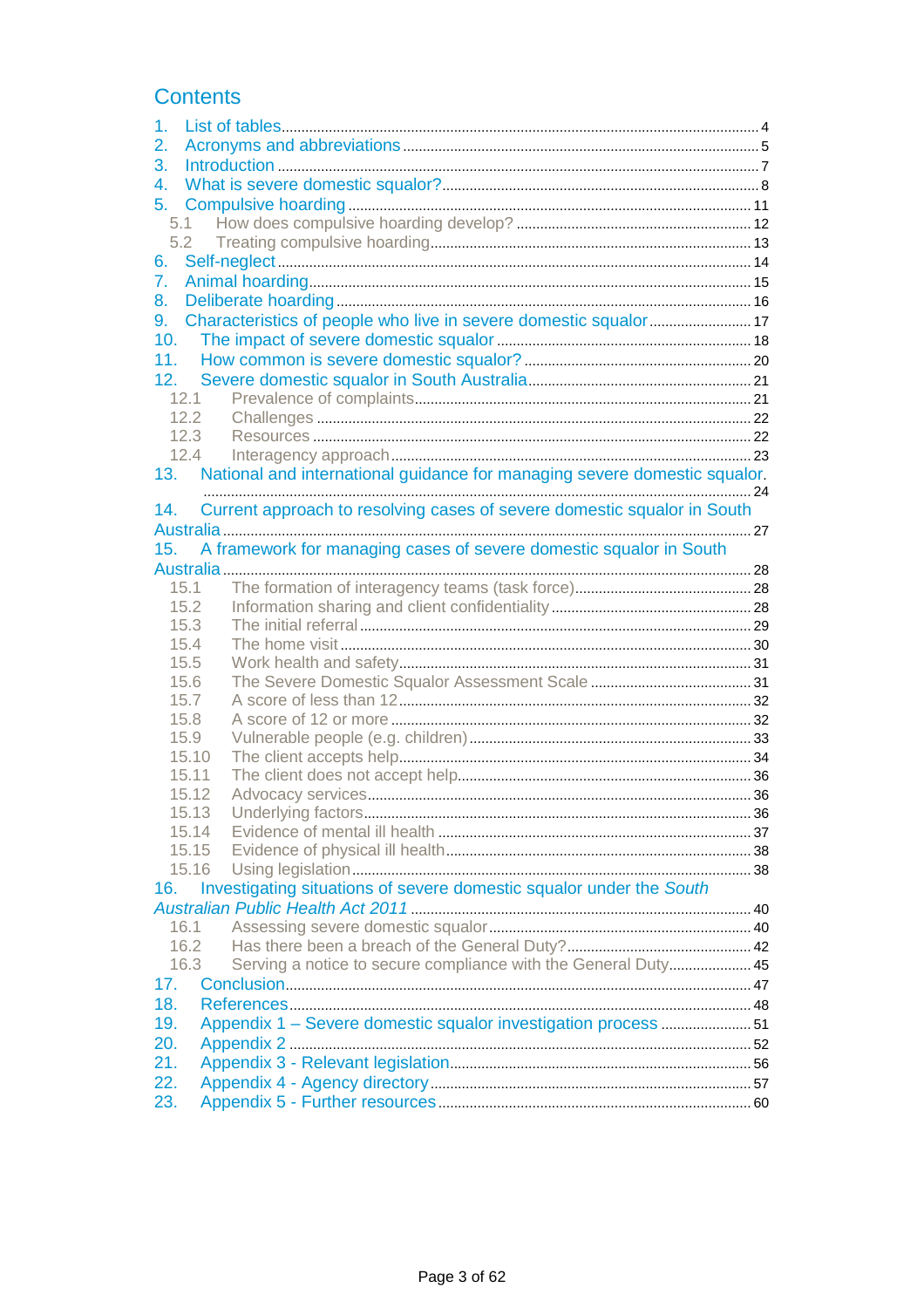# Contents

1. List of tables ..... 4
2. Acronyms and abbreviations ..... 5
3. Introduction ..... 7
4. What is severe domestic squalor? ..... 8
5. Compulsive hoarding ..... 11
   - 5.1 How does compulsive hoarding develop? ..... 12
   - 5.2 Treating compulsive hoarding ..... 13
6. Self-neglect ..... 14
7. Animal hoarding ..... 15
8. Deliberate hoarding ..... 16
9. Characteristics of people who live in severe domestic squalor ..... 17
10. The impact of severe domestic squalor ..... 18
11. How common is severe domestic squalor? ..... 20
12. Severe domestic squalor in South Australia ..... 21
    - 12.1 Prevalence of complaints ..... 21
    - 12.2 Challenges ..... 22
    - 12.3 Resources ..... 22
    - 12.4 Interagency approach ..... 23
13. National and international guidance for managing severe domestic squalor. ..... 24
14. Current approach to resolving cases of severe domestic squalor in South Australia ..... 27
15. A framework for managing cases of severe domestic squalor in South Australia ..... 28
    - 15.1 The formation of interagency teams (task force) ..... 28
    - 15.2 Information sharing and client confidentiality ..... 28
    - 15.3 The initial referral ..... 29
    - 15.4 The home visit ..... 30
    - 15.5 Work health and safety ..... 31
    - 15.6 The Severe Domestic Squalor Assessment Scale ..... 31
    - 15.7 A score of less than 12 ..... 32
    - 15.8 A score of 12 or more ..... 32
    - 15.9 Vulnerable people (e.g. children) ..... 33
    - 15.10 The client accepts help ..... 34
    - 15.11 The client does not accept help ..... 36
    - 15.12 Advocacy services ..... 36
    - 15.13 Underlying factors ..... 36
    - 15.14 Evidence of mental ill health ..... 37
    - 15.15 Evidence of physical ill health ..... 38
    - 15.16 Using legislation ..... 38
16. Investigating situations of severe domestic squalor under the *South Australian Public Health Act 2011* ..... 40
    - 16.1 Assessing severe domestic squalor ..... 40
    - 16.2 Has there been a breach of the General Duty? ..... 42
    - 16.3 Serving a notice to secure compliance with the General Duty ..... 45
17. Conclusion ..... 47
18. References ..... 48
19. Appendix 1 – Severe domestic squalor investigation process ..... 51
20. Appendix 2 ..... 52
21. Appendix 3 - Relevant legislation ..... 56
22. Appendix 4 - Agency directory ..... 57
23. Appendix 5 - Further resources ..... 60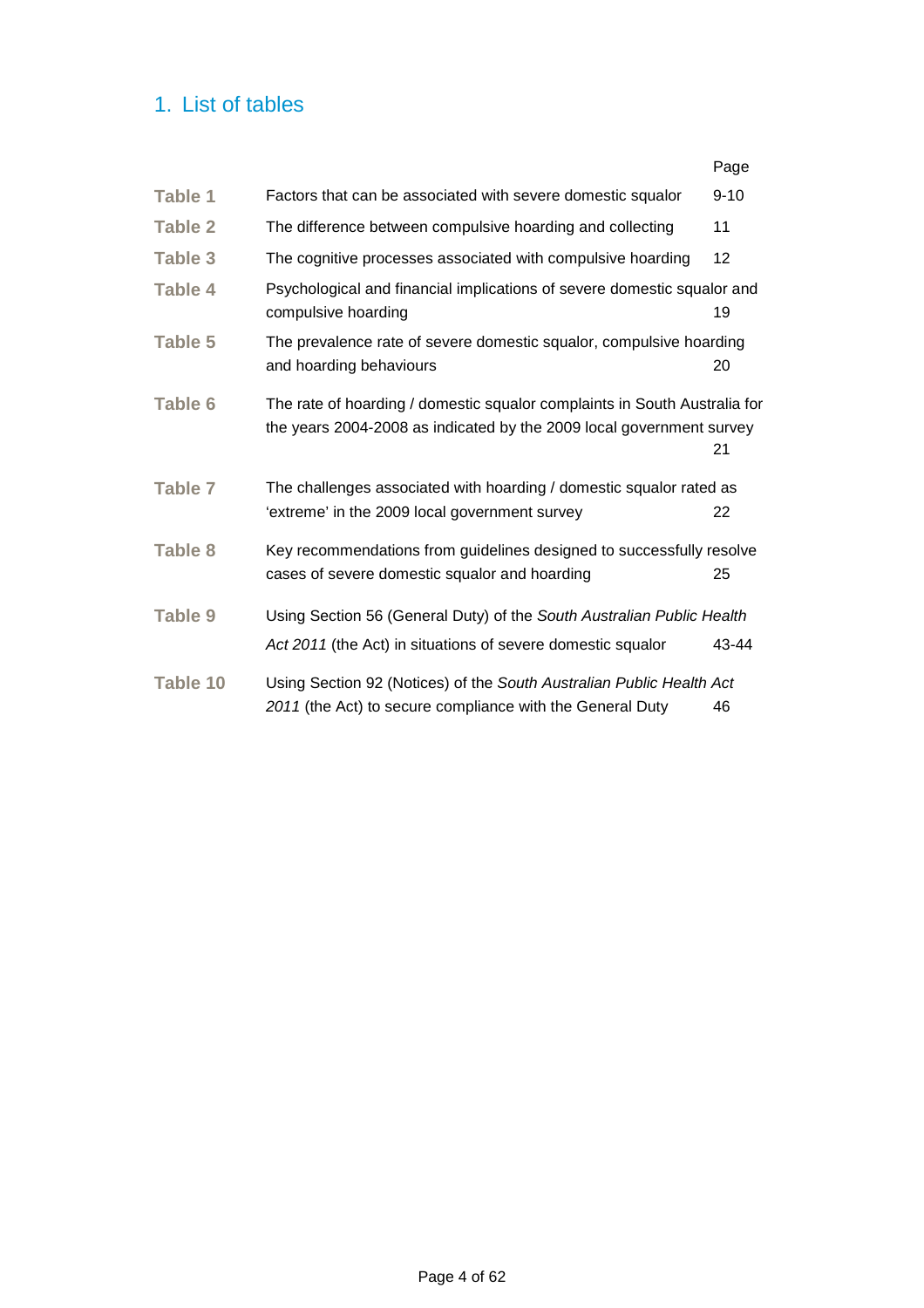# 1. List of tables

| | | Page |
|---|---|---|
| **Table 1** | Factors that can be associated with severe domestic squalor | 9-10 |
| **Table 2** | The difference between compulsive hoarding and collecting | 11 |
| **Table 3** | The cognitive processes associated with compulsive hoarding | 12 |
| **Table 4** | Psychological and financial implications of severe domestic squalor and compulsive hoarding | 19 |
| **Table 5** | The prevalence rate of severe domestic squalor, compulsive hoarding and hoarding behaviours | 20 |
| **Table 6** | The rate of hoarding / domestic squalor complaints in South Australia for the years 2004-2008 as indicated by the 2009 local government survey | 21 |
| **Table 7** | The challenges associated with hoarding / domestic squalor rated as 'extreme' in the 2009 local government survey | 22 |
| **Table 8** | Key recommendations from guidelines designed to successfully resolve cases of severe domestic squalor and hoarding | 25 |
| **Table 9** | Using Section 56 (General Duty) of the *South Australian Public Health Act 2011* (the Act) in situations of severe domestic squalor | 43-44 |
| **Table 10** | Using Section 92 (Notices) of the *South Australian Public Health Act 2011* (the Act) to secure compliance with the General Duty | 46 |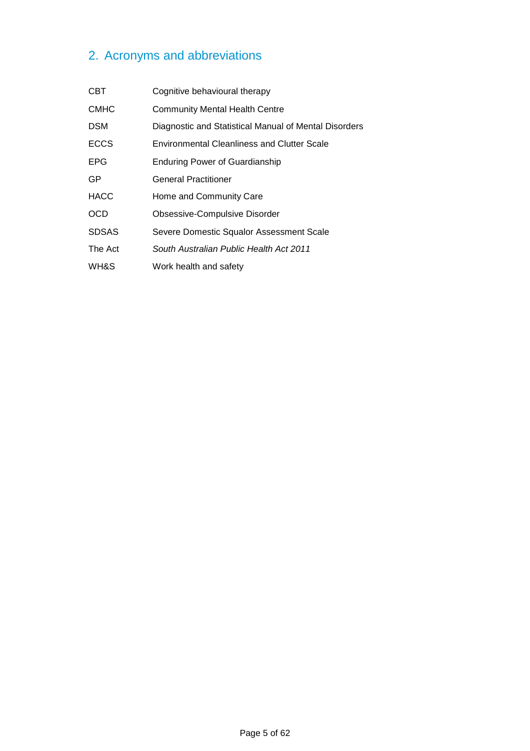## 2. Acronyms and abbreviations

| | |
|---|---|
| CBT | Cognitive behavioural therapy |
| CMHC | Community Mental Health Centre |
| DSM | Diagnostic and Statistical Manual of Mental Disorders |
| ECCS | Environmental Cleanliness and Clutter Scale |
| EPG | Enduring Power of Guardianship |
| GP | General Practitioner |
| HACC | Home and Community Care |
| OCD | Obsessive-Compulsive Disorder |
| SDSAS | Severe Domestic Squalor Assessment Scale |
| The Act | *South Australian Public Health Act 2011* |
| WH&S | Work health and safety |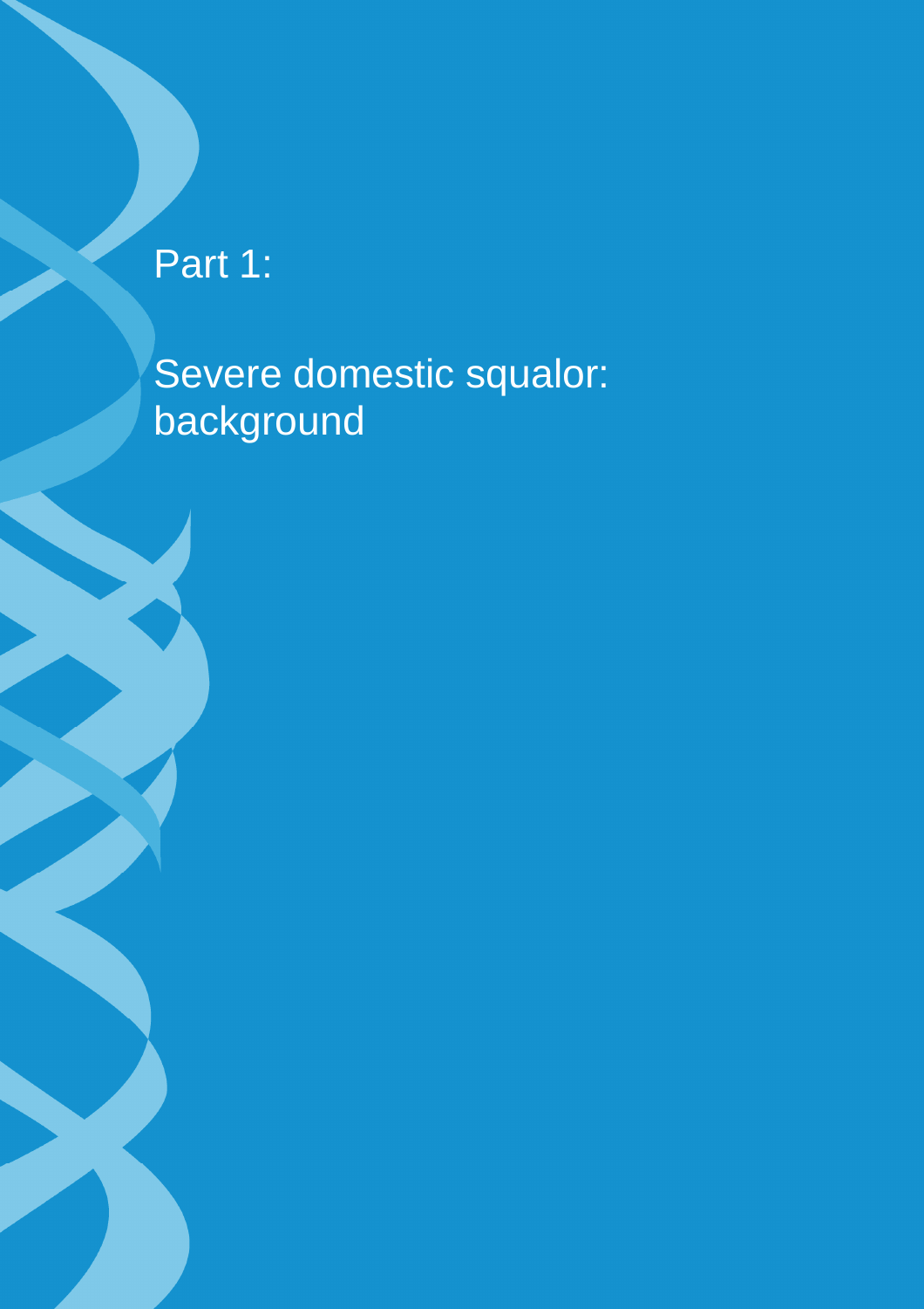# Part 1:

# Severe domestic squalor: background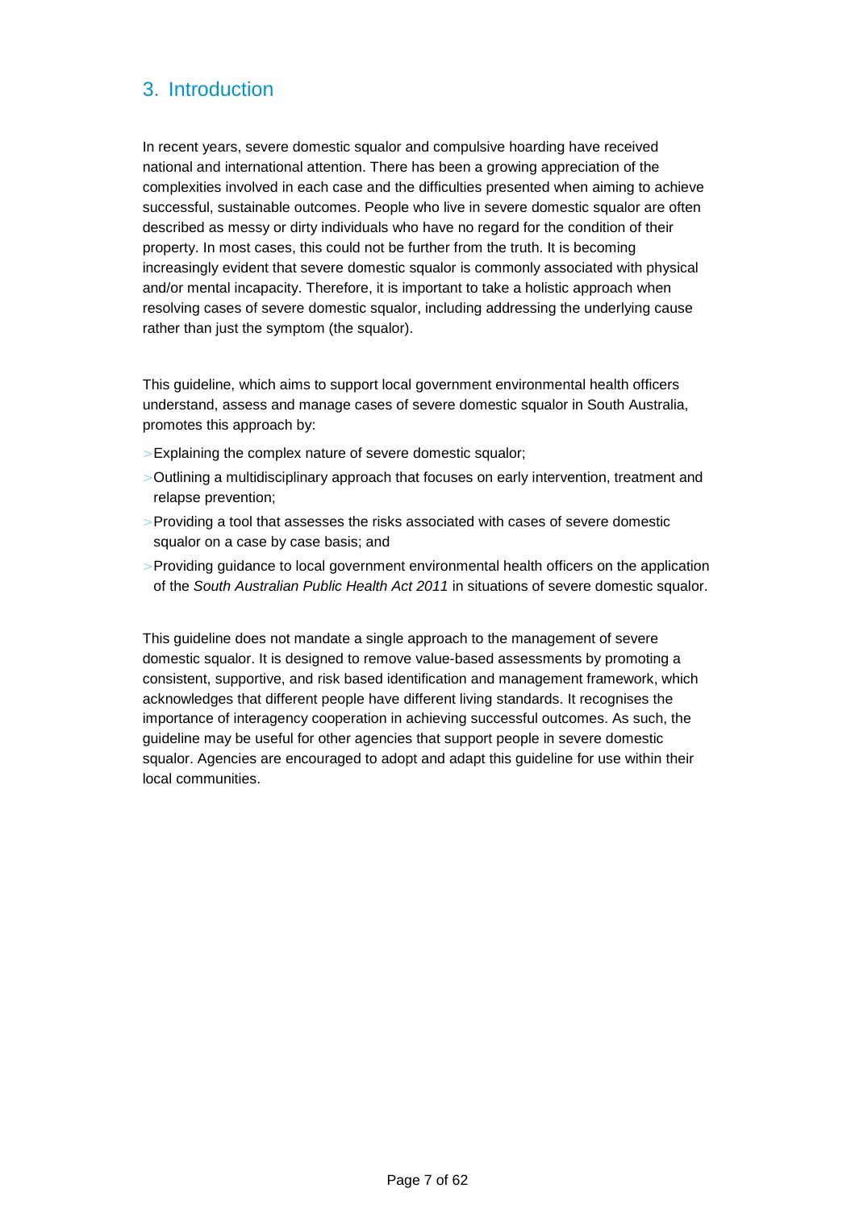# 3. Introduction

In recent years, severe domestic squalor and compulsive hoarding have received national and international attention. There has been a growing appreciation of the complexities involved in each case and the difficulties presented when aiming to achieve successful, sustainable outcomes. People who live in severe domestic squalor are often described as messy or dirty individuals who have no regard for the condition of their property. In most cases, this could not be further from the truth. It is becoming increasingly evident that severe domestic squalor is commonly associated with physical and/or mental incapacity. Therefore, it is important to take a holistic approach when resolving cases of severe domestic squalor, including addressing the underlying cause rather than just the symptom (the squalor).

This guideline, which aims to support local government environmental health officers understand, assess and manage cases of severe domestic squalor in South Australia, promotes this approach by:

- Explaining the complex nature of severe domestic squalor;
- Outlining a multidisciplinary approach that focuses on early intervention, treatment and relapse prevention;
- Providing a tool that assesses the risks associated with cases of severe domestic squalor on a case by case basis; and
- Providing guidance to local government environmental health officers on the application of the *South Australian Public Health Act 2011* in situations of severe domestic squalor.

This guideline does not mandate a single approach to the management of severe domestic squalor. It is designed to remove value-based assessments by promoting a consistent, supportive, and risk based identification and management framework, which acknowledges that different people have different living standards. It recognises the importance of interagency cooperation in achieving successful outcomes. As such, the guideline may be useful for other agencies that support people in severe domestic squalor. Agencies are encouraged to adopt and adapt this guideline for use within their local communities.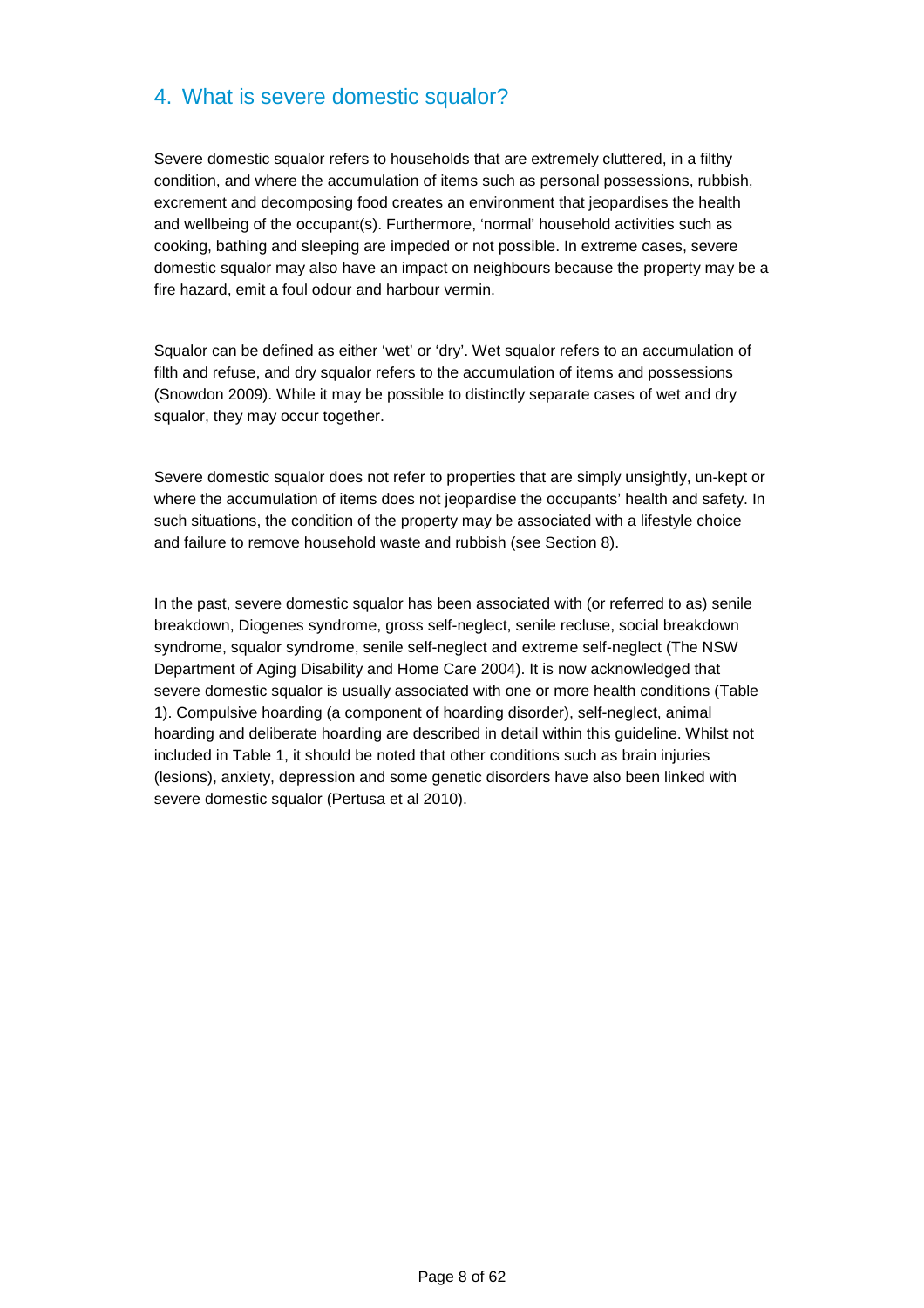## 4. What is severe domestic squalor?

Severe domestic squalor refers to households that are extremely cluttered, in a filthy condition, and where the accumulation of items such as personal possessions, rubbish, excrement and decomposing food creates an environment that jeopardises the health and wellbeing of the occupant(s). Furthermore, 'normal' household activities such as cooking, bathing and sleeping are impeded or not possible. In extreme cases, severe domestic squalor may also have an impact on neighbours because the property may be a fire hazard, emit a foul odour and harbour vermin.

Squalor can be defined as either 'wet' or 'dry'. Wet squalor refers to an accumulation of filth and refuse, and dry squalor refers to the accumulation of items and possessions (Snowdon 2009). While it may be possible to distinctly separate cases of wet and dry squalor, they may occur together.

Severe domestic squalor does not refer to properties that are simply unsightly, un-kept or where the accumulation of items does not jeopardise the occupants' health and safety. In such situations, the condition of the property may be associated with a lifestyle choice and failure to remove household waste and rubbish (see Section 8).

In the past, severe domestic squalor has been associated with (or referred to as) senile breakdown, Diogenes syndrome, gross self-neglect, senile recluse, social breakdown syndrome, squalor syndrome, senile self-neglect and extreme self-neglect (The NSW Department of Aging Disability and Home Care 2004). It is now acknowledged that severe domestic squalor is usually associated with one or more health conditions (Table 1). Compulsive hoarding (a component of hoarding disorder), self-neglect, animal hoarding and deliberate hoarding are described in detail within this guideline. Whilst not included in Table 1, it should be noted that other conditions such as brain injuries (lesions), anxiety, depression and some genetic disorders have also been linked with severe domestic squalor (Pertusa et al 2010).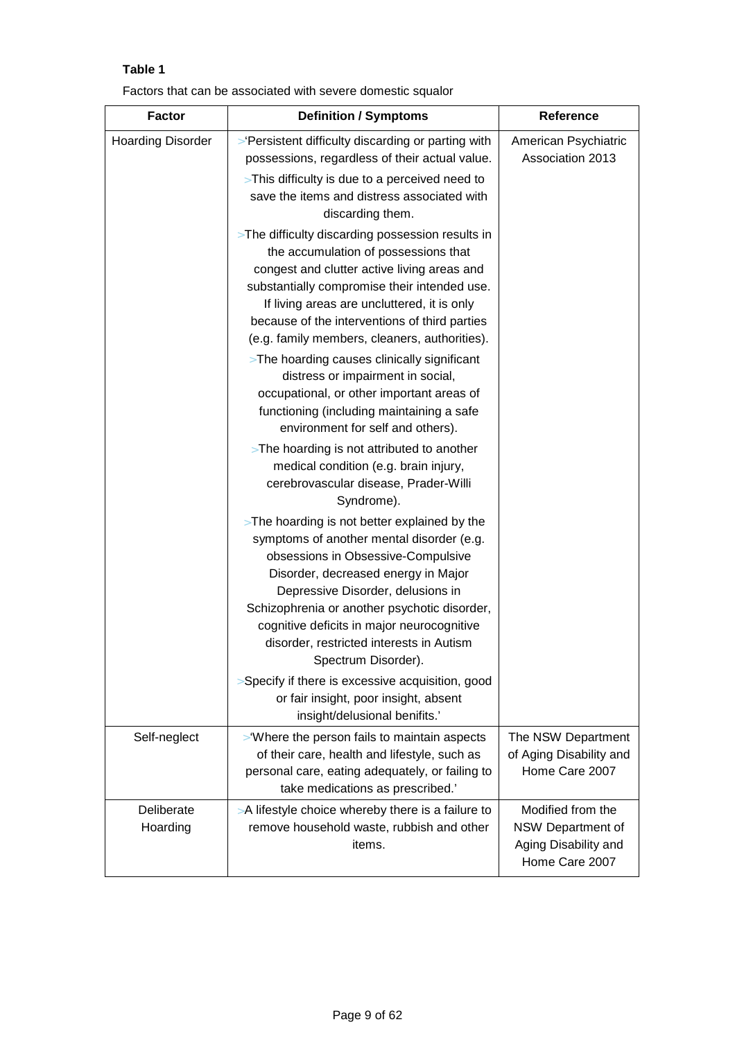**Table 1**

Factors that can be associated with severe domestic squalor

| Factor | Definition / Symptoms | Reference |
|---|---|---|
| Hoarding Disorder | >'Persistent difficulty discarding or parting with possessions, regardless of their actual value. >This difficulty is due to a perceived need to save the items and distress associated with discarding them. >The difficulty discarding possession results in the accumulation of possessions that congest and clutter active living areas and substantially compromise their intended use. If living areas are uncluttered, it is only because of the interventions of third parties (e.g. family members, cleaners, authorities). >The hoarding causes clinically significant distress or impairment in social, occupational, or other important areas of functioning (including maintaining a safe environment for self and others). >The hoarding is not attributed to another medical condition (e.g. brain injury, cerebrovascular disease, Prader-Willi Syndrome). >The hoarding is not better explained by the symptoms of another mental disorder (e.g. obsessions in Obsessive-Compulsive Disorder, decreased energy in Major Depressive Disorder, delusions in Schizophrenia or another psychotic disorder, cognitive deficits in major neurocognitive disorder, restricted interests in Autism Spectrum Disorder). >Specify if there is excessive acquisition, good or fair insight, poor insight, absent insight/delusional benifits.' | American Psychiatric Association 2013 |
| Self-neglect | >'Where the person fails to maintain aspects of their care, health and lifestyle, such as personal care, eating adequately, or failing to take medications as prescribed.' | The NSW Department of Aging Disability and Home Care 2007 |
| Deliberate Hoarding | >A lifestyle choice whereby there is a failure to remove household waste, rubbish and other items. | Modified from the NSW Department of Aging Disability and Home Care 2007 |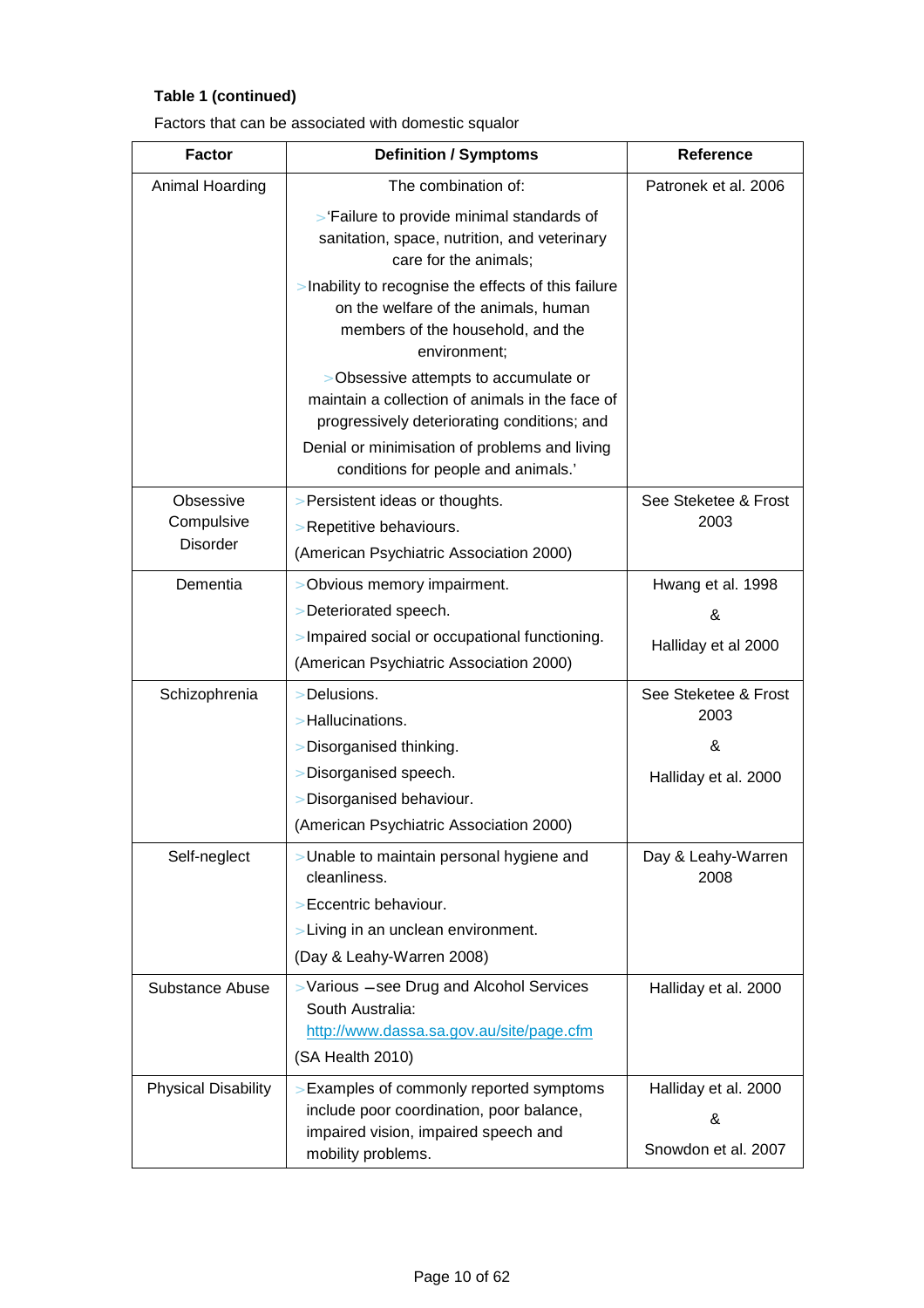**Table 1 (continued)**

Factors that can be associated with domestic squalor

| Factor | Definition / Symptoms | Reference |
|---|---|---|
| Animal Hoarding | The combination of:<br>>'Failure to provide minimal standards of sanitation, space, nutrition, and veterinary care for the animals;<br>>Inability to recognise the effects of this failure on the welfare of the animals, human members of the household, and the environment;<br>>Obsessive attempts to accumulate or maintain a collection of animals in the face of progressively deteriorating conditions; and<br>Denial or minimisation of problems and living conditions for people and animals.' | Patronek et al. 2006 |
| Obsessive Compulsive Disorder | >Persistent ideas or thoughts.<br>>Repetitive behaviours.<br>(American Psychiatric Association 2000) | See Steketee & Frost 2003 |
| Dementia | >Obvious memory impairment.<br>>Deteriorated speech.<br>>Impaired social or occupational functioning.<br>(American Psychiatric Association 2000) | Hwang et al. 1998<br>&<br>Halliday et al 2000 |
| Schizophrenia | >Delusions.<br>>Hallucinations.<br>>Disorganised thinking.<br>>Disorganised speech.<br>>Disorganised behaviour.<br>(American Psychiatric Association 2000) | See Steketee & Frost 2003<br>&<br>Halliday et al. 2000 |
| Self-neglect | >Unable to maintain personal hygiene and cleanliness.<br>>Eccentric behaviour.<br>>Living in an unclean environment.<br>(Day & Leahy-Warren 2008) | Day & Leahy-Warren 2008 |
| Substance Abuse | >Various – see Drug and Alcohol Services South Australia: http://www.dassa.sa.gov.au/site/page.cfm<br>(SA Health 2010) | Halliday et al. 2000 |
| Physical Disability | >Examples of commonly reported symptoms include poor coordination, poor balance, impaired vision, impaired speech and mobility problems. | Halliday et al. 2000<br>&<br>Snowdon et al. 2007 |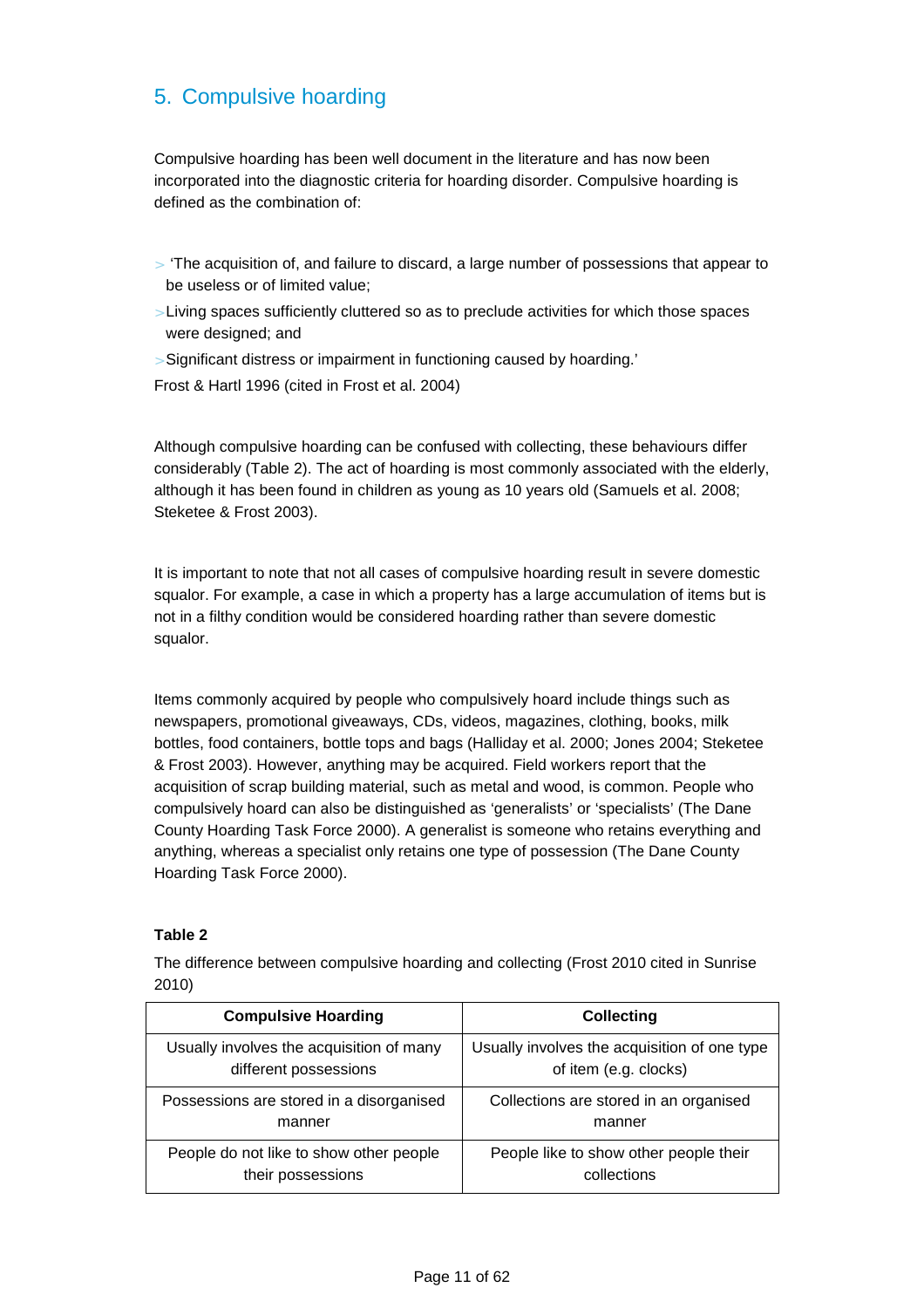## 5. Compulsive hoarding

Compulsive hoarding has been well document in the literature and has now been incorporated into the diagnostic criteria for hoarding disorder. Compulsive hoarding is defined as the combination of:

- 'The acquisition of, and failure to discard, a large number of possessions that appear to be useless or of limited value;
- Living spaces sufficiently cluttered so as to preclude activities for which those spaces were designed; and
- Significant distress or impairment in functioning caused by hoarding.'

Frost & Hartl 1996 (cited in Frost et al. 2004)

Although compulsive hoarding can be confused with collecting, these behaviours differ considerably (Table 2). The act of hoarding is most commonly associated with the elderly, although it has been found in children as young as 10 years old (Samuels et al. 2008; Steketee & Frost 2003).

It is important to note that not all cases of compulsive hoarding result in severe domestic squalor. For example, a case in which a property has a large accumulation of items but is not in a filthy condition would be considered hoarding rather than severe domestic squalor.

Items commonly acquired by people who compulsively hoard include things such as newspapers, promotional giveaways, CDs, videos, magazines, clothing, books, milk bottles, food containers, bottle tops and bags (Halliday et al. 2000; Jones 2004; Steketee & Frost 2003). However, anything may be acquired. Field workers report that the acquisition of scrap building material, such as metal and wood, is common. People who compulsively hoard can also be distinguished as 'generalists' or 'specialists' (The Dane County Hoarding Task Force 2000). A generalist is someone who retains everything and anything, whereas a specialist only retains one type of possession (The Dane County Hoarding Task Force 2000).

**Table 2**

The difference between compulsive hoarding and collecting (Frost 2010 cited in Sunrise 2010)

| Compulsive Hoarding | Collecting |
| --- | --- |
| Usually involves the acquisition of many different possessions | Usually involves the acquisition of one type of item (e.g. clocks) |
| Possessions are stored in a disorganised manner | Collections are stored in an organised manner |
| People do not like to show other people their possessions | People like to show other people their collections |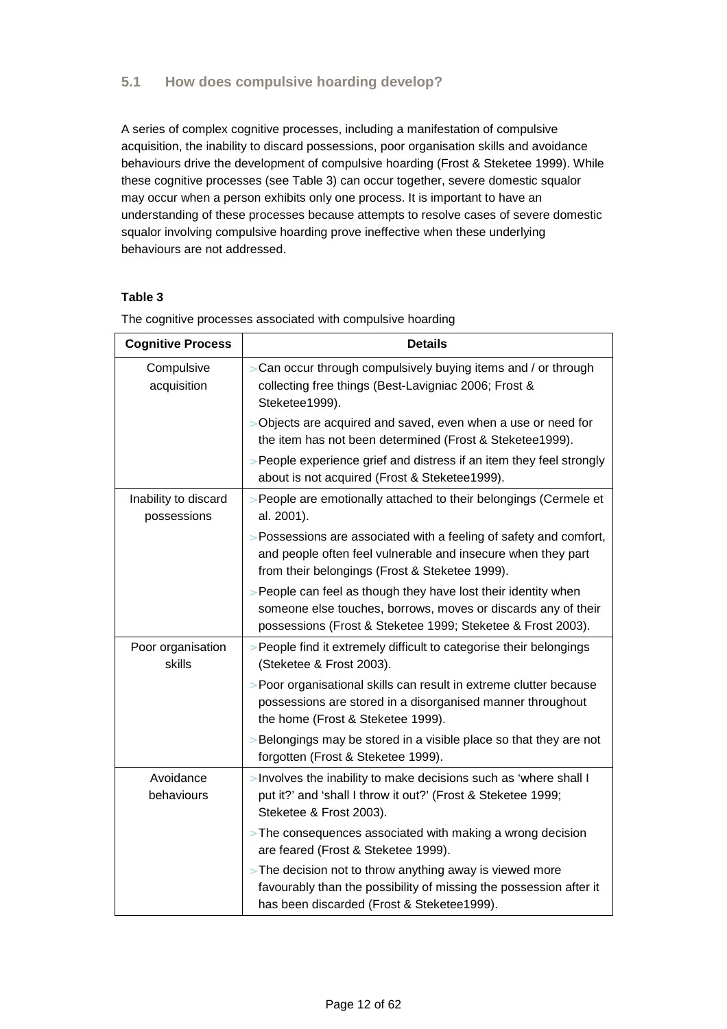### 5.1 How does compulsive hoarding develop?

A series of complex cognitive processes, including a manifestation of compulsive acquisition, the inability to discard possessions, poor organisation skills and avoidance behaviours drive the development of compulsive hoarding (Frost & Steketee 1999). While these cognitive processes (see Table 3) can occur together, severe domestic squalor may occur when a person exhibits only one process. It is important to have an understanding of these processes because attempts to resolve cases of severe domestic squalor involving compulsive hoarding prove ineffective when these underlying behaviours are not addressed.

**Table 3**

The cognitive processes associated with compulsive hoarding

| Cognitive Process | Details |
|---|---|
| Compulsive acquisition | > Can occur through compulsively buying items and / or through collecting free things (Best-Lavigniac 2006; Frost & Steketee1999).<br>> Objects are acquired and saved, even when a use or need for the item has not been determined (Frost & Steketee1999).<br>> People experience grief and distress if an item they feel strongly about is not acquired (Frost & Steketee1999). |
| Inability to discard possessions | > People are emotionally attached to their belongings (Cermele et al. 2001).<br>> Possessions are associated with a feeling of safety and comfort, and people often feel vulnerable and insecure when they part from their belongings (Frost & Steketee 1999).<br>> People can feel as though they have lost their identity when someone else touches, borrows, moves or discards any of their possessions (Frost & Steketee 1999; Steketee & Frost 2003). |
| Poor organisation skills | > People find it extremely difficult to categorise their belongings (Steketee & Frost 2003).<br>> Poor organisational skills can result in extreme clutter because possessions are stored in a disorganised manner throughout the home (Frost & Steketee 1999).<br>> Belongings may be stored in a visible place so that they are not forgotten (Frost & Steketee 1999). |
| Avoidance behaviours | > Involves the inability to make decisions such as 'where shall I put it?' and 'shall I throw it out?' (Frost & Steketee 1999; Steketee & Frost 2003).<br>> The consequences associated with making a wrong decision are feared (Frost & Steketee 1999).<br>> The decision not to throw anything away is viewed more favourably than the possibility of missing the possession after it has been discarded (Frost & Steketee1999). |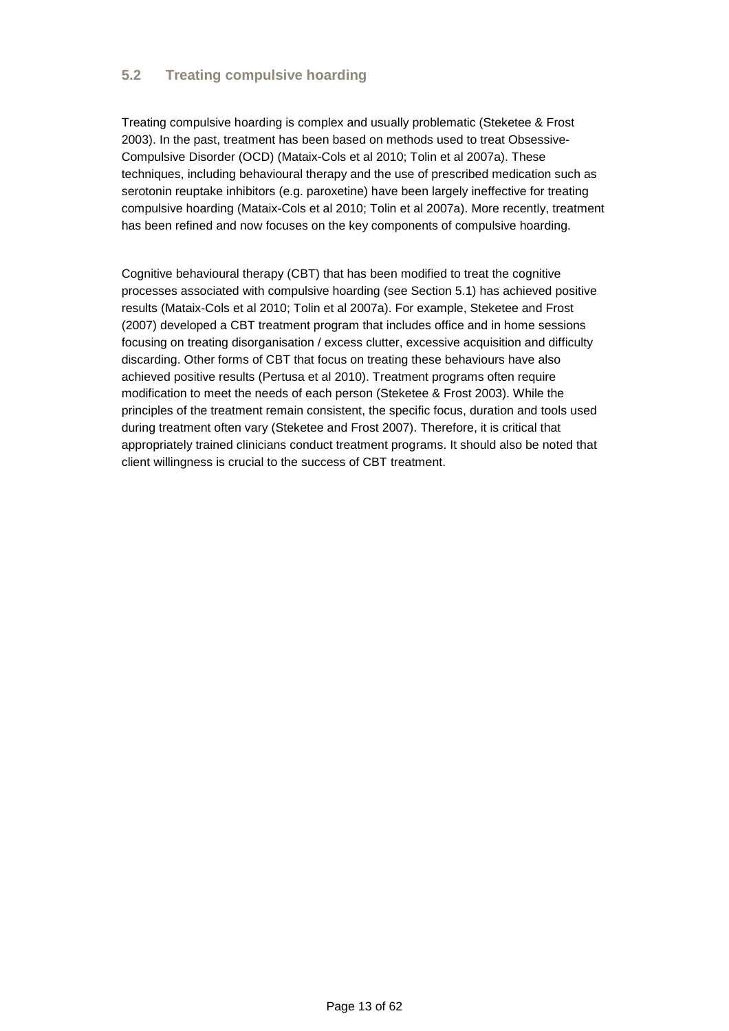## 5.2 Treating compulsive hoarding

Treating compulsive hoarding is complex and usually problematic (Steketee & Frost 2003). In the past, treatment has been based on methods used to treat Obsessive-Compulsive Disorder (OCD) (Mataix-Cols et al 2010; Tolin et al 2007a). These techniques, including behavioural therapy and the use of prescribed medication such as serotonin reuptake inhibitors (e.g. paroxetine) have been largely ineffective for treating compulsive hoarding (Mataix-Cols et al 2010; Tolin et al 2007a). More recently, treatment has been refined and now focuses on the key components of compulsive hoarding.

Cognitive behavioural therapy (CBT) that has been modified to treat the cognitive processes associated with compulsive hoarding (see Section 5.1) has achieved positive results (Mataix-Cols et al 2010; Tolin et al 2007a). For example, Steketee and Frost (2007) developed a CBT treatment program that includes office and in home sessions focusing on treating disorganisation / excess clutter, excessive acquisition and difficulty discarding. Other forms of CBT that focus on treating these behaviours have also achieved positive results (Pertusa et al 2010). Treatment programs often require modification to meet the needs of each person (Steketee & Frost 2003). While the principles of the treatment remain consistent, the specific focus, duration and tools used during treatment often vary (Steketee and Frost 2007). Therefore, it is critical that appropriately trained clinicians conduct treatment programs. It should also be noted that client willingness is crucial to the success of CBT treatment.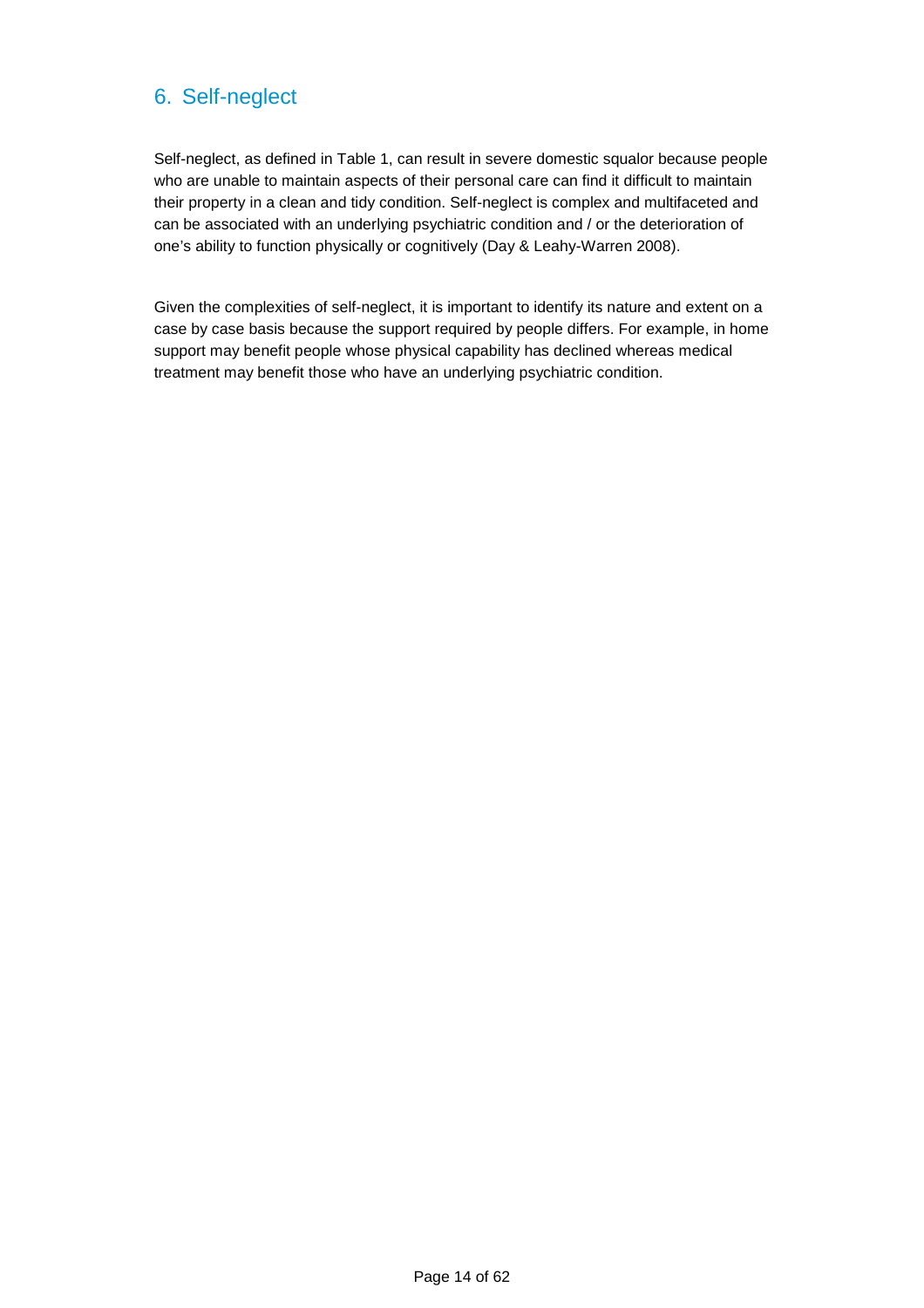## 6. Self-neglect

Self-neglect, as defined in Table 1, can result in severe domestic squalor because people who are unable to maintain aspects of their personal care can find it difficult to maintain their property in a clean and tidy condition. Self-neglect is complex and multifaceted and can be associated with an underlying psychiatric condition and / or the deterioration of one's ability to function physically or cognitively (Day & Leahy-Warren 2008).

Given the complexities of self-neglect, it is important to identify its nature and extent on a case by case basis because the support required by people differs. For example, in home support may benefit people whose physical capability has declined whereas medical treatment may benefit those who have an underlying psychiatric condition.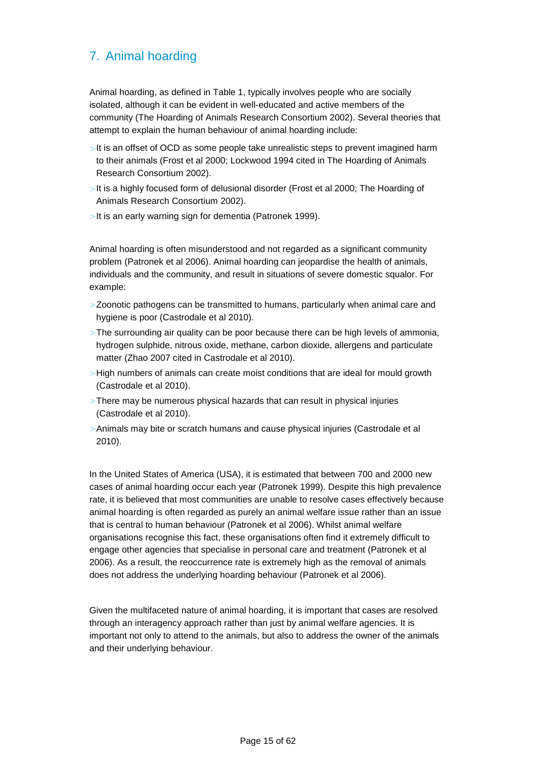## 7. Animal hoarding

Animal hoarding, as defined in Table 1, typically involves people who are socially isolated, although it can be evident in well-educated and active members of the community (The Hoarding of Animals Research Consortium 2002). Several theories that attempt to explain the human behaviour of animal hoarding include:

- It is an offset of OCD as some people take unrealistic steps to prevent imagined harm to their animals (Frost et al 2000; Lockwood 1994 cited in The Hoarding of Animals Research Consortium 2002).
- It is a highly focused form of delusional disorder (Frost et al 2000; The Hoarding of Animals Research Consortium 2002).
- It is an early warning sign for dementia (Patronek 1999).

Animal hoarding is often misunderstood and not regarded as a significant community problem (Patronek et al 2006). Animal hoarding can jeopardise the health of animals, individuals and the community, and result in situations of severe domestic squalor. For example:

- Zoonotic pathogens can be transmitted to humans, particularly when animal care and hygiene is poor (Castrodale et al 2010).
- The surrounding air quality can be poor because there can be high levels of ammonia, hydrogen sulphide, nitrous oxide, methane, carbon dioxide, allergens and particulate matter (Zhao 2007 cited in Castrodale et al 2010).
- High numbers of animals can create moist conditions that are ideal for mould growth (Castrodale et al 2010).
- There may be numerous physical hazards that can result in physical injuries (Castrodale et al 2010).
- Animals may bite or scratch humans and cause physical injuries (Castrodale et al 2010).

In the United States of America (USA), it is estimated that between 700 and 2000 new cases of animal hoarding occur each year (Patronek 1999). Despite this high prevalence rate, it is believed that most communities are unable to resolve cases effectively because animal hoarding is often regarded as purely an animal welfare issue rather than an issue that is central to human behaviour (Patronek et al 2006). Whilst animal welfare organisations recognise this fact, these organisations often find it extremely difficult to engage other agencies that specialise in personal care and treatment (Patronek et al 2006). As a result, the reoccurrence rate is extremely high as the removal of animals does not address the underlying hoarding behaviour (Patronek et al 2006).

Given the multifaceted nature of animal hoarding, it is important that cases are resolved through an interagency approach rather than just by animal welfare agencies. It is important not only to attend to the animals, but also to address the owner of the animals and their underlying behaviour.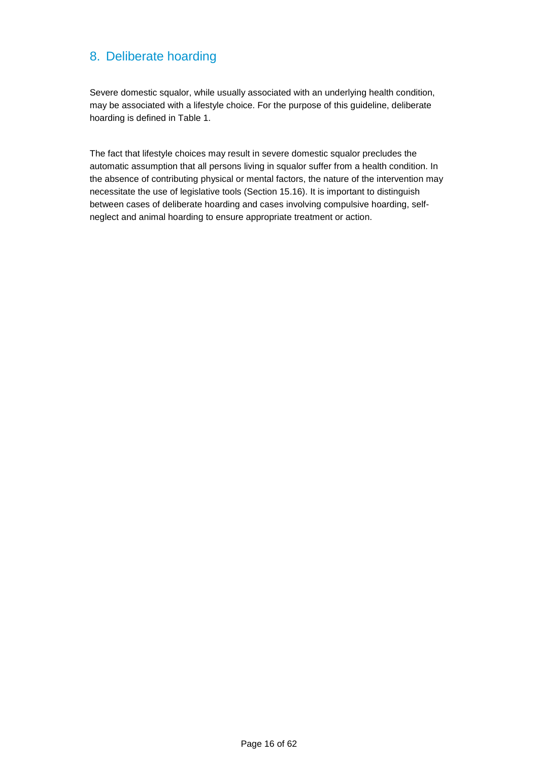## 8. Deliberate hoarding

Severe domestic squalor, while usually associated with an underlying health condition, may be associated with a lifestyle choice. For the purpose of this guideline, deliberate hoarding is defined in Table 1.

The fact that lifestyle choices may result in severe domestic squalor precludes the automatic assumption that all persons living in squalor suffer from a health condition. In the absence of contributing physical or mental factors, the nature of the intervention may necessitate the use of legislative tools (Section 15.16). It is important to distinguish between cases of deliberate hoarding and cases involving compulsive hoarding, self-neglect and animal hoarding to ensure appropriate treatment or action.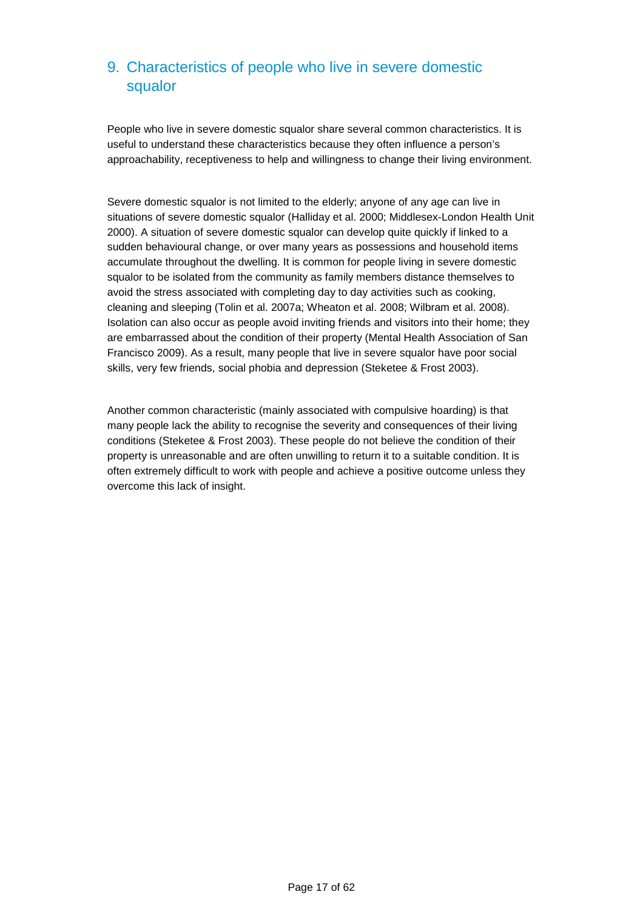## 9. Characteristics of people who live in severe domestic squalor

People who live in severe domestic squalor share several common characteristics. It is useful to understand these characteristics because they often influence a person's approachability, receptiveness to help and willingness to change their living environment.

Severe domestic squalor is not limited to the elderly; anyone of any age can live in situations of severe domestic squalor (Halliday et al. 2000; Middlesex-London Health Unit 2000). A situation of severe domestic squalor can develop quite quickly if linked to a sudden behavioural change, or over many years as possessions and household items accumulate throughout the dwelling. It is common for people living in severe domestic squalor to be isolated from the community as family members distance themselves to avoid the stress associated with completing day to day activities such as cooking, cleaning and sleeping (Tolin et al. 2007a; Wheaton et al. 2008; Wilbram et al. 2008). Isolation can also occur as people avoid inviting friends and visitors into their home; they are embarrassed about the condition of their property (Mental Health Association of San Francisco 2009). As a result, many people that live in severe squalor have poor social skills, very few friends, social phobia and depression (Steketee & Frost 2003).

Another common characteristic (mainly associated with compulsive hoarding) is that many people lack the ability to recognise the severity and consequences of their living conditions (Steketee & Frost 2003). These people do not believe the condition of their property is unreasonable and are often unwilling to return it to a suitable condition. It is often extremely difficult to work with people and achieve a positive outcome unless they overcome this lack of insight.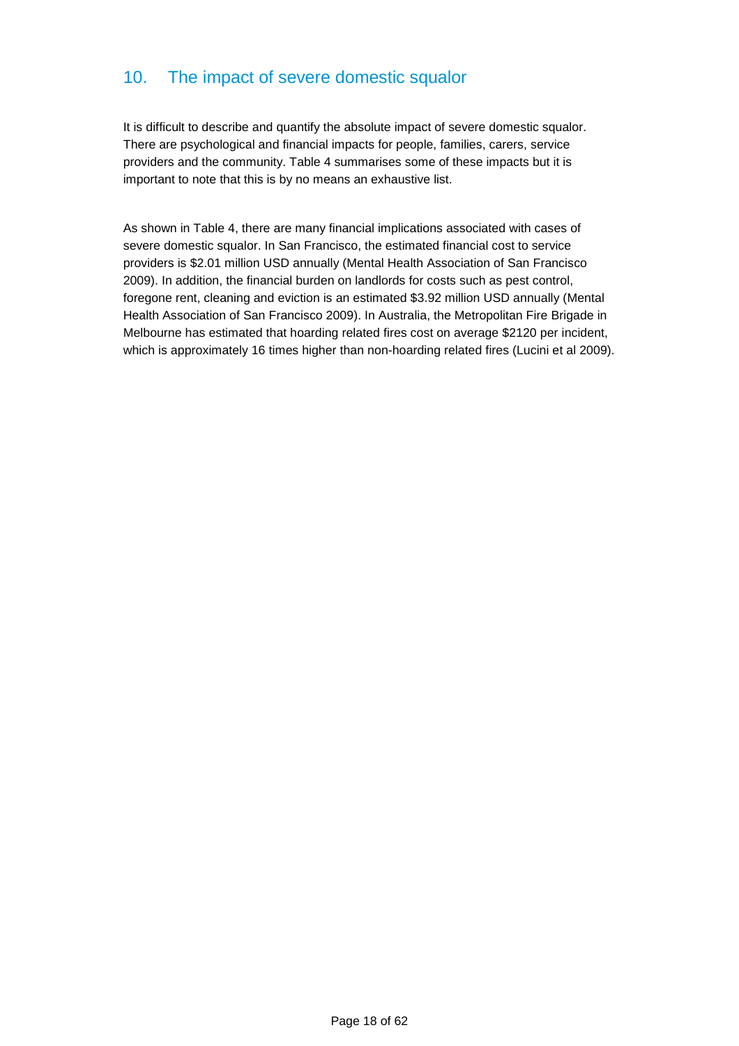## 10. The impact of severe domestic squalor

It is difficult to describe and quantify the absolute impact of severe domestic squalor. There are psychological and financial impacts for people, families, carers, service providers and the community. Table 4 summarises some of these impacts but it is important to note that this is by no means an exhaustive list.

As shown in Table 4, there are many financial implications associated with cases of severe domestic squalor. In San Francisco, the estimated financial cost to service providers is $2.01 million USD annually (Mental Health Association of San Francisco 2009). In addition, the financial burden on landlords for costs such as pest control, foregone rent, cleaning and eviction is an estimated $3.92 million USD annually (Mental Health Association of San Francisco 2009). In Australia, the Metropolitan Fire Brigade in Melbourne has estimated that hoarding related fires cost on average $2120 per incident, which is approximately 16 times higher than non-hoarding related fires (Lucini et al 2009).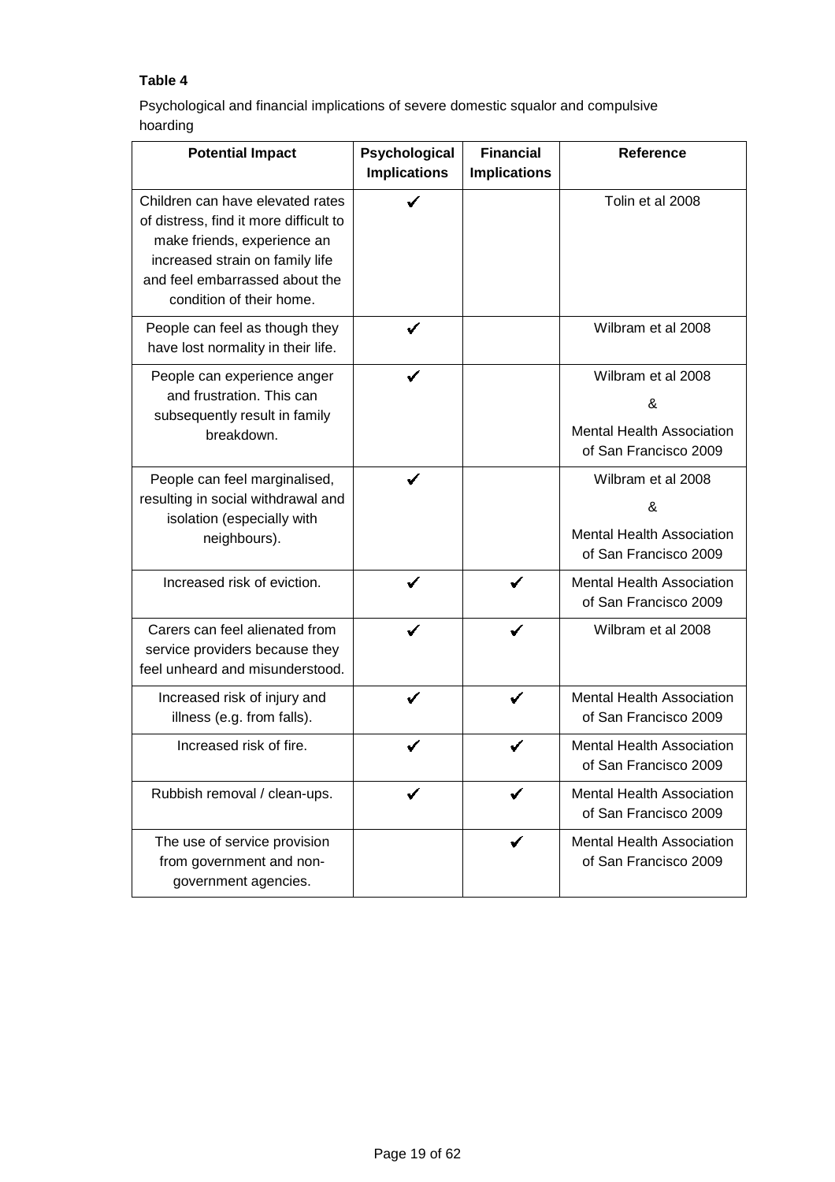**Table 4**

Psychological and financial implications of severe domestic squalor and compulsive hoarding

| Potential Impact | Psychological Implications | Financial Implications | Reference |
|---|---|---|---|
| Children can have elevated rates of distress, find it more difficult to make friends, experience an increased strain on family life and feel embarrassed about the condition of their home. | ✔ | | Tolin et al 2008 |
| People can feel as though they have lost normality in their life. | ✔ | | Wilbram et al 2008 |
| People can experience anger and frustration. This can subsequently result in family breakdown. | ✔ | | Wilbram et al 2008 & Mental Health Association of San Francisco 2009 |
| People can feel marginalised, resulting in social withdrawal and isolation (especially with neighbours). | ✔ | | Wilbram et al 2008 & Mental Health Association of San Francisco 2009 |
| Increased risk of eviction. | ✔ | ✔ | Mental Health Association of San Francisco 2009 |
| Carers can feel alienated from service providers because they feel unheard and misunderstood. | ✔ | ✔ | Wilbram et al 2008 |
| Increased risk of injury and illness (e.g. from falls). | ✔ | ✔ | Mental Health Association of San Francisco 2009 |
| Increased risk of fire. | ✔ | ✔ | Mental Health Association of San Francisco 2009 |
| Rubbish removal / clean-ups. | ✔ | ✔ | Mental Health Association of San Francisco 2009 |
| The use of service provision from government and non-government agencies. | | ✔ | Mental Health Association of San Francisco 2009 |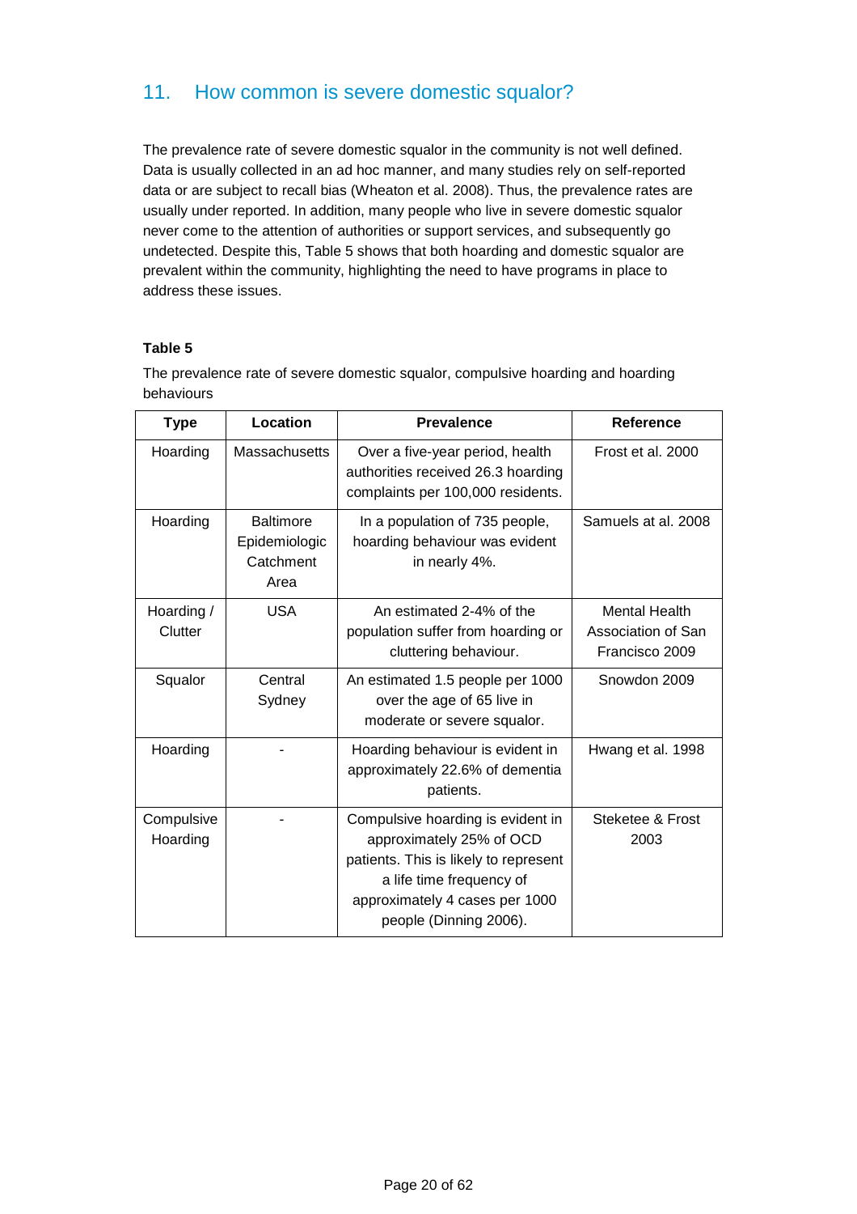## 11. How common is severe domestic squalor?

The prevalence rate of severe domestic squalor in the community is not well defined. Data is usually collected in an ad hoc manner, and many studies rely on self-reported data or are subject to recall bias (Wheaton et al. 2008). Thus, the prevalence rates are usually under reported. In addition, many people who live in severe domestic squalor never come to the attention of authorities or support services, and subsequently go undetected. Despite this, Table 5 shows that both hoarding and domestic squalor are prevalent within the community, highlighting the need to have programs in place to address these issues.

**Table 5**

The prevalence rate of severe domestic squalor, compulsive hoarding and hoarding behaviours

| Type | Location | Prevalence | Reference |
|---|---|---|---|
| Hoarding | Massachusetts | Over a five-year period, health authorities received 26.3 hoarding complaints per 100,000 residents. | Frost et al. 2000 |
| Hoarding | Baltimore Epidemiologic Catchment Area | In a population of 735 people, hoarding behaviour was evident in nearly 4%. | Samuels at al. 2008 |
| Hoarding / Clutter | USA | An estimated 2-4% of the population suffer from hoarding or cluttering behaviour. | Mental Health Association of San Francisco 2009 |
| Squalor | Central Sydney | An estimated 1.5 people per 1000 over the age of 65 live in moderate or severe squalor. | Snowdon 2009 |
| Hoarding | - | Hoarding behaviour is evident in approximately 22.6% of dementia patients. | Hwang et al. 1998 |
| Compulsive Hoarding | - | Compulsive hoarding is evident in approximately 25% of OCD patients. This is likely to represent a life time frequency of approximately 4 cases per 1000 people (Dinning 2006). | Steketee & Frost 2003 |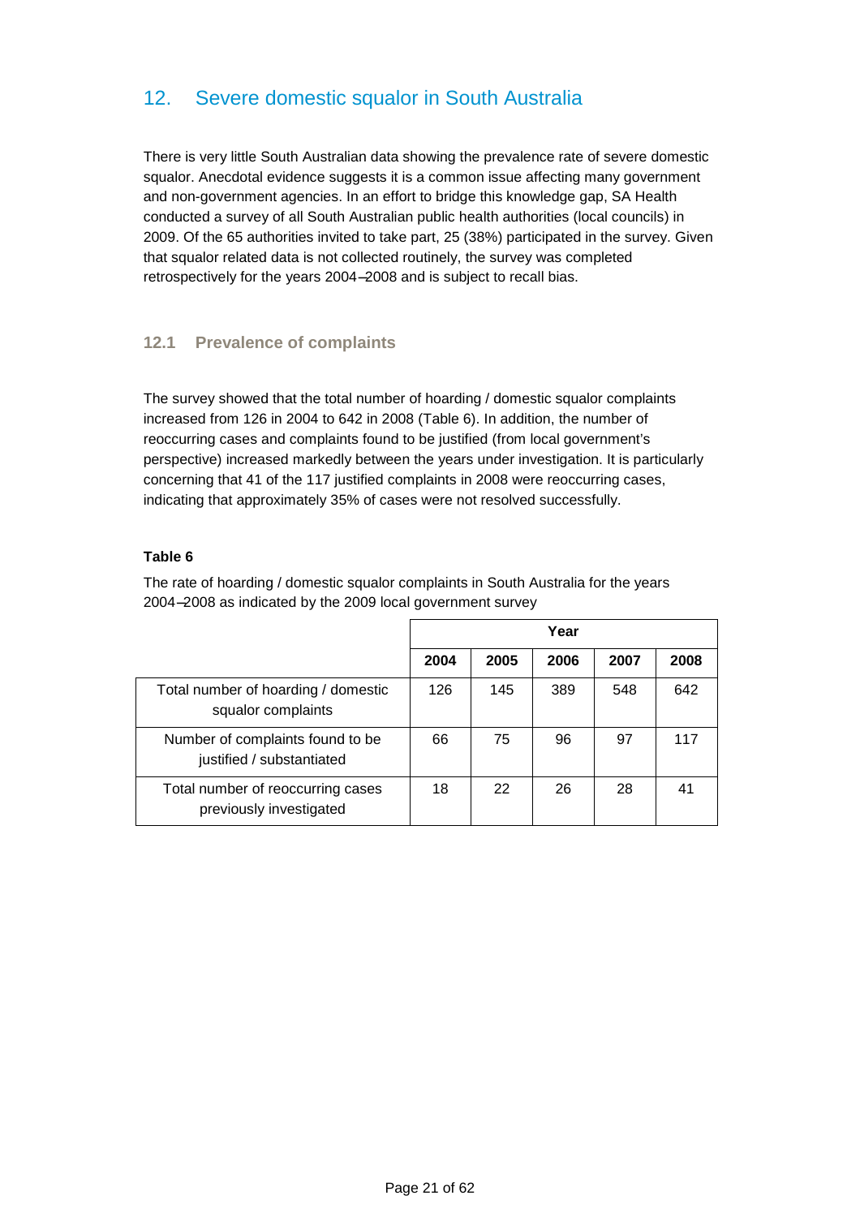## 12. Severe domestic squalor in South Australia

There is very little South Australian data showing the prevalence rate of severe domestic squalor. Anecdotal evidence suggests it is a common issue affecting many government and non-government agencies. In an effort to bridge this knowledge gap, SA Health conducted a survey of all South Australian public health authorities (local councils) in 2009. Of the 65 authorities invited to take part, 25 (38%) participated in the survey. Given that squalor related data is not collected routinely, the survey was completed retrospectively for the years 2004–2008 and is subject to recall bias.

### 12.1 Prevalence of complaints

The survey showed that the total number of hoarding / domestic squalor complaints increased from 126 in 2004 to 642 in 2008 (Table 6). In addition, the number of reoccurring cases and complaints found to be justified (from local government's perspective) increased markedly between the years under investigation. It is particularly concerning that 41 of the 117 justified complaints in 2008 were reoccurring cases, indicating that approximately 35% of cases were not resolved successfully.

**Table 6**

The rate of hoarding / domestic squalor complaints in South Australia for the years 2004–2008 as indicated by the 2009 local government survey

| | Year | | | | |
|---|---|---|---|---|---|
| | **2004** | **2005** | **2006** | **2007** | **2008** |
| Total number of hoarding / domestic squalor complaints | 126 | 145 | 389 | 548 | 642 |
| Number of complaints found to be justified / substantiated | 66 | 75 | 96 | 97 | 117 |
| Total number of reoccurring cases previously investigated | 18 | 22 | 26 | 28 | 41 |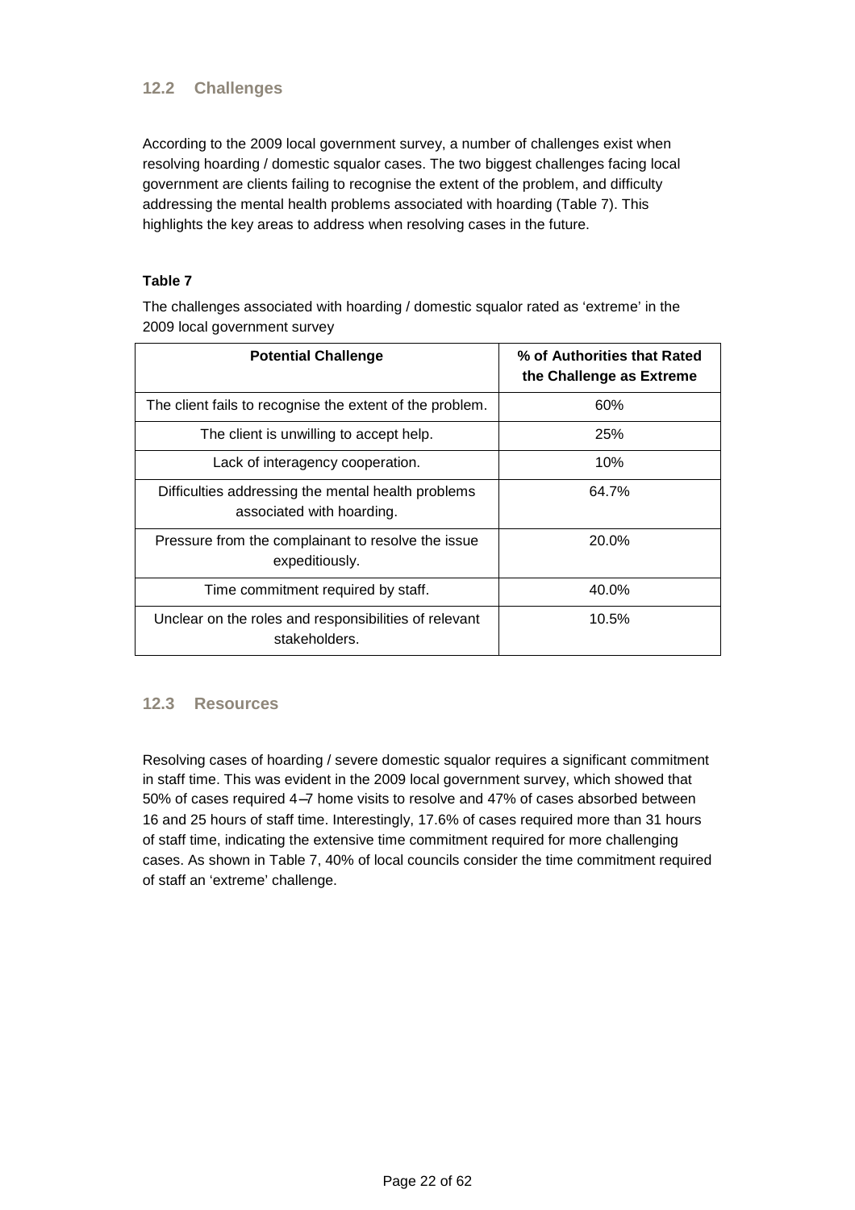## 12.2 Challenges

According to the 2009 local government survey, a number of challenges exist when resolving hoarding / domestic squalor cases. The two biggest challenges facing local government are clients failing to recognise the extent of the problem, and difficulty addressing the mental health problems associated with hoarding (Table 7). This highlights the key areas to address when resolving cases in the future.

**Table 7**

The challenges associated with hoarding / domestic squalor rated as 'extreme' in the 2009 local government survey

| Potential Challenge | % of Authorities that Rated the Challenge as Extreme |
|---|---|
| The client fails to recognise the extent of the problem. | 60% |
| The client is unwilling to accept help. | 25% |
| Lack of interagency cooperation. | 10% |
| Difficulties addressing the mental health problems associated with hoarding. | 64.7% |
| Pressure from the complainant to resolve the issue expeditiously. | 20.0% |
| Time commitment required by staff. | 40.0% |
| Unclear on the roles and responsibilities of relevant stakeholders. | 10.5% |

## 12.3 Resources

Resolving cases of hoarding / severe domestic squalor requires a significant commitment in staff time. This was evident in the 2009 local government survey, which showed that 50% of cases required 4–7 home visits to resolve and 47% of cases absorbed between 16 and 25 hours of staff time. Interestingly, 17.6% of cases required more than 31 hours of staff time, indicating the extensive time commitment required for more challenging cases. As shown in Table 7, 40% of local councils consider the time commitment required of staff an 'extreme' challenge.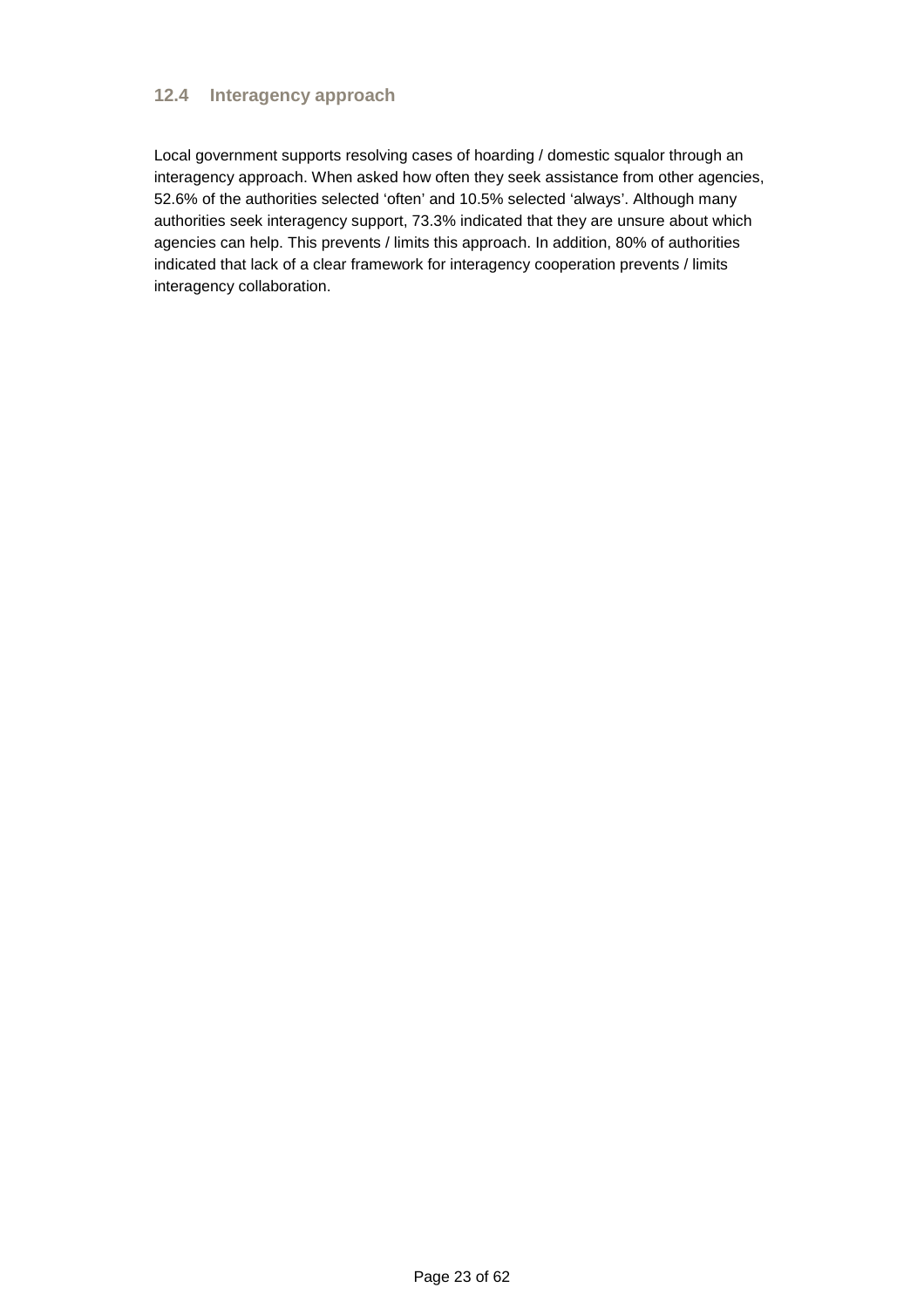### 12.4 Interagency approach

Local government supports resolving cases of hoarding / domestic squalor through an interagency approach. When asked how often they seek assistance from other agencies, 52.6% of the authorities selected 'often' and 10.5% selected 'always'. Although many authorities seek interagency support, 73.3% indicated that they are unsure about which agencies can help. This prevents / limits this approach. In addition, 80% of authorities indicated that lack of a clear framework for interagency cooperation prevents / limits interagency collaboration.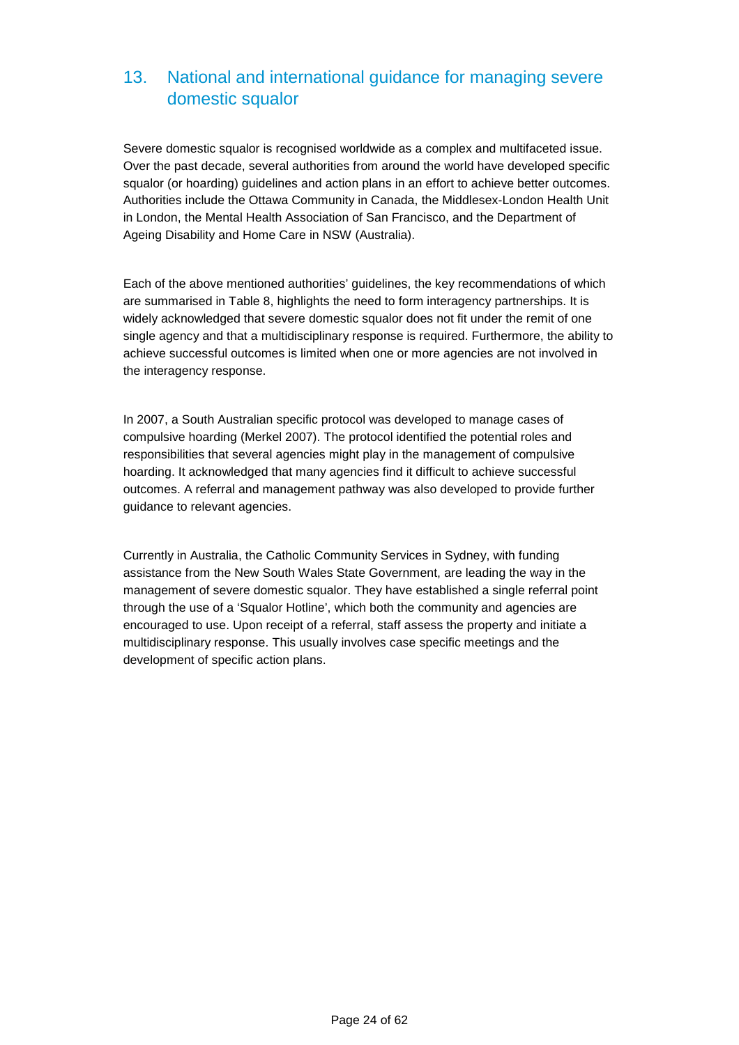## 13. National and international guidance for managing severe domestic squalor

Severe domestic squalor is recognised worldwide as a complex and multifaceted issue. Over the past decade, several authorities from around the world have developed specific squalor (or hoarding) guidelines and action plans in an effort to achieve better outcomes. Authorities include the Ottawa Community in Canada, the Middlesex-London Health Unit in London, the Mental Health Association of San Francisco, and the Department of Ageing Disability and Home Care in NSW (Australia).

Each of the above mentioned authorities' guidelines, the key recommendations of which are summarised in Table 8, highlights the need to form interagency partnerships. It is widely acknowledged that severe domestic squalor does not fit under the remit of one single agency and that a multidisciplinary response is required. Furthermore, the ability to achieve successful outcomes is limited when one or more agencies are not involved in the interagency response.

In 2007, a South Australian specific protocol was developed to manage cases of compulsive hoarding (Merkel 2007). The protocol identified the potential roles and responsibilities that several agencies might play in the management of compulsive hoarding. It acknowledged that many agencies find it difficult to achieve successful outcomes. A referral and management pathway was also developed to provide further guidance to relevant agencies.

Currently in Australia, the Catholic Community Services in Sydney, with funding assistance from the New South Wales State Government, are leading the way in the management of severe domestic squalor. They have established a single referral point through the use of a 'Squalor Hotline', which both the community and agencies are encouraged to use. Upon receipt of a referral, staff assess the property and initiate a multidisciplinary response. This usually involves case specific meetings and the development of specific action plans.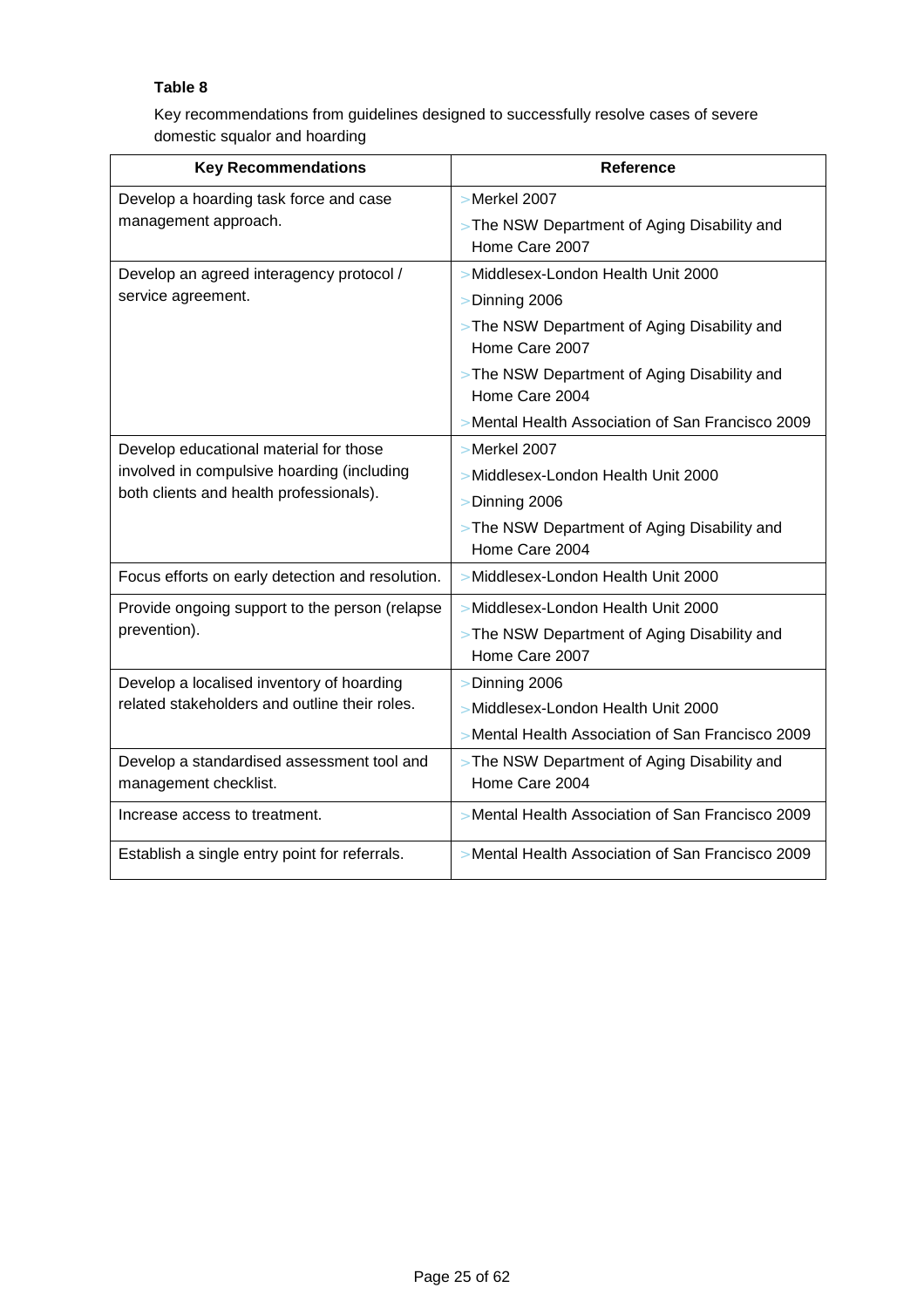**Table 8**

Key recommendations from guidelines designed to successfully resolve cases of severe domestic squalor and hoarding

| Key Recommendations | Reference |
|---|---|
| Develop a hoarding task force and case management approach. | >Merkel 2007<br>>The NSW Department of Aging Disability and Home Care 2007 |
| Develop an agreed interagency protocol / service agreement. | >Middlesex-London Health Unit 2000<br>>Dinning 2006<br>>The NSW Department of Aging Disability and Home Care 2007<br>>The NSW Department of Aging Disability and Home Care 2004<br>>Mental Health Association of San Francisco 2009 |
| Develop educational material for those involved in compulsive hoarding (including both clients and health professionals). | >Merkel 2007<br>>Middlesex-London Health Unit 2000<br>>Dinning 2006<br>>The NSW Department of Aging Disability and Home Care 2004 |
| Focus efforts on early detection and resolution. | >Middlesex-London Health Unit 2000 |
| Provide ongoing support to the person (relapse prevention). | >Middlesex-London Health Unit 2000<br>>The NSW Department of Aging Disability and Home Care 2007 |
| Develop a localised inventory of hoarding related stakeholders and outline their roles. | >Dinning 2006<br>>Middlesex-London Health Unit 2000<br>>Mental Health Association of San Francisco 2009 |
| Develop a standardised assessment tool and management checklist. | >The NSW Department of Aging Disability and Home Care 2004 |
| Increase access to treatment. | >Mental Health Association of San Francisco 2009 |
| Establish a single entry point for referrals. | >Mental Health Association of San Francisco 2009 |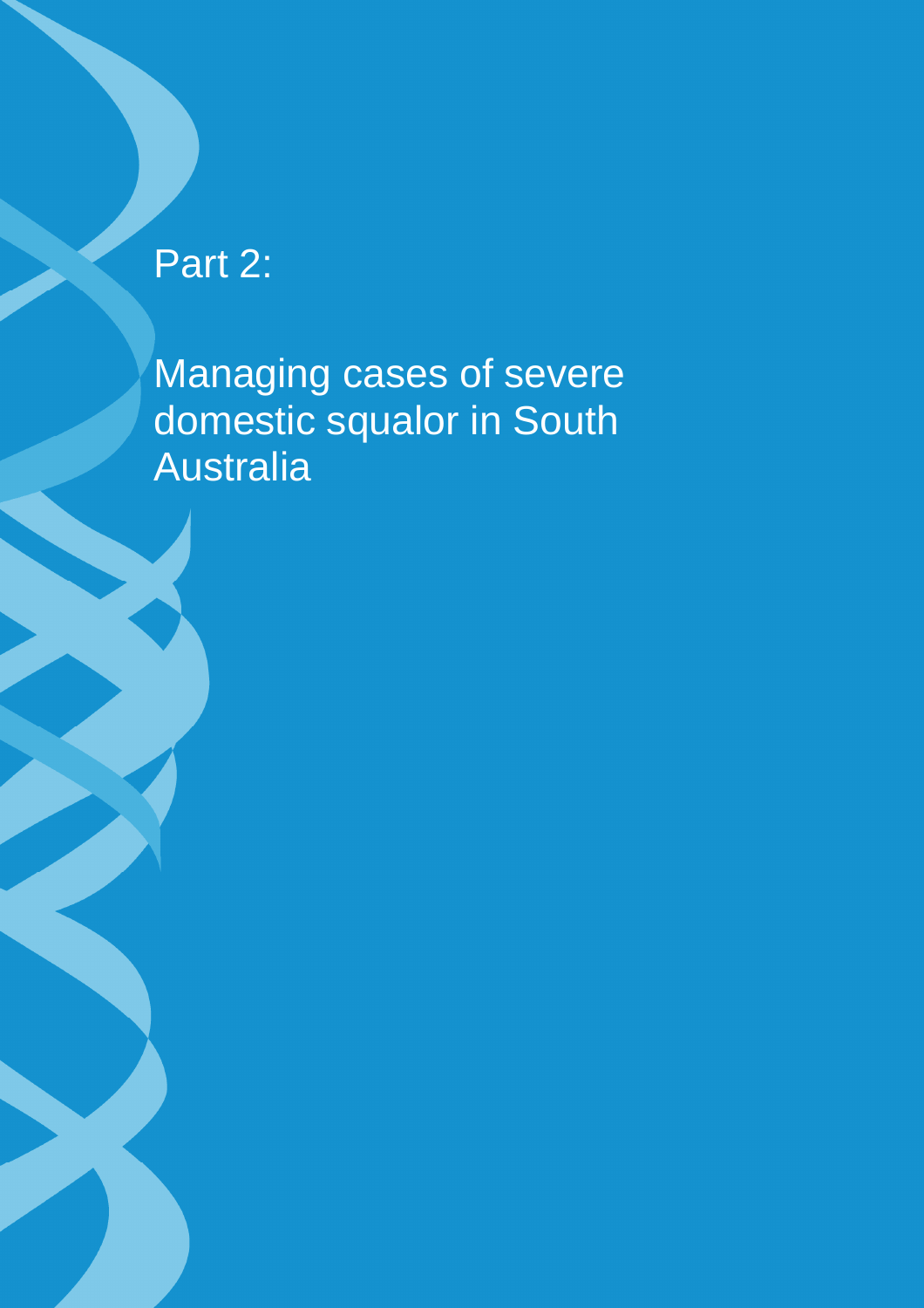# Part 2:

# Managing cases of severe domestic squalor in South Australia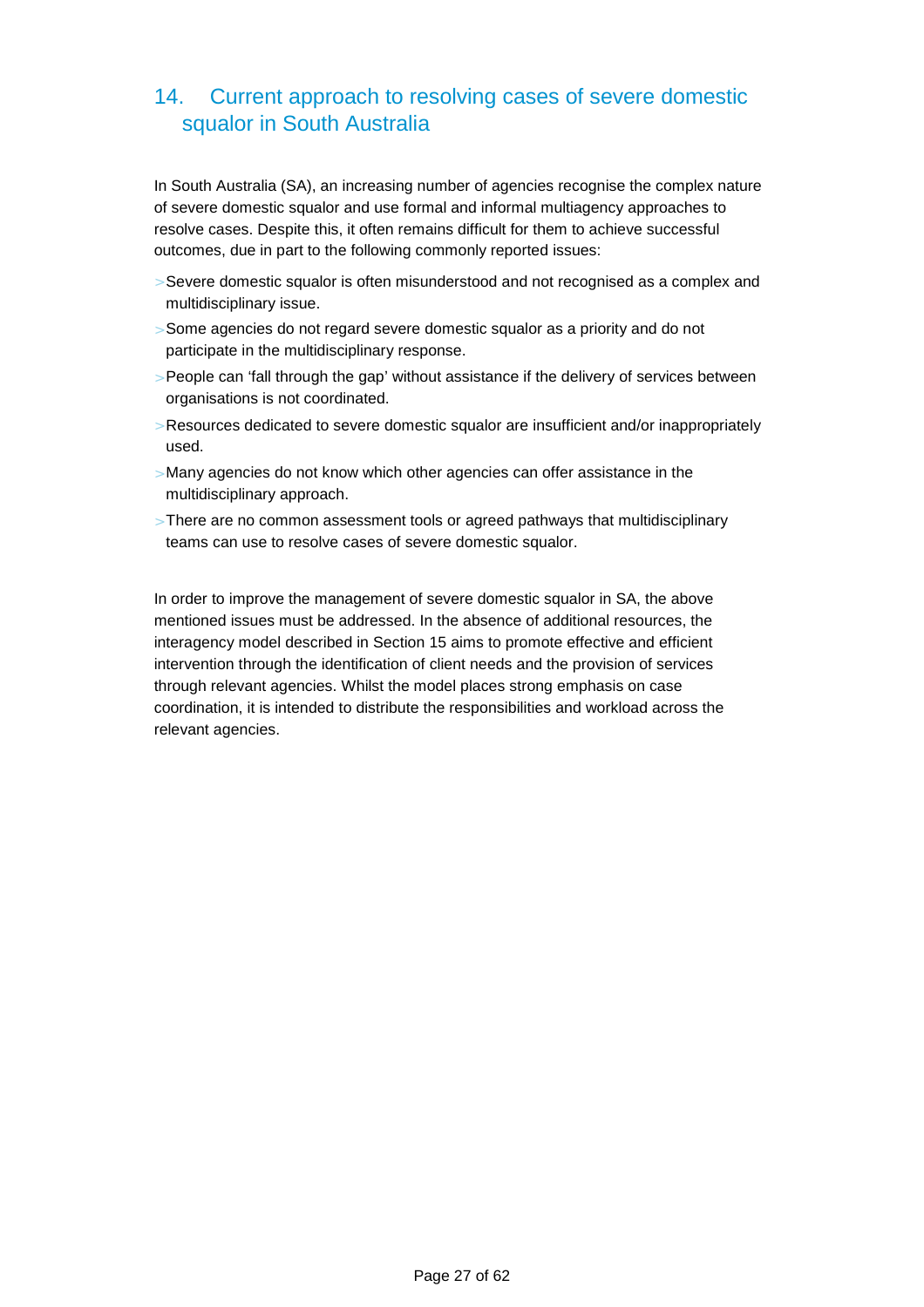## 14. Current approach to resolving cases of severe domestic squalor in South Australia

In South Australia (SA), an increasing number of agencies recognise the complex nature of severe domestic squalor and use formal and informal multiagency approaches to resolve cases. Despite this, it often remains difficult for them to achieve successful outcomes, due in part to the following commonly reported issues:

- Severe domestic squalor is often misunderstood and not recognised as a complex and multidisciplinary issue.
- Some agencies do not regard severe domestic squalor as a priority and do not participate in the multidisciplinary response.
- People can 'fall through the gap' without assistance if the delivery of services between organisations is not coordinated.
- Resources dedicated to severe domestic squalor are insufficient and/or inappropriately used.
- Many agencies do not know which other agencies can offer assistance in the multidisciplinary approach.
- There are no common assessment tools or agreed pathways that multidisciplinary teams can use to resolve cases of severe domestic squalor.

In order to improve the management of severe domestic squalor in SA, the above mentioned issues must be addressed. In the absence of additional resources, the interagency model described in Section 15 aims to promote effective and efficient intervention through the identification of client needs and the provision of services through relevant agencies. Whilst the model places strong emphasis on case coordination, it is intended to distribute the responsibilities and workload across the relevant agencies.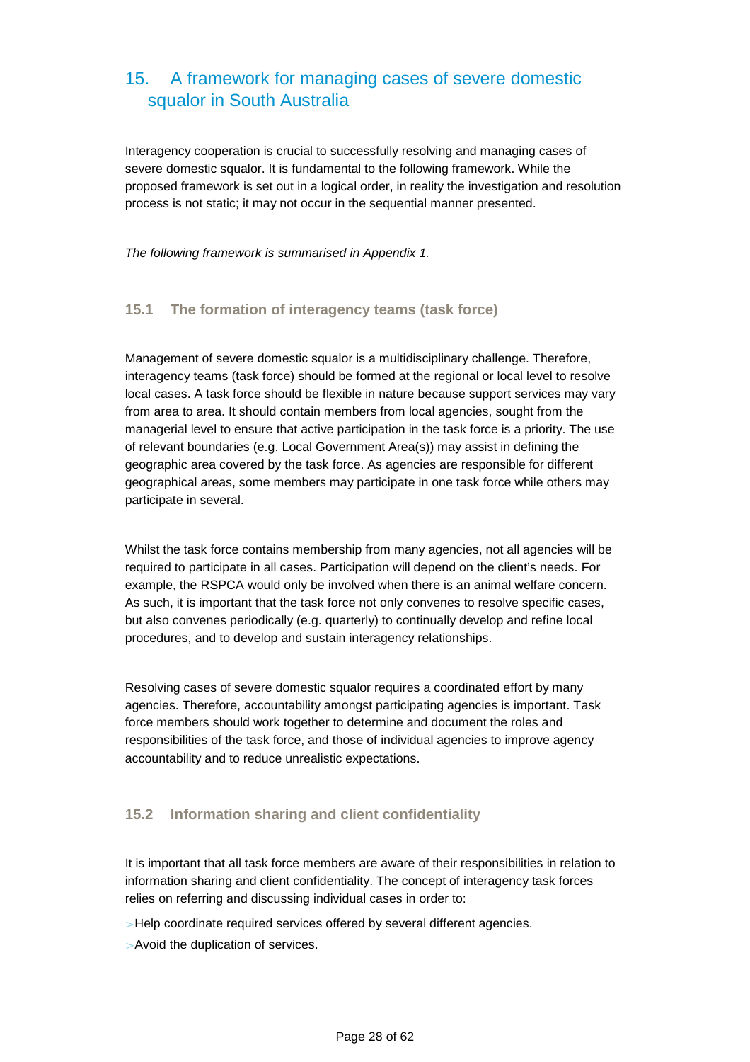# 15. A framework for managing cases of severe domestic squalor in South Australia

Interagency cooperation is crucial to successfully resolving and managing cases of severe domestic squalor. It is fundamental to the following framework. While the proposed framework is set out in a logical order, in reality the investigation and resolution process is not static; it may not occur in the sequential manner presented.

*The following framework is summarised in Appendix 1.*

## 15.1 The formation of interagency teams (task force)

Management of severe domestic squalor is a multidisciplinary challenge. Therefore, interagency teams (task force) should be formed at the regional or local level to resolve local cases. A task force should be flexible in nature because support services may vary from area to area. It should contain members from local agencies, sought from the managerial level to ensure that active participation in the task force is a priority. The use of relevant boundaries (e.g. Local Government Area(s)) may assist in defining the geographic area covered by the task force. As agencies are responsible for different geographical areas, some members may participate in one task force while others may participate in several.

Whilst the task force contains membership from many agencies, not all agencies will be required to participate in all cases. Participation will depend on the client's needs. For example, the RSPCA would only be involved when there is an animal welfare concern. As such, it is important that the task force not only convenes to resolve specific cases, but also convenes periodically (e.g. quarterly) to continually develop and refine local procedures, and to develop and sustain interagency relationships.

Resolving cases of severe domestic squalor requires a coordinated effort by many agencies. Therefore, accountability amongst participating agencies is important. Task force members should work together to determine and document the roles and responsibilities of the task force, and those of individual agencies to improve agency accountability and to reduce unrealistic expectations.

## 15.2 Information sharing and client confidentiality

It is important that all task force members are aware of their responsibilities in relation to information sharing and client confidentiality. The concept of interagency task forces relies on referring and discussing individual cases in order to:

- Help coordinate required services offered by several different agencies.
- Avoid the duplication of services.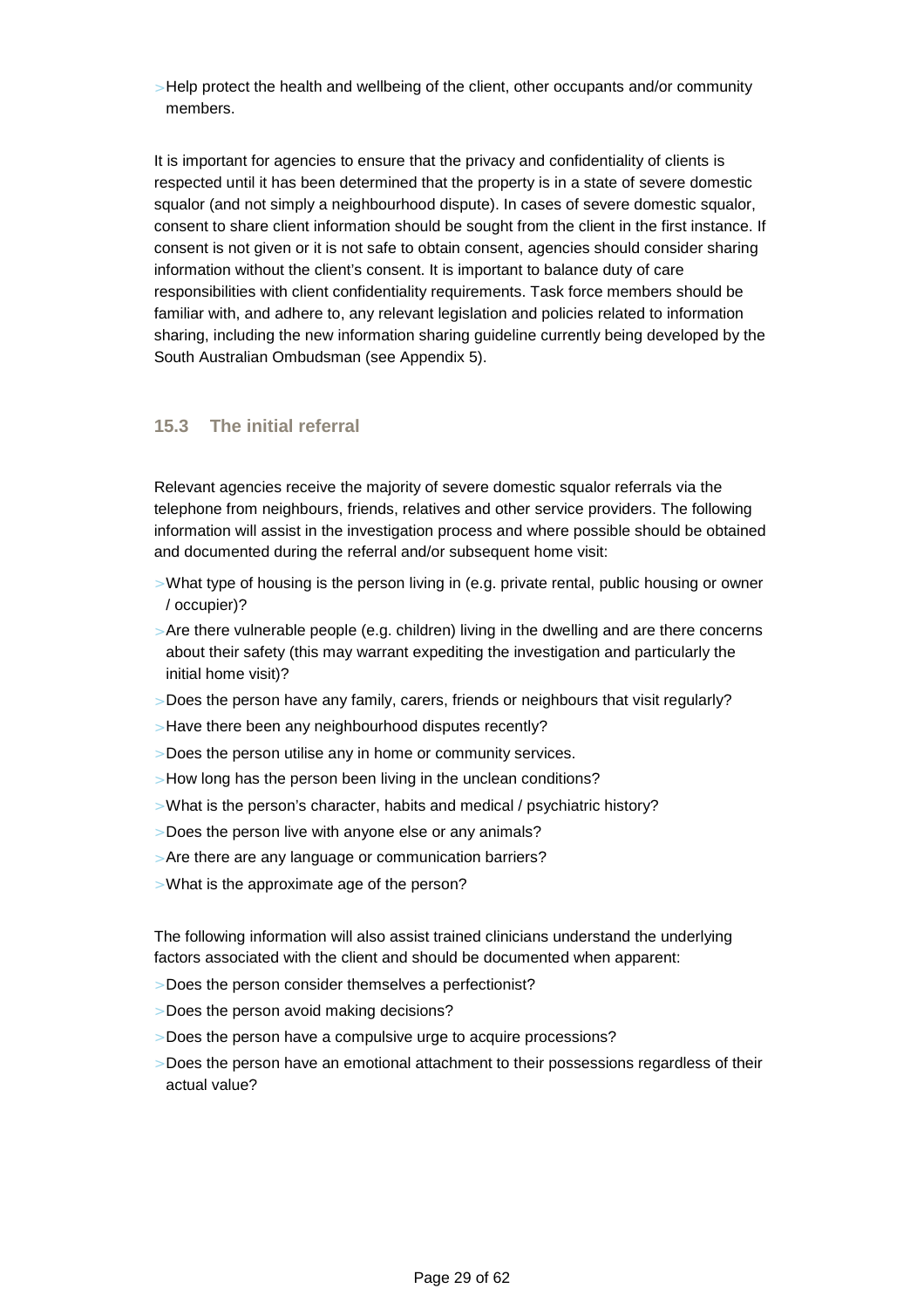- Help protect the health and wellbeing of the client, other occupants and/or community members.

It is important for agencies to ensure that the privacy and confidentiality of clients is respected until it has been determined that the property is in a state of severe domestic squalor (and not simply a neighbourhood dispute). In cases of severe domestic squalor, consent to share client information should be sought from the client in the first instance. If consent is not given or it is not safe to obtain consent, agencies should consider sharing information without the client's consent. It is important to balance duty of care responsibilities with client confidentiality requirements. Task force members should be familiar with, and adhere to, any relevant legislation and policies related to information sharing, including the new information sharing guideline currently being developed by the South Australian Ombudsman (see Appendix 5).

### 15.3 The initial referral

Relevant agencies receive the majority of severe domestic squalor referrals via the telephone from neighbours, friends, relatives and other service providers. The following information will assist in the investigation process and where possible should be obtained and documented during the referral and/or subsequent home visit:

- What type of housing is the person living in (e.g. private rental, public housing or owner / occupier)?
- Are there vulnerable people (e.g. children) living in the dwelling and are there concerns about their safety (this may warrant expediting the investigation and particularly the initial home visit)?
- Does the person have any family, carers, friends or neighbours that visit regularly?
- Have there been any neighbourhood disputes recently?
- Does the person utilise any in home or community services.
- How long has the person been living in the unclean conditions?
- What is the person's character, habits and medical / psychiatric history?
- Does the person live with anyone else or any animals?
- Are there are any language or communication barriers?
- What is the approximate age of the person?

The following information will also assist trained clinicians understand the underlying factors associated with the client and should be documented when apparent:

- Does the person consider themselves a perfectionist?
- Does the person avoid making decisions?
- Does the person have a compulsive urge to acquire processions?
- Does the person have an emotional attachment to their possessions regardless of their actual value?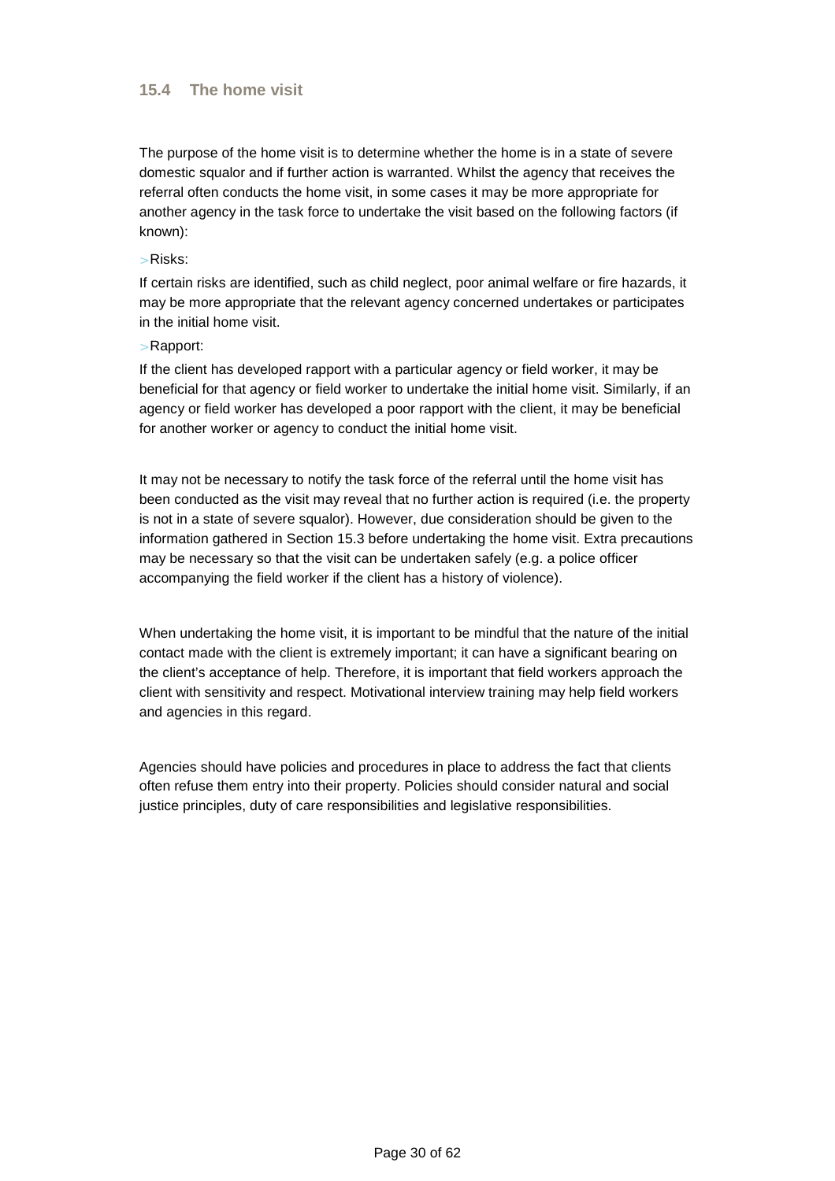### 15.4 The home visit

The purpose of the home visit is to determine whether the home is in a state of severe domestic squalor and if further action is warranted. Whilst the agency that receives the referral often conducts the home visit, in some cases it may be more appropriate for another agency in the task force to undertake the visit based on the following factors (if known):

> Risks:

If certain risks are identified, such as child neglect, poor animal welfare or fire hazards, it may be more appropriate that the relevant agency concerned undertakes or participates in the initial home visit.

> Rapport:

If the client has developed rapport with a particular agency or field worker, it may be beneficial for that agency or field worker to undertake the initial home visit. Similarly, if an agency or field worker has developed a poor rapport with the client, it may be beneficial for another worker or agency to conduct the initial home visit.

It may not be necessary to notify the task force of the referral until the home visit has been conducted as the visit may reveal that no further action is required (i.e. the property is not in a state of severe squalor). However, due consideration should be given to the information gathered in Section 15.3 before undertaking the home visit. Extra precautions may be necessary so that the visit can be undertaken safely (e.g. a police officer accompanying the field worker if the client has a history of violence).

When undertaking the home visit, it is important to be mindful that the nature of the initial contact made with the client is extremely important; it can have a significant bearing on the client's acceptance of help. Therefore, it is important that field workers approach the client with sensitivity and respect. Motivational interview training may help field workers and agencies in this regard.

Agencies should have policies and procedures in place to address the fact that clients often refuse them entry into their property. Policies should consider natural and social justice principles, duty of care responsibilities and legislative responsibilities.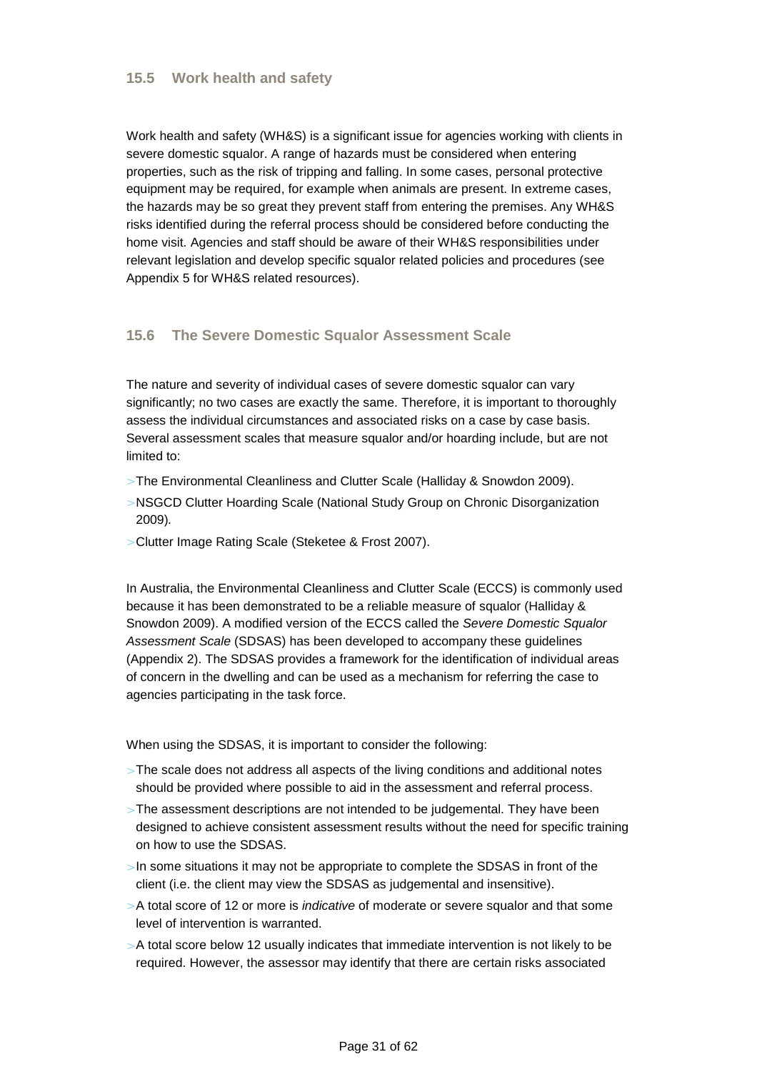### 15.5 Work health and safety

Work health and safety (WH&S) is a significant issue for agencies working with clients in severe domestic squalor. A range of hazards must be considered when entering properties, such as the risk of tripping and falling. In some cases, personal protective equipment may be required, for example when animals are present. In extreme cases, the hazards may be so great they prevent staff from entering the premises. Any WH&S risks identified during the referral process should be considered before conducting the home visit. Agencies and staff should be aware of their WH&S responsibilities under relevant legislation and develop specific squalor related policies and procedures (see Appendix 5 for WH&S related resources).

### 15.6 The Severe Domestic Squalor Assessment Scale

The nature and severity of individual cases of severe domestic squalor can vary significantly; no two cases are exactly the same. Therefore, it is important to thoroughly assess the individual circumstances and associated risks on a case by case basis. Several assessment scales that measure squalor and/or hoarding include, but are not limited to:

- The Environmental Cleanliness and Clutter Scale (Halliday & Snowdon 2009).
- NSGCD Clutter Hoarding Scale (National Study Group on Chronic Disorganization 2009).
- Clutter Image Rating Scale (Steketee & Frost 2007).

In Australia, the Environmental Cleanliness and Clutter Scale (ECCS) is commonly used because it has been demonstrated to be a reliable measure of squalor (Halliday & Snowdon 2009). A modified version of the ECCS called the *Severe Domestic Squalor Assessment Scale* (SDSAS) has been developed to accompany these guidelines (Appendix 2). The SDSAS provides a framework for the identification of individual areas of concern in the dwelling and can be used as a mechanism for referring the case to agencies participating in the task force.

When using the SDSAS, it is important to consider the following:

- The scale does not address all aspects of the living conditions and additional notes should be provided where possible to aid in the assessment and referral process.
- The assessment descriptions are not intended to be judgemental. They have been designed to achieve consistent assessment results without the need for specific training on how to use the SDSAS.
- In some situations it may not be appropriate to complete the SDSAS in front of the client (i.e. the client may view the SDSAS as judgemental and insensitive).
- A total score of 12 or more is *indicative* of moderate or severe squalor and that some level of intervention is warranted.
- A total score below 12 usually indicates that immediate intervention is not likely to be required. However, the assessor may identify that there are certain risks associated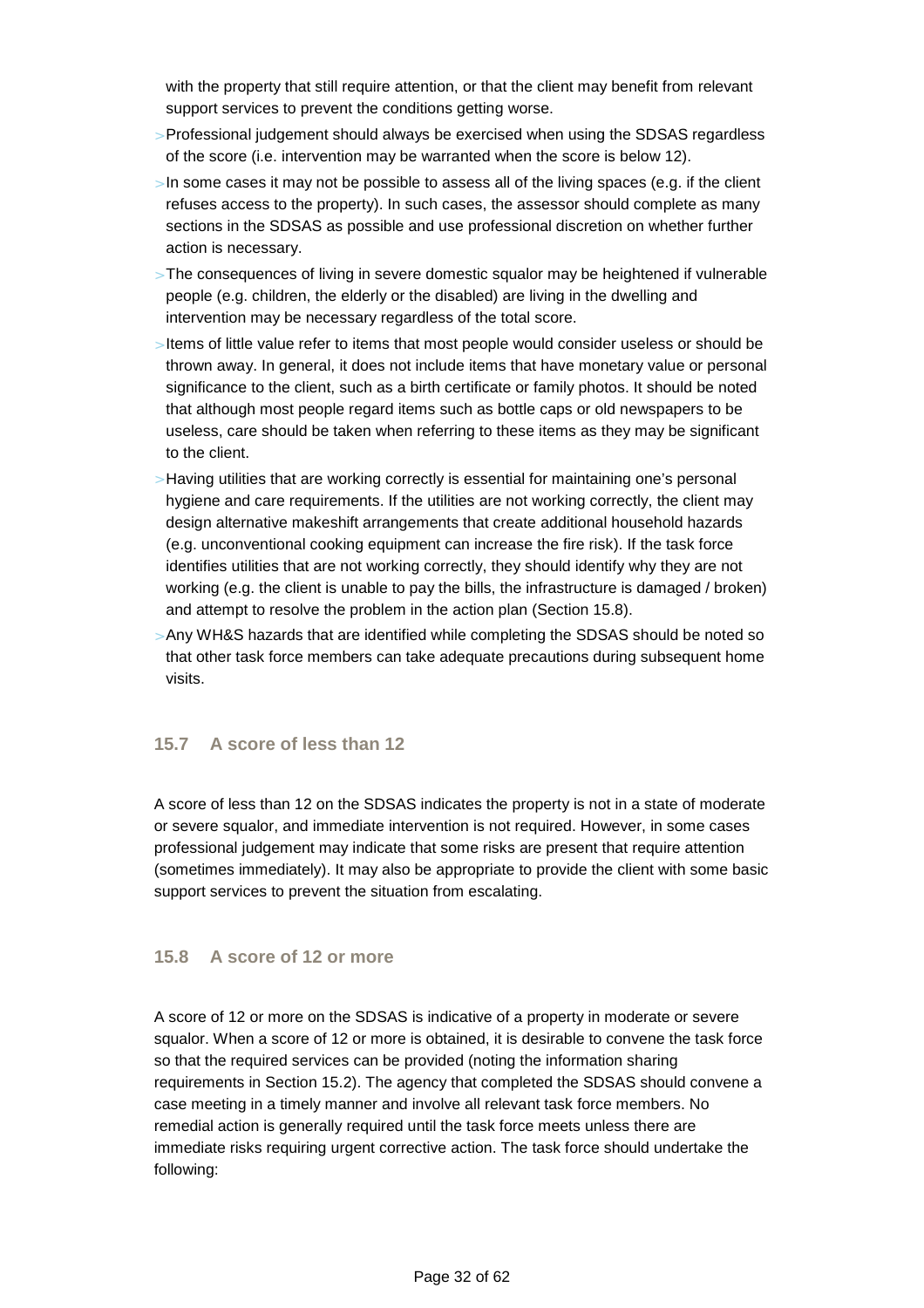with the property that still require attention, or that the client may benefit from relevant support services to prevent the conditions getting worse.

- Professional judgement should always be exercised when using the SDSAS regardless of the score (i.e. intervention may be warranted when the score is below 12).
- In some cases it may not be possible to assess all of the living spaces (e.g. if the client refuses access to the property). In such cases, the assessor should complete as many sections in the SDSAS as possible and use professional discretion on whether further action is necessary.
- The consequences of living in severe domestic squalor may be heightened if vulnerable people (e.g. children, the elderly or the disabled) are living in the dwelling and intervention may be necessary regardless of the total score.
- Items of little value refer to items that most people would consider useless or should be thrown away. In general, it does not include items that have monetary value or personal significance to the client, such as a birth certificate or family photos. It should be noted that although most people regard items such as bottle caps or old newspapers to be useless, care should be taken when referring to these items as they may be significant to the client.
- Having utilities that are working correctly is essential for maintaining one's personal hygiene and care requirements. If the utilities are not working correctly, the client may design alternative makeshift arrangements that create additional household hazards (e.g. unconventional cooking equipment can increase the fire risk). If the task force identifies utilities that are not working correctly, they should identify why they are not working (e.g. the client is unable to pay the bills, the infrastructure is damaged / broken) and attempt to resolve the problem in the action plan (Section 15.8).
- Any WH&S hazards that are identified while completing the SDSAS should be noted so that other task force members can take adequate precautions during subsequent home visits.

### 15.7 A score of less than 12

A score of less than 12 on the SDSAS indicates the property is not in a state of moderate or severe squalor, and immediate intervention is not required. However, in some cases professional judgement may indicate that some risks are present that require attention (sometimes immediately). It may also be appropriate to provide the client with some basic support services to prevent the situation from escalating.

### 15.8 A score of 12 or more

A score of 12 or more on the SDSAS is indicative of a property in moderate or severe squalor. When a score of 12 or more is obtained, it is desirable to convene the task force so that the required services can be provided (noting the information sharing requirements in Section 15.2). The agency that completed the SDSAS should convene a case meeting in a timely manner and involve all relevant task force members. No remedial action is generally required until the task force meets unless there are immediate risks requiring urgent corrective action. The task force should undertake the following: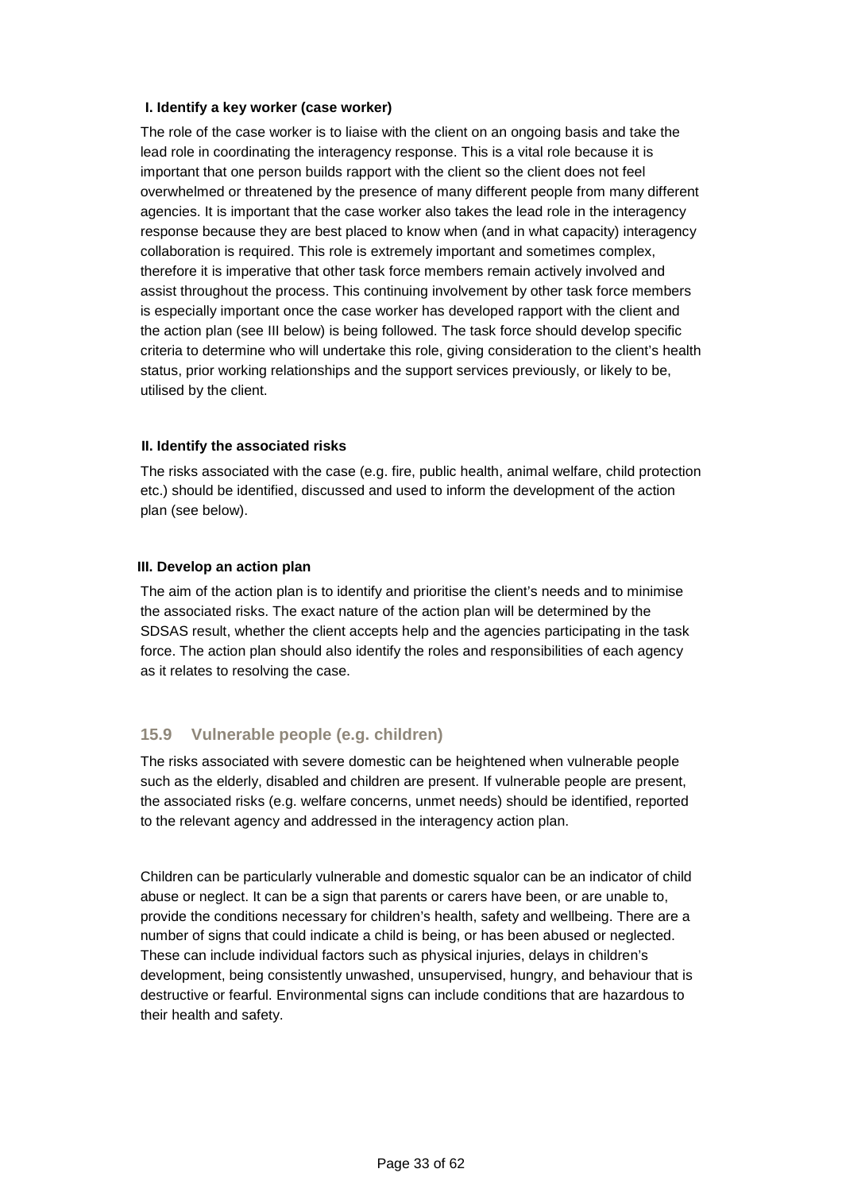**I. Identify a key worker (case worker)**

The role of the case worker is to liaise with the client on an ongoing basis and take the lead role in coordinating the interagency response. This is a vital role because it is important that one person builds rapport with the client so the client does not feel overwhelmed or threatened by the presence of many different people from many different agencies. It is important that the case worker also takes the lead role in the interagency response because they are best placed to know when (and in what capacity) interagency collaboration is required. This role is extremely important and sometimes complex, therefore it is imperative that other task force members remain actively involved and assist throughout the process. This continuing involvement by other task force members is especially important once the case worker has developed rapport with the client and the action plan (see III below) is being followed. The task force should develop specific criteria to determine who will undertake this role, giving consideration to the client's health status, prior working relationships and the support services previously, or likely to be, utilised by the client.

**II. Identify the associated risks**

The risks associated with the case (e.g. fire, public health, animal welfare, child protection etc.) should be identified, discussed and used to inform the development of the action plan (see below).

**III. Develop an action plan**

The aim of the action plan is to identify and prioritise the client's needs and to minimise the associated risks. The exact nature of the action plan will be determined by the SDSAS result, whether the client accepts help and the agencies participating in the task force. The action plan should also identify the roles and responsibilities of each agency as it relates to resolving the case.

## 15.9 Vulnerable people (e.g. children)

The risks associated with severe domestic can be heightened when vulnerable people such as the elderly, disabled and children are present. If vulnerable people are present, the associated risks (e.g. welfare concerns, unmet needs) should be identified, reported to the relevant agency and addressed in the interagency action plan.

Children can be particularly vulnerable and domestic squalor can be an indicator of child abuse or neglect. It can be a sign that parents or carers have been, or are unable to, provide the conditions necessary for children's health, safety and wellbeing. There are a number of signs that could indicate a child is being, or has been abused or neglected. These can include individual factors such as physical injuries, delays in children's development, being consistently unwashed, unsupervised, hungry, and behaviour that is destructive or fearful. Environmental signs can include conditions that are hazardous to their health and safety.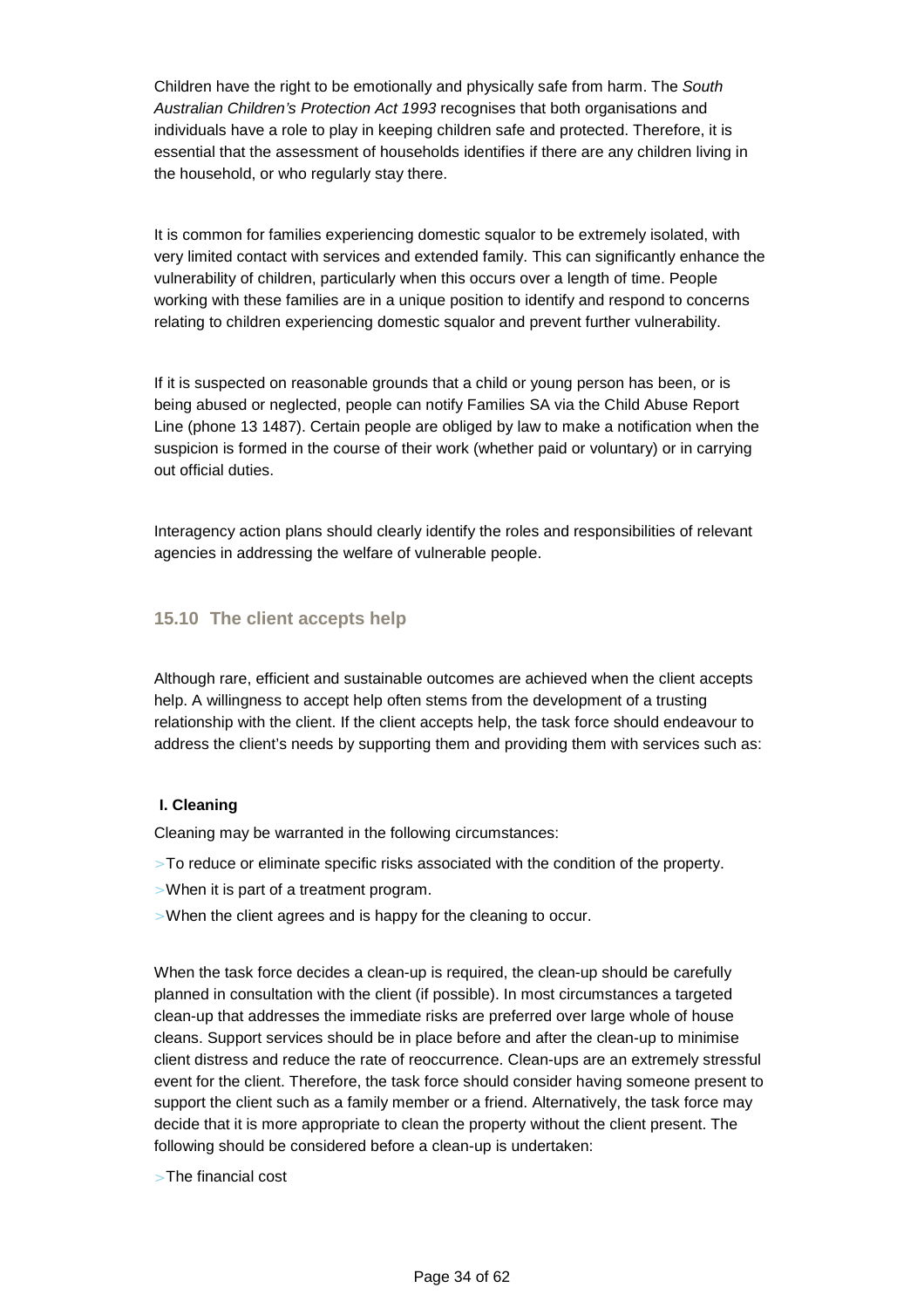Children have the right to be emotionally and physically safe from harm. The *South Australian Children's Protection Act 1993* recognises that both organisations and individuals have a role to play in keeping children safe and protected. Therefore, it is essential that the assessment of households identifies if there are any children living in the household, or who regularly stay there.

It is common for families experiencing domestic squalor to be extremely isolated, with very limited contact with services and extended family. This can significantly enhance the vulnerability of children, particularly when this occurs over a length of time. People working with these families are in a unique position to identify and respond to concerns relating to children experiencing domestic squalor and prevent further vulnerability.

If it is suspected on reasonable grounds that a child or young person has been, or is being abused or neglected, people can notify Families SA via the Child Abuse Report Line (phone 13 1487). Certain people are obliged by law to make a notification when the suspicion is formed in the course of their work (whether paid or voluntary) or in carrying out official duties.

Interagency action plans should clearly identify the roles and responsibilities of relevant agencies in addressing the welfare of vulnerable people.

### 15.10 The client accepts help

Although rare, efficient and sustainable outcomes are achieved when the client accepts help. A willingness to accept help often stems from the development of a trusting relationship with the client. If the client accepts help, the task force should endeavour to address the client's needs by supporting them and providing them with services such as:

**I. Cleaning**

Cleaning may be warranted in the following circumstances:

- To reduce or eliminate specific risks associated with the condition of the property.
- When it is part of a treatment program.
- When the client agrees and is happy for the cleaning to occur.

When the task force decides a clean-up is required, the clean-up should be carefully planned in consultation with the client (if possible). In most circumstances a targeted clean-up that addresses the immediate risks are preferred over large whole of house cleans. Support services should be in place before and after the clean-up to minimise client distress and reduce the rate of reoccurrence. Clean-ups are an extremely stressful event for the client. Therefore, the task force should consider having someone present to support the client such as a family member or a friend. Alternatively, the task force may decide that it is more appropriate to clean the property without the client present. The following should be considered before a clean-up is undertaken:

- The financial cost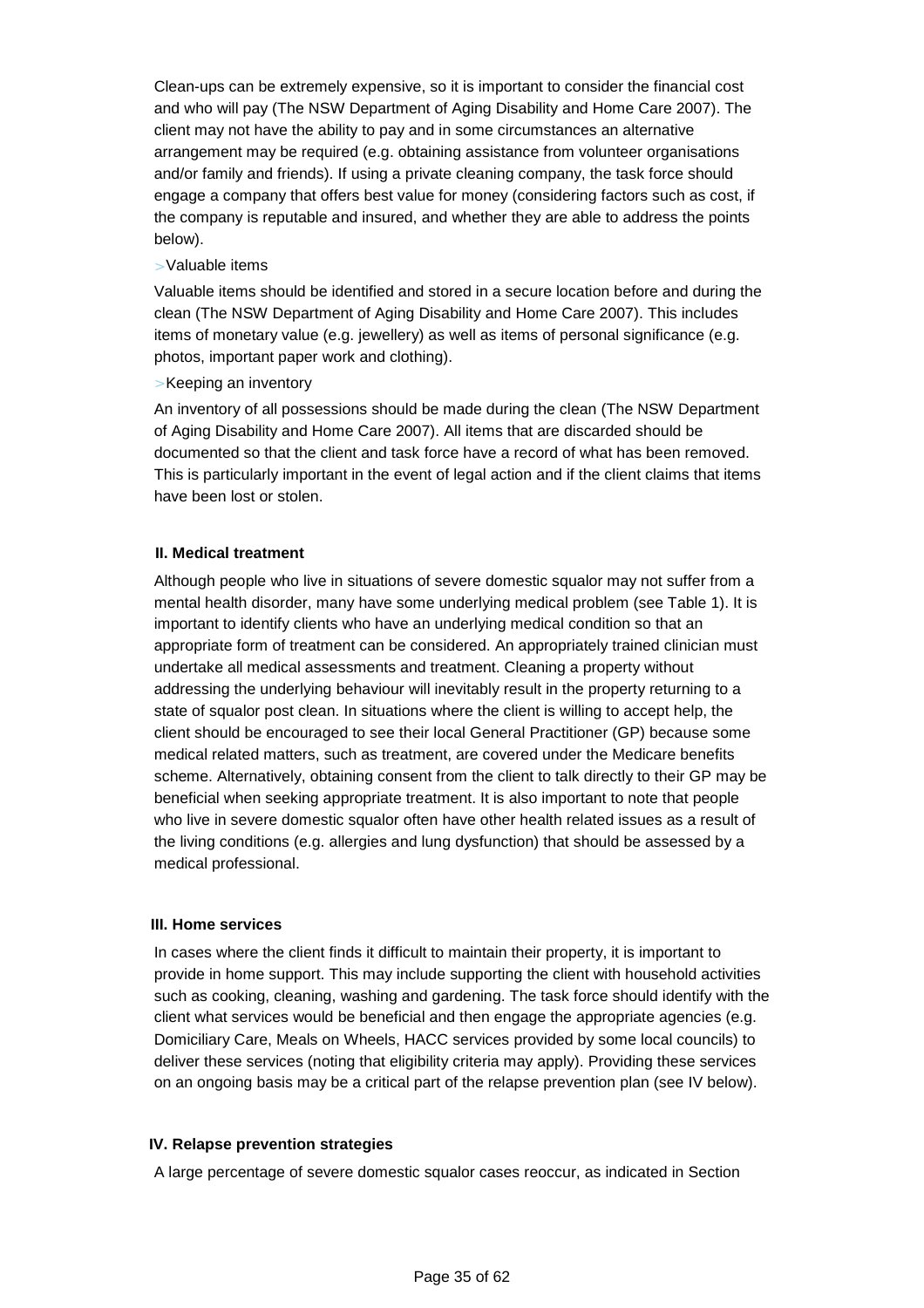Clean-ups can be extremely expensive, so it is important to consider the financial cost and who will pay (The NSW Department of Aging Disability and Home Care 2007). The client may not have the ability to pay and in some circumstances an alternative arrangement may be required (e.g. obtaining assistance from volunteer organisations and/or family and friends). If using a private cleaning company, the task force should engage a company that offers best value for money (considering factors such as cost, if the company is reputable and insured, and whether they are able to address the points below).

>Valuable items

Valuable items should be identified and stored in a secure location before and during the clean (The NSW Department of Aging Disability and Home Care 2007). This includes items of monetary value (e.g. jewellery) as well as items of personal significance (e.g. photos, important paper work and clothing).

>Keeping an inventory

An inventory of all possessions should be made during the clean (The NSW Department of Aging Disability and Home Care 2007). All items that are discarded should be documented so that the client and task force have a record of what has been removed. This is particularly important in the event of legal action and if the client claims that items have been lost or stolen.

#### II. Medical treatment

Although people who live in situations of severe domestic squalor may not suffer from a mental health disorder, many have some underlying medical problem (see Table 1). It is important to identify clients who have an underlying medical condition so that an appropriate form of treatment can be considered. An appropriately trained clinician must undertake all medical assessments and treatment. Cleaning a property without addressing the underlying behaviour will inevitably result in the property returning to a state of squalor post clean. In situations where the client is willing to accept help, the client should be encouraged to see their local General Practitioner (GP) because some medical related matters, such as treatment, are covered under the Medicare benefits scheme. Alternatively, obtaining consent from the client to talk directly to their GP may be beneficial when seeking appropriate treatment. It is also important to note that people who live in severe domestic squalor often have other health related issues as a result of the living conditions (e.g. allergies and lung dysfunction) that should be assessed by a medical professional.

#### III. Home services

In cases where the client finds it difficult to maintain their property, it is important to provide in home support. This may include supporting the client with household activities such as cooking, cleaning, washing and gardening. The task force should identify with the client what services would be beneficial and then engage the appropriate agencies (e.g. Domiciliary Care, Meals on Wheels, HACC services provided by some local councils) to deliver these services (noting that eligibility criteria may apply). Providing these services on an ongoing basis may be a critical part of the relapse prevention plan (see IV below).

#### IV. Relapse prevention strategies

A large percentage of severe domestic squalor cases reoccur, as indicated in Section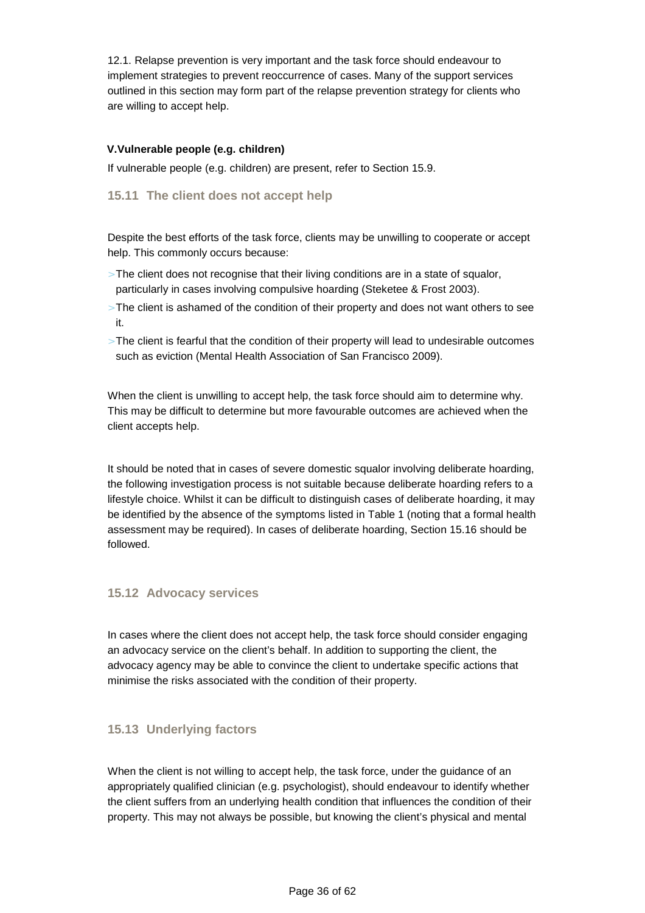12.1. Relapse prevention is very important and the task force should endeavour to implement strategies to prevent reoccurrence of cases. Many of the support services outlined in this section may form part of the relapse prevention strategy for clients who are willing to accept help.

**V.Vulnerable people (e.g. children)**

If vulnerable people (e.g. children) are present, refer to Section 15.9.

### 15.11 The client does not accept help

Despite the best efforts of the task force, clients may be unwilling to cooperate or accept help. This commonly occurs because:

- The client does not recognise that their living conditions are in a state of squalor, particularly in cases involving compulsive hoarding (Steketee & Frost 2003).
- The client is ashamed of the condition of their property and does not want others to see it.
- The client is fearful that the condition of their property will lead to undesirable outcomes such as eviction (Mental Health Association of San Francisco 2009).

When the client is unwilling to accept help, the task force should aim to determine why. This may be difficult to determine but more favourable outcomes are achieved when the client accepts help.

It should be noted that in cases of severe domestic squalor involving deliberate hoarding, the following investigation process is not suitable because deliberate hoarding refers to a lifestyle choice. Whilst it can be difficult to distinguish cases of deliberate hoarding, it may be identified by the absence of the symptoms listed in Table 1 (noting that a formal health assessment may be required). In cases of deliberate hoarding, Section 15.16 should be followed.

### 15.12 Advocacy services

In cases where the client does not accept help, the task force should consider engaging an advocacy service on the client's behalf. In addition to supporting the client, the advocacy agency may be able to convince the client to undertake specific actions that minimise the risks associated with the condition of their property.

### 15.13 Underlying factors

When the client is not willing to accept help, the task force, under the guidance of an appropriately qualified clinician (e.g. psychologist), should endeavour to identify whether the client suffers from an underlying health condition that influences the condition of their property. This may not always be possible, but knowing the client's physical and mental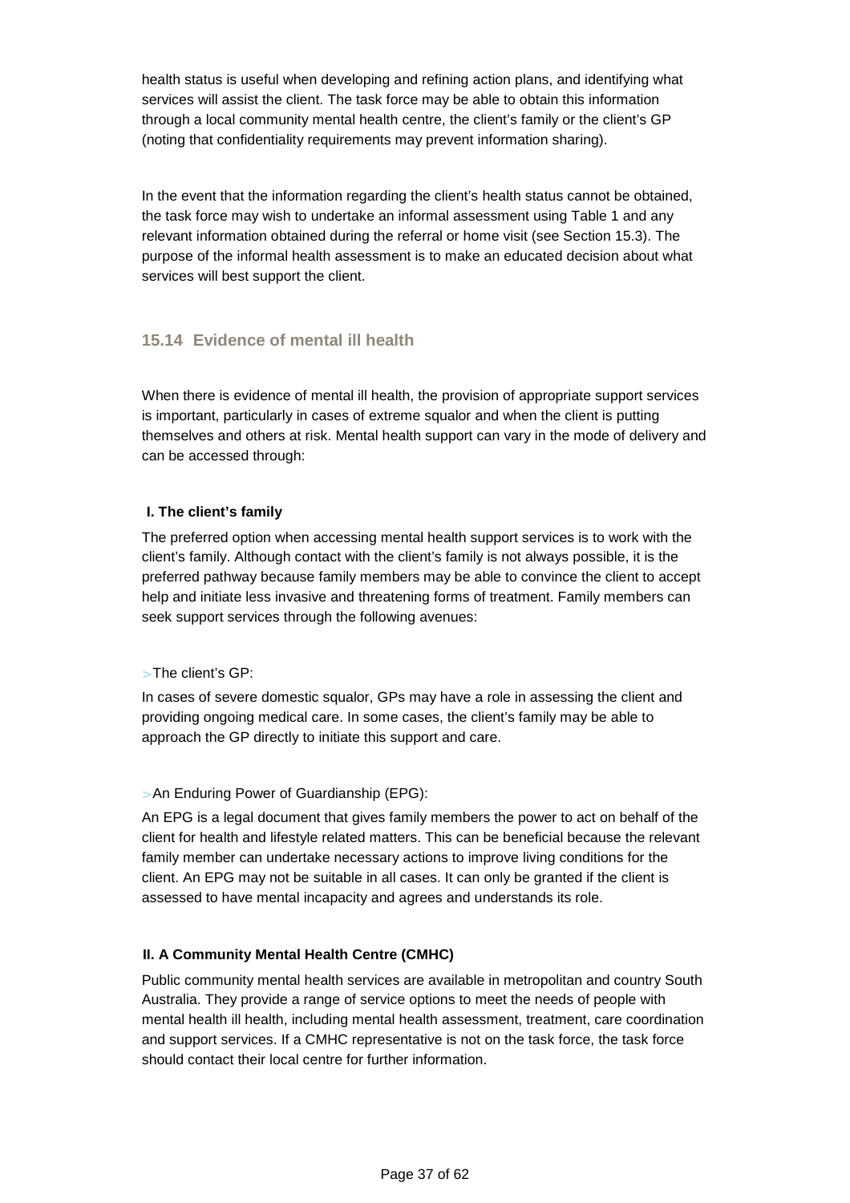health status is useful when developing and refining action plans, and identifying what services will assist the client. The task force may be able to obtain this information through a local community mental health centre, the client's family or the client's GP (noting that confidentiality requirements may prevent information sharing).

In the event that the information regarding the client's health status cannot be obtained, the task force may wish to undertake an informal assessment using Table 1 and any relevant information obtained during the referral or home visit (see Section 15.3). The purpose of the informal health assessment is to make an educated decision about what services will best support the client.

## 15.14 Evidence of mental ill health

When there is evidence of mental ill health, the provision of appropriate support services is important, particularly in cases of extreme squalor and when the client is putting themselves and others at risk. Mental health support can vary in the mode of delivery and can be accessed through:

**I. The client's family**

The preferred option when accessing mental health support services is to work with the client's family. Although contact with the client's family is not always possible, it is the preferred pathway because family members may be able to convince the client to accept help and initiate less invasive and threatening forms of treatment. Family members can seek support services through the following avenues:

> The client's GP:

In cases of severe domestic squalor, GPs may have a role in assessing the client and providing ongoing medical care. In some cases, the client's family may be able to approach the GP directly to initiate this support and care.

> An Enduring Power of Guardianship (EPG):

An EPG is a legal document that gives family members the power to act on behalf of the client for health and lifestyle related matters. This can be beneficial because the relevant family member can undertake necessary actions to improve living conditions for the client. An EPG may not be suitable in all cases. It can only be granted if the client is assessed to have mental incapacity and agrees and understands its role.

**II. A Community Mental Health Centre (CMHC)**

Public community mental health services are available in metropolitan and country South Australia. They provide a range of service options to meet the needs of people with mental health ill health, including mental health assessment, treatment, care coordination and support services. If a CMHC representative is not on the task force, the task force should contact their local centre for further information.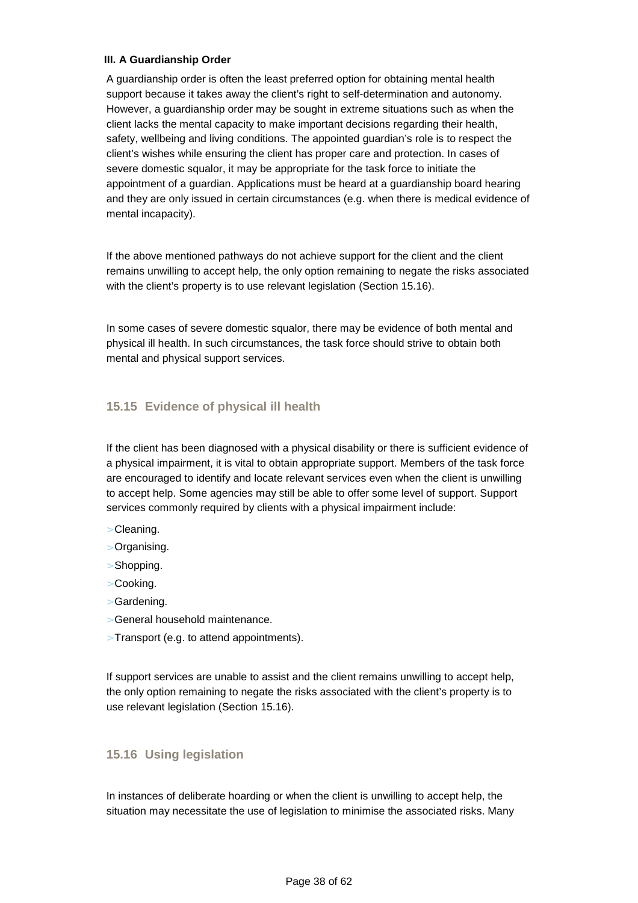### III. A Guardianship Order

A guardianship order is often the least preferred option for obtaining mental health support because it takes away the client's right to self-determination and autonomy. However, a guardianship order may be sought in extreme situations such as when the client lacks the mental capacity to make important decisions regarding their health, safety, wellbeing and living conditions. The appointed guardian's role is to respect the client's wishes while ensuring the client has proper care and protection. In cases of severe domestic squalor, it may be appropriate for the task force to initiate the appointment of a guardian. Applications must be heard at a guardianship board hearing and they are only issued in certain circumstances (e.g. when there is medical evidence of mental incapacity).

If the above mentioned pathways do not achieve support for the client and the client remains unwilling to accept help, the only option remaining to negate the risks associated with the client's property is to use relevant legislation (Section 15.16).

In some cases of severe domestic squalor, there may be evidence of both mental and physical ill health. In such circumstances, the task force should strive to obtain both mental and physical support services.

## 15.15 Evidence of physical ill health

If the client has been diagnosed with a physical disability or there is sufficient evidence of a physical impairment, it is vital to obtain appropriate support. Members of the task force are encouraged to identify and locate relevant services even when the client is unwilling to accept help. Some agencies may still be able to offer some level of support. Support services commonly required by clients with a physical impairment include:

- Cleaning.
- Organising.
- Shopping.
- Cooking.
- Gardening.
- General household maintenance.
- Transport (e.g. to attend appointments).

If support services are unable to assist and the client remains unwilling to accept help, the only option remaining to negate the risks associated with the client's property is to use relevant legislation (Section 15.16).

## 15.16 Using legislation

In instances of deliberate hoarding or when the client is unwilling to accept help, the situation may necessitate the use of legislation to minimise the associated risks. Many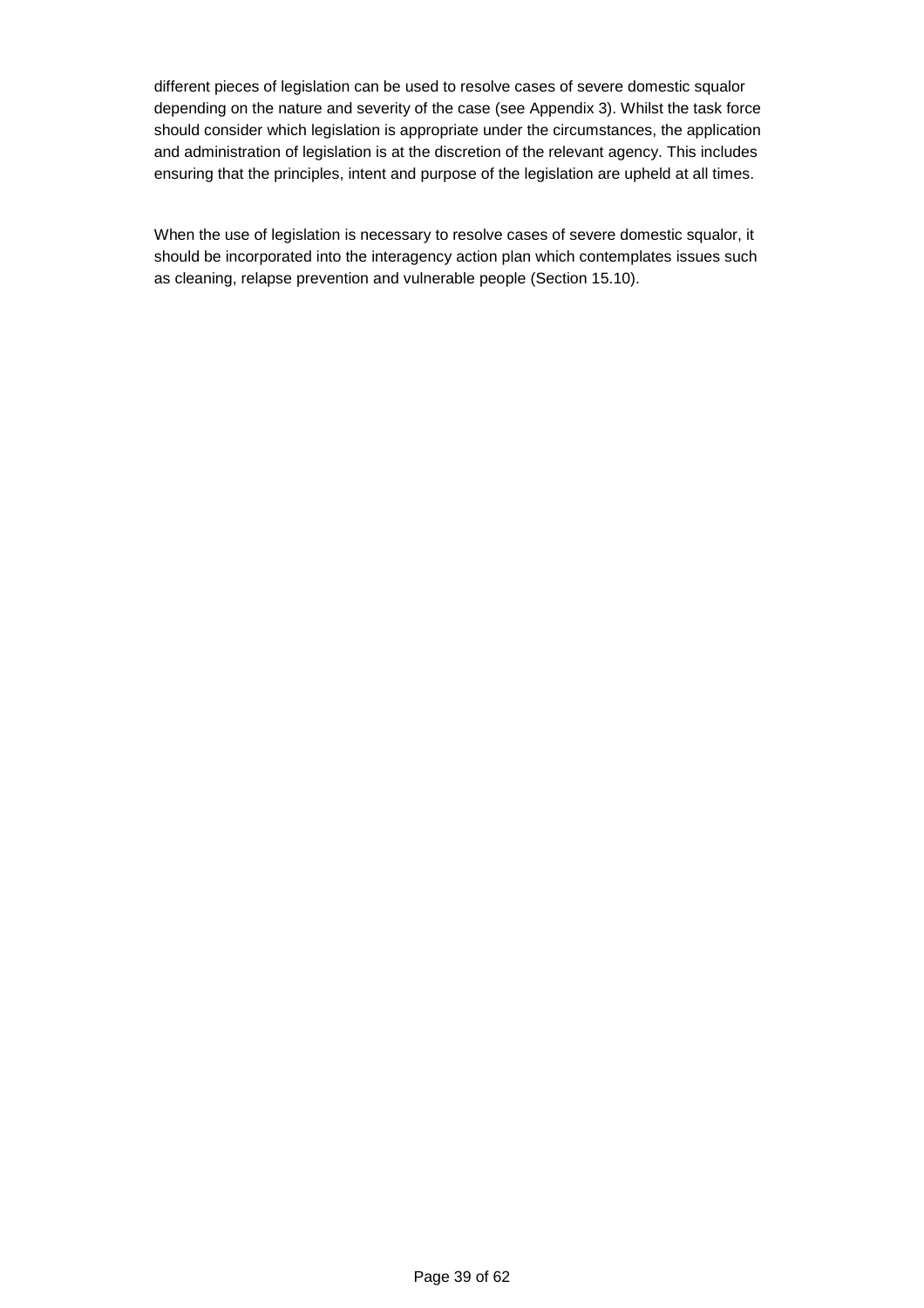different pieces of legislation can be used to resolve cases of severe domestic squalor depending on the nature and severity of the case (see Appendix 3). Whilst the task force should consider which legislation is appropriate under the circumstances, the application and administration of legislation is at the discretion of the relevant agency. This includes ensuring that the principles, intent and purpose of the legislation are upheld at all times.

When the use of legislation is necessary to resolve cases of severe domestic squalor, it should be incorporated into the interagency action plan which contemplates issues such as cleaning, relapse prevention and vulnerable people (Section 15.10).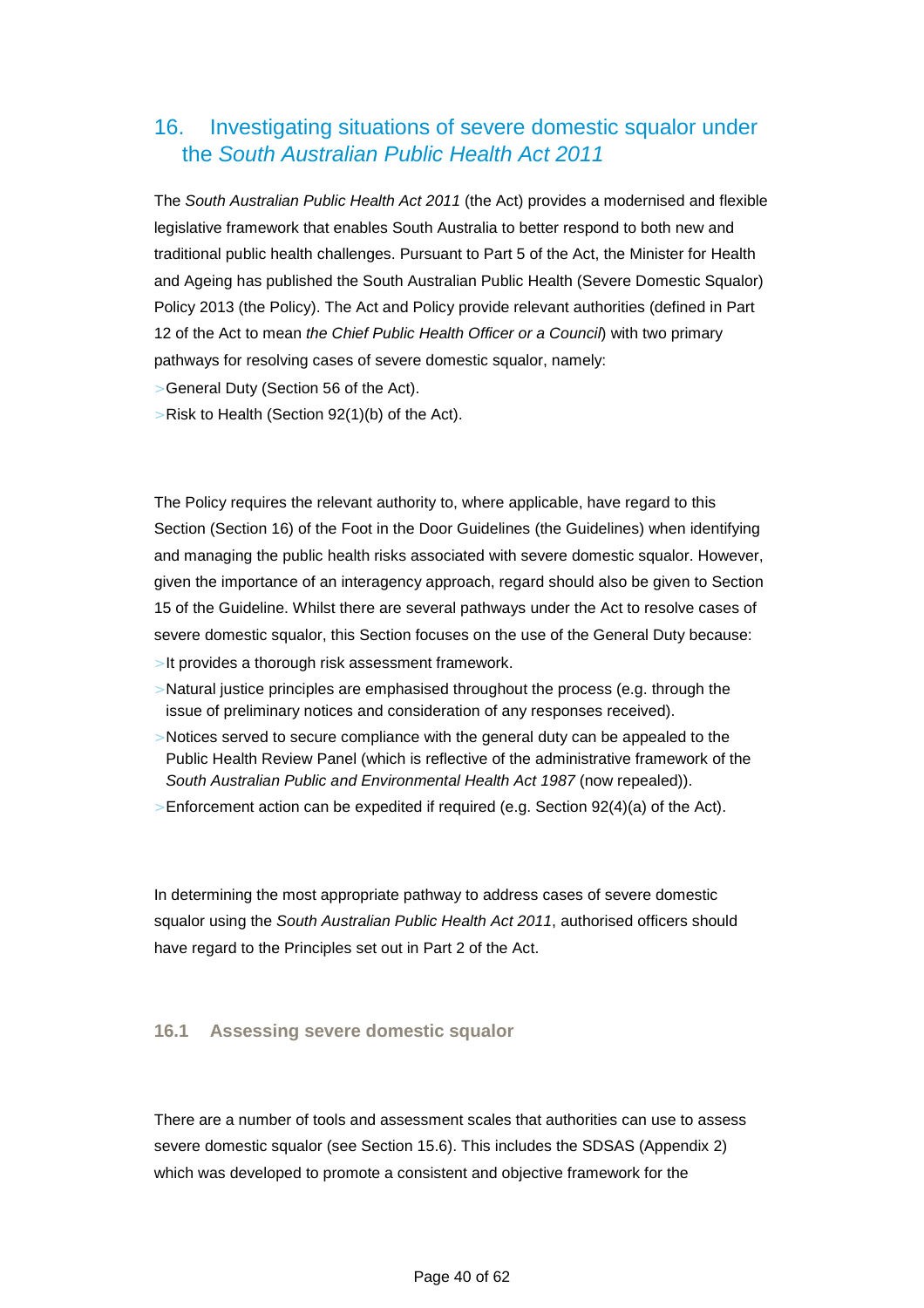## 16. Investigating situations of severe domestic squalor under the *South Australian Public Health Act 2011*

The *South Australian Public Health Act 2011* (the Act) provides a modernised and flexible legislative framework that enables South Australia to better respond to both new and traditional public health challenges. Pursuant to Part 5 of the Act, the Minister for Health and Ageing has published the South Australian Public Health (Severe Domestic Squalor) Policy 2013 (the Policy). The Act and Policy provide relevant authorities (defined in Part 12 of the Act to mean *the Chief Public Health Officer or a Council*) with two primary pathways for resolving cases of severe domestic squalor, namely:

- General Duty (Section 56 of the Act).
- Risk to Health (Section 92(1)(b) of the Act).

The Policy requires the relevant authority to, where applicable, have regard to this Section (Section 16) of the Foot in the Door Guidelines (the Guidelines) when identifying and managing the public health risks associated with severe domestic squalor. However, given the importance of an interagency approach, regard should also be given to Section 15 of the Guideline. Whilst there are several pathways under the Act to resolve cases of severe domestic squalor, this Section focuses on the use of the General Duty because:

- It provides a thorough risk assessment framework.
- Natural justice principles are emphasised throughout the process (e.g. through the issue of preliminary notices and consideration of any responses received).
- Notices served to secure compliance with the general duty can be appealed to the Public Health Review Panel (which is reflective of the administrative framework of the *South Australian Public and Environmental Health Act 1987* (now repealed)).
- Enforcement action can be expedited if required (e.g. Section 92(4)(a) of the Act).

In determining the most appropriate pathway to address cases of severe domestic squalor using the *South Australian Public Health Act 2011*, authorised officers should have regard to the Principles set out in Part 2 of the Act.

### 16.1 Assessing severe domestic squalor

There are a number of tools and assessment scales that authorities can use to assess severe domestic squalor (see Section 15.6). This includes the SDSAS (Appendix 2) which was developed to promote a consistent and objective framework for the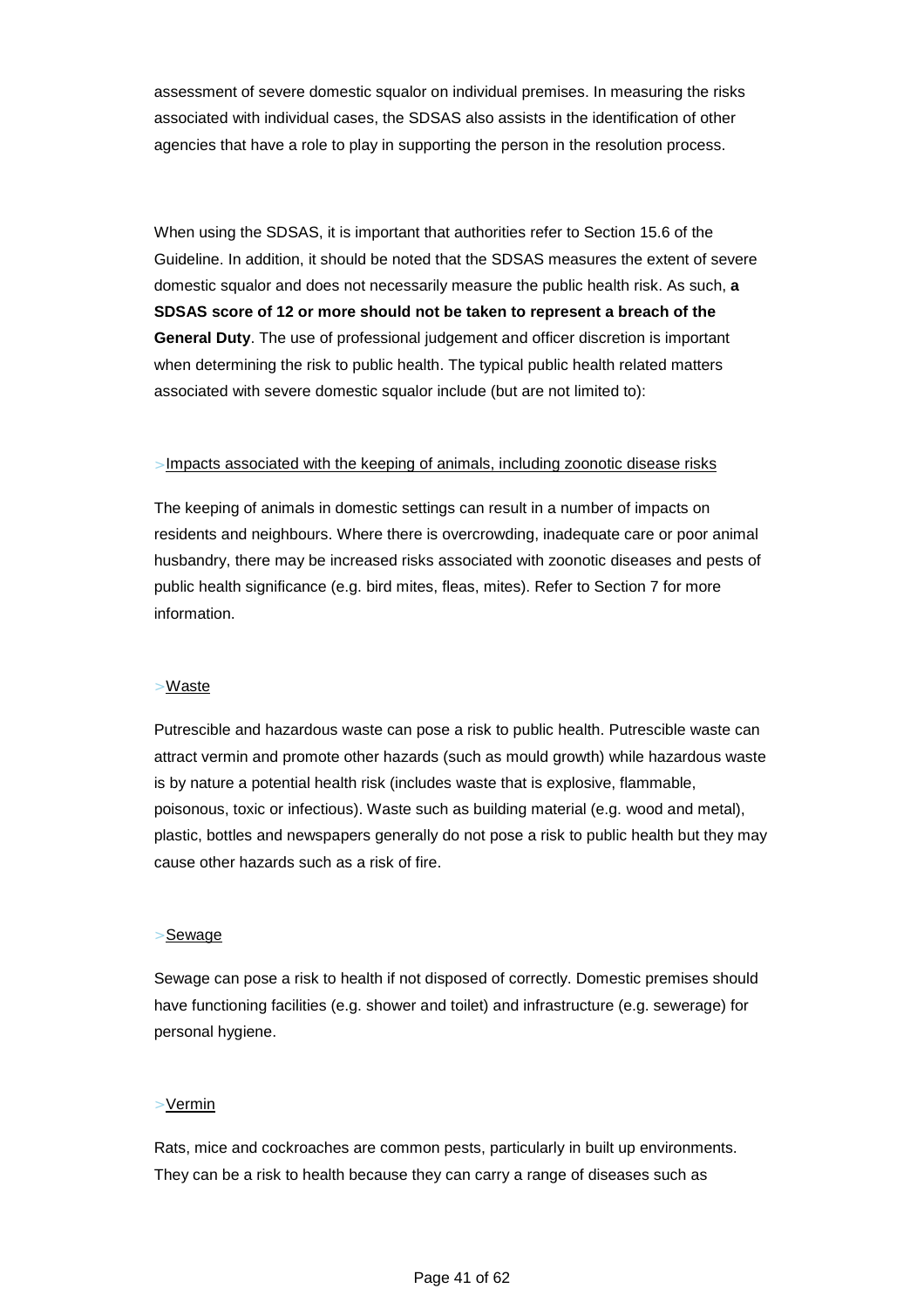assessment of severe domestic squalor on individual premises. In measuring the risks associated with individual cases, the SDSAS also assists in the identification of other agencies that have a role to play in supporting the person in the resolution process.

When using the SDSAS, it is important that authorities refer to Section 15.6 of the Guideline. In addition, it should be noted that the SDSAS measures the extent of severe domestic squalor and does not necessarily measure the public health risk. As such, **a SDSAS score of 12 or more should not be taken to represent a breach of the General Duty**. The use of professional judgement and officer discretion is important when determining the risk to public health. The typical public health related matters associated with severe domestic squalor include (but are not limited to):

> <u>Impacts associated with the keeping of animals, including zoonotic disease risks</u>

The keeping of animals in domestic settings can result in a number of impacts on residents and neighbours. Where there is overcrowding, inadequate care or poor animal husbandry, there may be increased risks associated with zoonotic diseases and pests of public health significance (e.g. bird mites, fleas, mites). Refer to Section 7 for more information.

> <u>Waste</u>

Putrescible and hazardous waste can pose a risk to public health. Putrescible waste can attract vermin and promote other hazards (such as mould growth) while hazardous waste is by nature a potential health risk (includes waste that is explosive, flammable, poisonous, toxic or infectious). Waste such as building material (e.g. wood and metal), plastic, bottles and newspapers generally do not pose a risk to public health but they may cause other hazards such as a risk of fire.

> <u>Sewage</u>

Sewage can pose a risk to health if not disposed of correctly. Domestic premises should have functioning facilities (e.g. shower and toilet) and infrastructure (e.g. sewerage) for personal hygiene.

> <u>Vermin</u>

Rats, mice and cockroaches are common pests, particularly in built up environments. They can be a risk to health because they can carry a range of diseases such as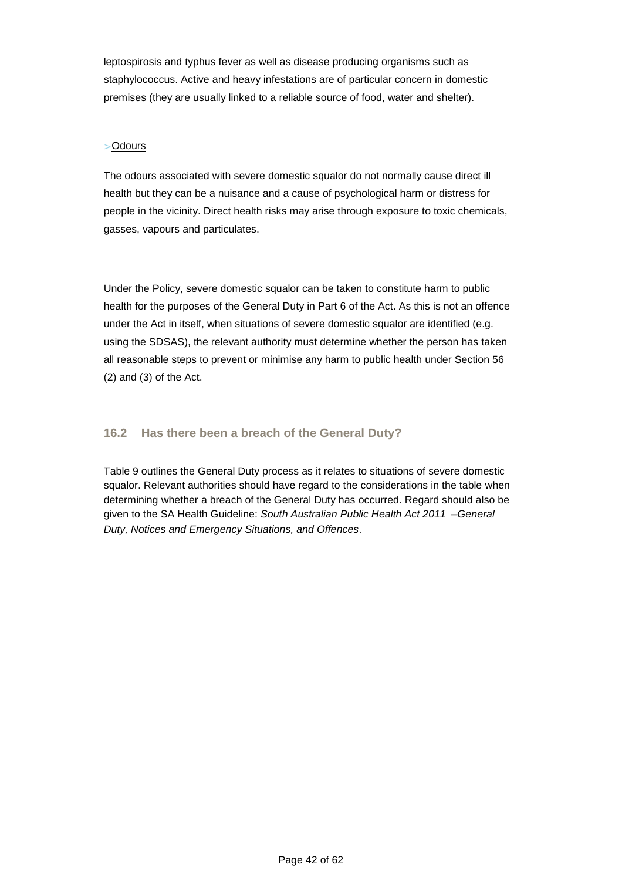leptospirosis and typhus fever as well as disease producing organisms such as staphylococcus. Active and heavy infestations are of particular concern in domestic premises (they are usually linked to a reliable source of food, water and shelter).

> Odours

The odours associated with severe domestic squalor do not normally cause direct ill health but they can be a nuisance and a cause of psychological harm or distress for people in the vicinity. Direct health risks may arise through exposure to toxic chemicals, gasses, vapours and particulates.

Under the Policy, severe domestic squalor can be taken to constitute harm to public health for the purposes of the General Duty in Part 6 of the Act. As this is not an offence under the Act in itself, when situations of severe domestic squalor are identified (e.g. using the SDSAS), the relevant authority must determine whether the person has taken all reasonable steps to prevent or minimise any harm to public health under Section 56 (2) and (3) of the Act.

## 16.2 Has there been a breach of the General Duty?

Table 9 outlines the General Duty process as it relates to situations of severe domestic squalor. Relevant authorities should have regard to the considerations in the table when determining whether a breach of the General Duty has occurred. Regard should also be given to the SA Health Guideline: *South Australian Public Health Act 2011 –General Duty, Notices and Emergency Situations, and Offences*.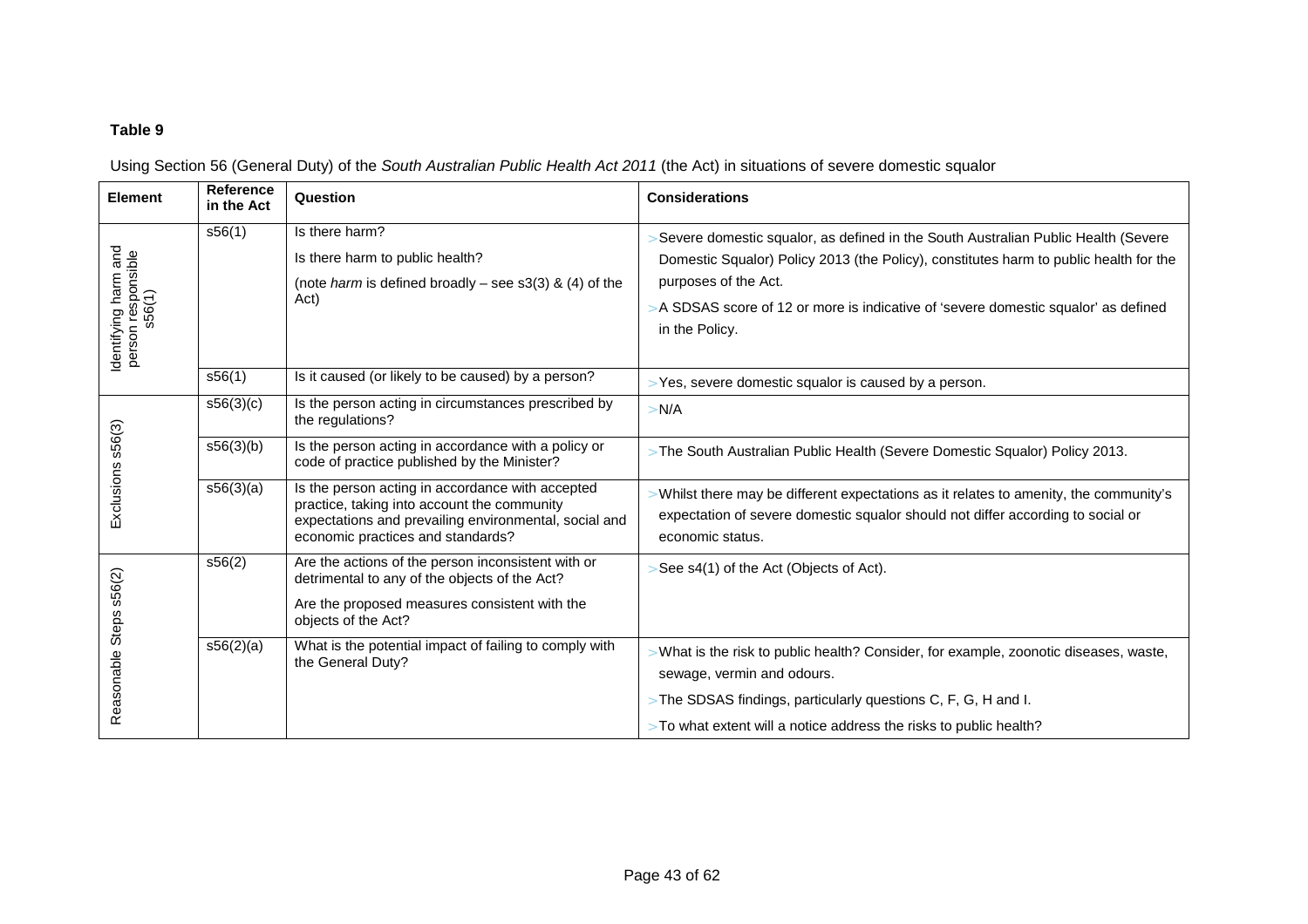**Table 9**

Using Section 56 (General Duty) of the *South Australian Public Health Act 2011* (the Act) in situations of severe domestic squalor

| Element | Reference in the Act | Question | Considerations |
|---|---|---|---|
| Identifying harm and person responsible s56(1) | s56(1) | Is there harm?<br>Is there harm to public health?<br>(note *harm* is defined broadly – see s3(3) & (4) of the Act) | > Severe domestic squalor, as defined in the South Australian Public Health (Severe Domestic Squalor) Policy 2013 (the Policy), constitutes harm to public health for the purposes of the Act.<br>> A SDSAS score of 12 or more is indicative of 'severe domestic squalor' as defined in the Policy. |
| | s56(1) | Is it caused (or likely to be caused) by a person? | > Yes, severe domestic squalor is caused by a person. |
| Exclusions s56(3) | s56(3)(c) | Is the person acting in circumstances prescribed by the regulations? | > N/A |
| | s56(3)(b) | Is the person acting in accordance with a policy or code of practice published by the Minister? | > The South Australian Public Health (Severe Domestic Squalor) Policy 2013. |
| | s56(3)(a) | Is the person acting in accordance with accepted practice, taking into account the community expectations and prevailing environmental, social and economic practices and standards? | > Whilst there may be different expectations as it relates to amenity, the community's expectation of severe domestic squalor should not differ according to social or economic status. |
| Reasonable Steps s56(2) | s56(2) | Are the actions of the person inconsistent with or detrimental to any of the objects of the Act?<br>Are the proposed measures consistent with the objects of the Act? | > See s4(1) of the Act (Objects of Act). |
| | s56(2)(a) | What is the potential impact of failing to comply with the General Duty? | > What is the risk to public health? Consider, for example, zoonotic diseases, waste, sewage, vermin and odours.<br>> The SDSAS findings, particularly questions C, F, G, H and I.<br>> To what extent will a notice address the risks to public health? |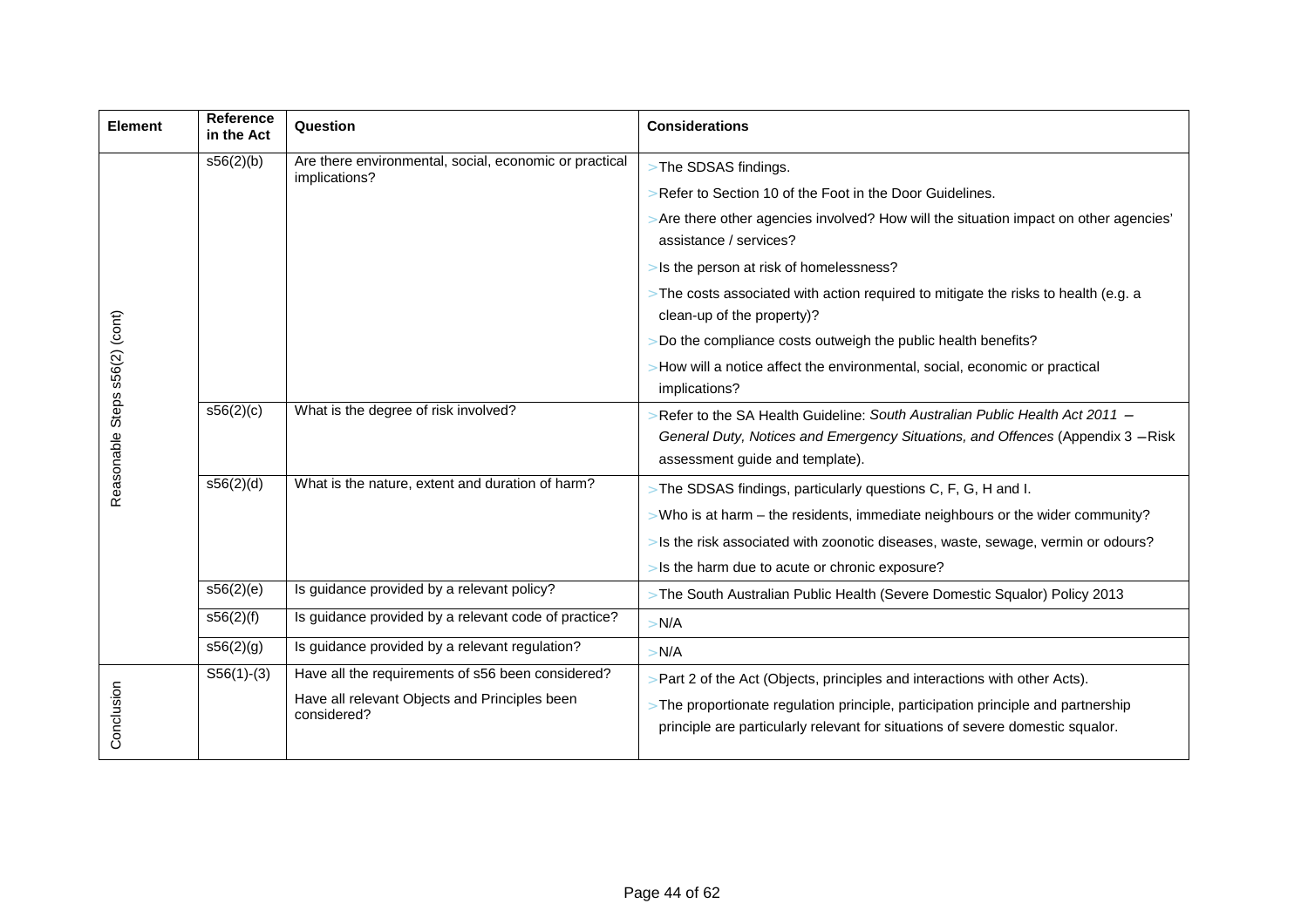| Element | Reference in the Act | Question | Considerations |
|---|---|---|---|
| Reasonable Steps s56(2) (cont) | s56(2)(b) | Are there environmental, social, economic or practical implications? | >The SDSAS findings.<br>>Refer to Section 10 of the Foot in the Door Guidelines.<br>>Are there other agencies involved? How will the situation impact on other agencies' assistance / services?<br>>Is the person at risk of homelessness?<br>>The costs associated with action required to mitigate the risks to health (e.g. a clean-up of the property)?<br>>Do the compliance costs outweigh the public health benefits?<br>>How will a notice affect the environmental, social, economic or practical implications? |
| | s56(2)(c) | What is the degree of risk involved? | >Refer to the SA Health Guideline: *South Australian Public Health Act 2011 – General Duty, Notices and Emergency Situations, and Offences* (Appendix 3 – Risk assessment guide and template). |
| | s56(2)(d) | What is the nature, extent and duration of harm? | >The SDSAS findings, particularly questions C, F, G, H and I.<br>>Who is at harm – the residents, immediate neighbours or the wider community?<br>>Is the risk associated with zoonotic diseases, waste, sewage, vermin or odours?<br>>Is the harm due to acute or chronic exposure? |
| | s56(2)(e) | Is guidance provided by a relevant policy? | >The South Australian Public Health (Severe Domestic Squalor) Policy 2013 |
| | s56(2)(f) | Is guidance provided by a relevant code of practice? | >N/A |
| | s56(2)(g) | Is guidance provided by a relevant regulation? | >N/A |
| Conclusion | S56(1)-(3) | Have all the requirements of s56 been considered?<br>Have all relevant Objects and Principles been considered? | >Part 2 of the Act (Objects, principles and interactions with other Acts).<br>>The proportionate regulation principle, participation principle and partnership principle are particularly relevant for situations of severe domestic squalor. |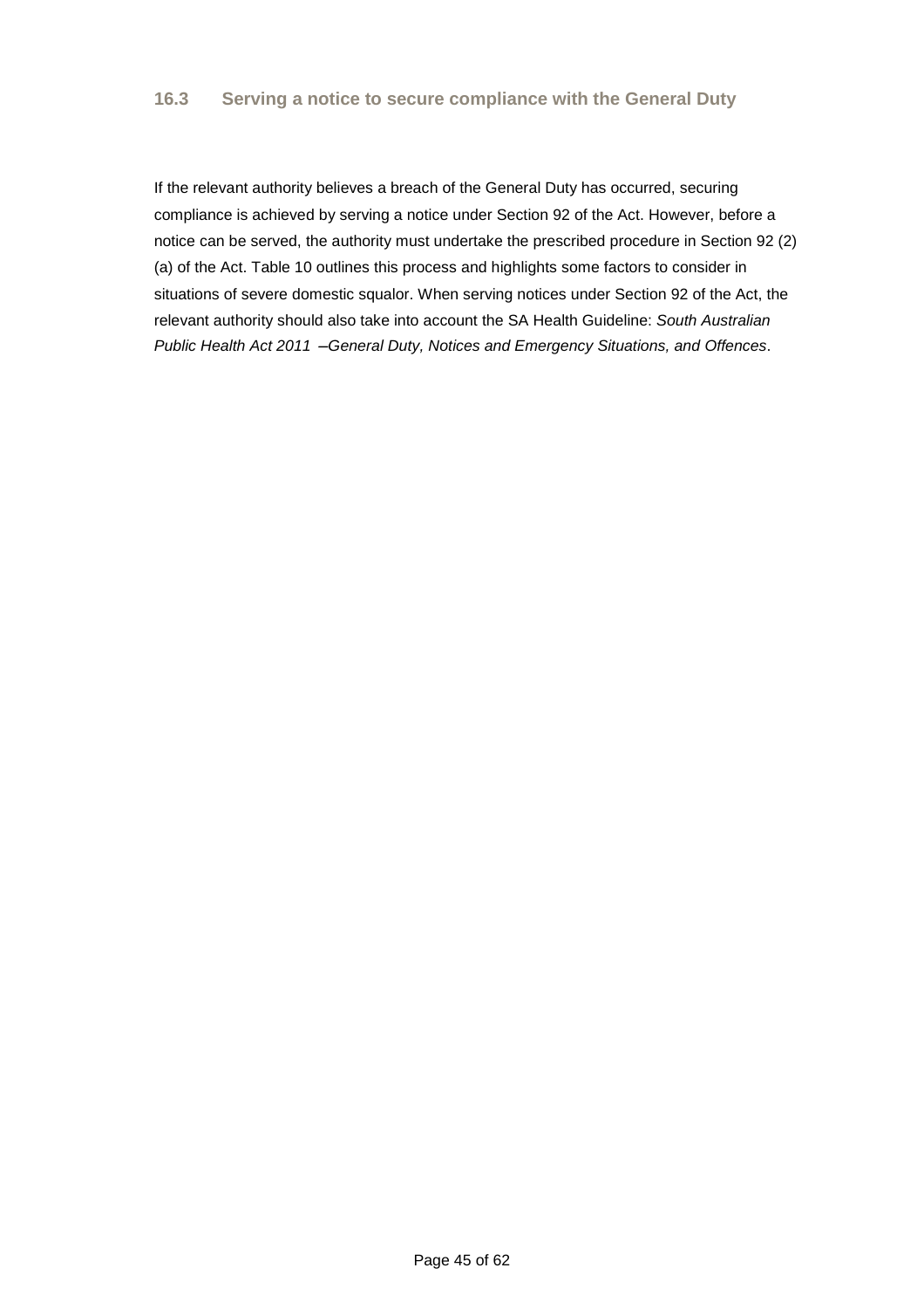### 16.3 Serving a notice to secure compliance with the General Duty

If the relevant authority believes a breach of the General Duty has occurred, securing compliance is achieved by serving a notice under Section 92 of the Act. However, before a notice can be served, the authority must undertake the prescribed procedure in Section 92 (2) (a) of the Act. Table 10 outlines this process and highlights some factors to consider in situations of severe domestic squalor. When serving notices under Section 92 of the Act, the relevant authority should also take into account the SA Health Guideline: *South Australian Public Health Act 2011 –General Duty, Notices and Emergency Situations, and Offences*.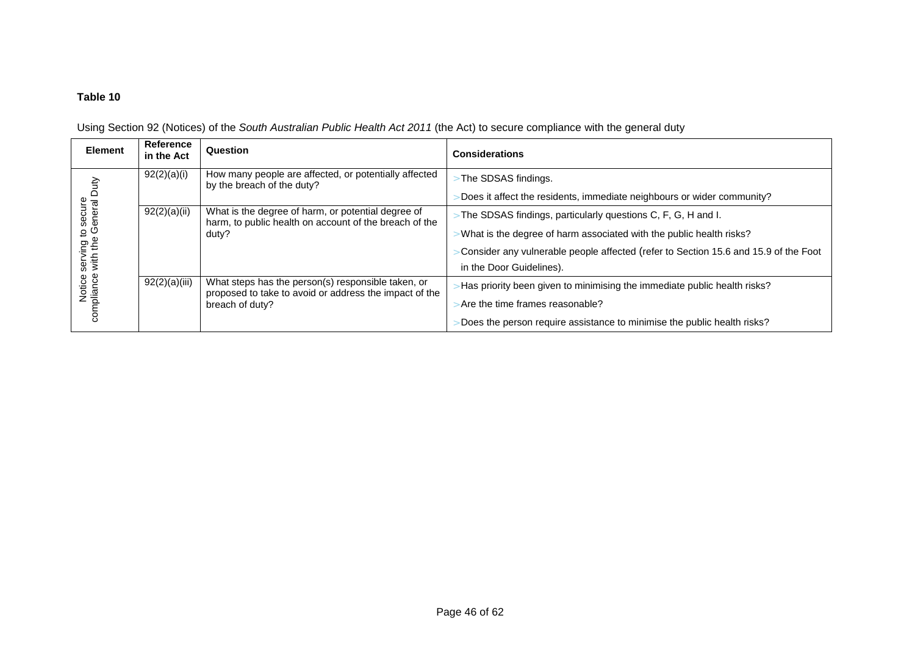**Table 10**

Using Section 92 (Notices) of the *South Australian Public Health Act 2011* (the Act) to secure compliance with the general duty

| Element | Reference in the Act | Question | Considerations |
|---|---|---|---|
| Notice serving to secure compliance with the General Duty | 92(2)(a)(i) | How many people are affected, or potentially affected by the breach of the duty? | >The SDSAS findings.<br>>Does it affect the residents, immediate neighbours or wider community? |
| | 92(2)(a)(ii) | What is the degree of harm, or potential degree of harm, to public health on account of the breach of the duty? | >The SDSAS findings, particularly questions C, F, G, H and I.<br>>What is the degree of harm associated with the public health risks?<br>>Consider any vulnerable people affected (refer to Section 15.6 and 15.9 of the Foot in the Door Guidelines). |
| | 92(2)(a)(iii) | What steps has the person(s) responsible taken, or proposed to take to avoid or address the impact of the breach of duty? | >Has priority been given to minimising the immediate public health risks?<br>>Are the time frames reasonable?<br>>Does the person require assistance to minimise the public health risks? |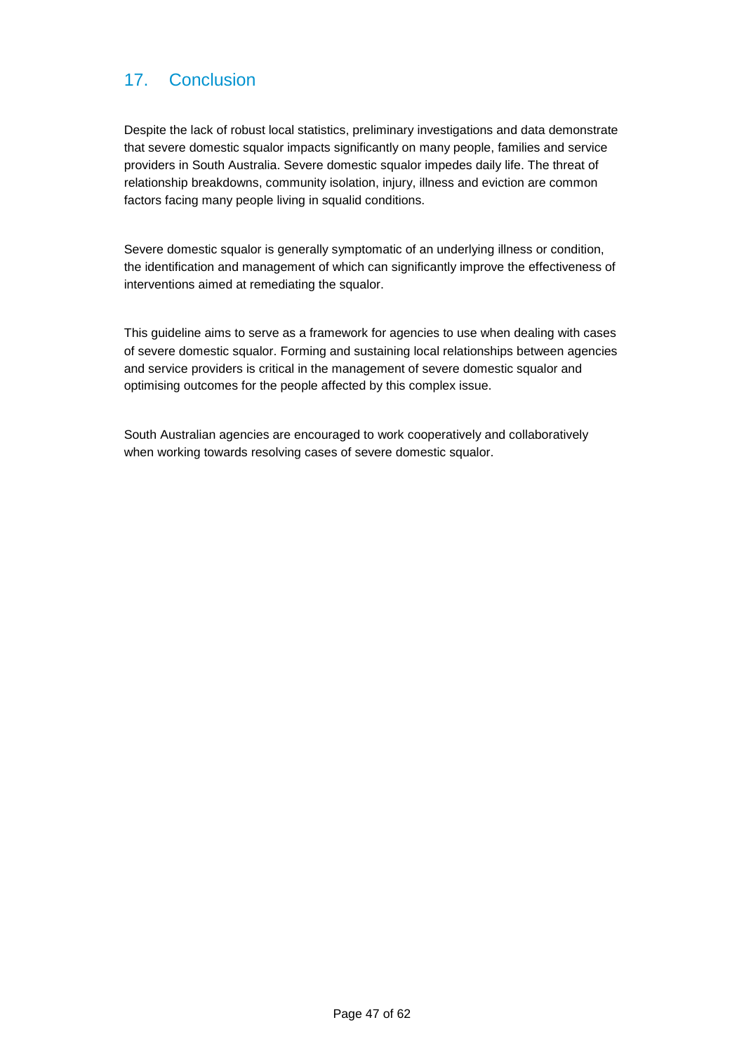## 17. Conclusion

Despite the lack of robust local statistics, preliminary investigations and data demonstrate that severe domestic squalor impacts significantly on many people, families and service providers in South Australia. Severe domestic squalor impedes daily life. The threat of relationship breakdowns, community isolation, injury, illness and eviction are common factors facing many people living in squalid conditions.

Severe domestic squalor is generally symptomatic of an underlying illness or condition, the identification and management of which can significantly improve the effectiveness of interventions aimed at remediating the squalor.

This guideline aims to serve as a framework for agencies to use when dealing with cases of severe domestic squalor. Forming and sustaining local relationships between agencies and service providers is critical in the management of severe domestic squalor and optimising outcomes for the people affected by this complex issue.

South Australian agencies are encouraged to work cooperatively and collaboratively when working towards resolving cases of severe domestic squalor.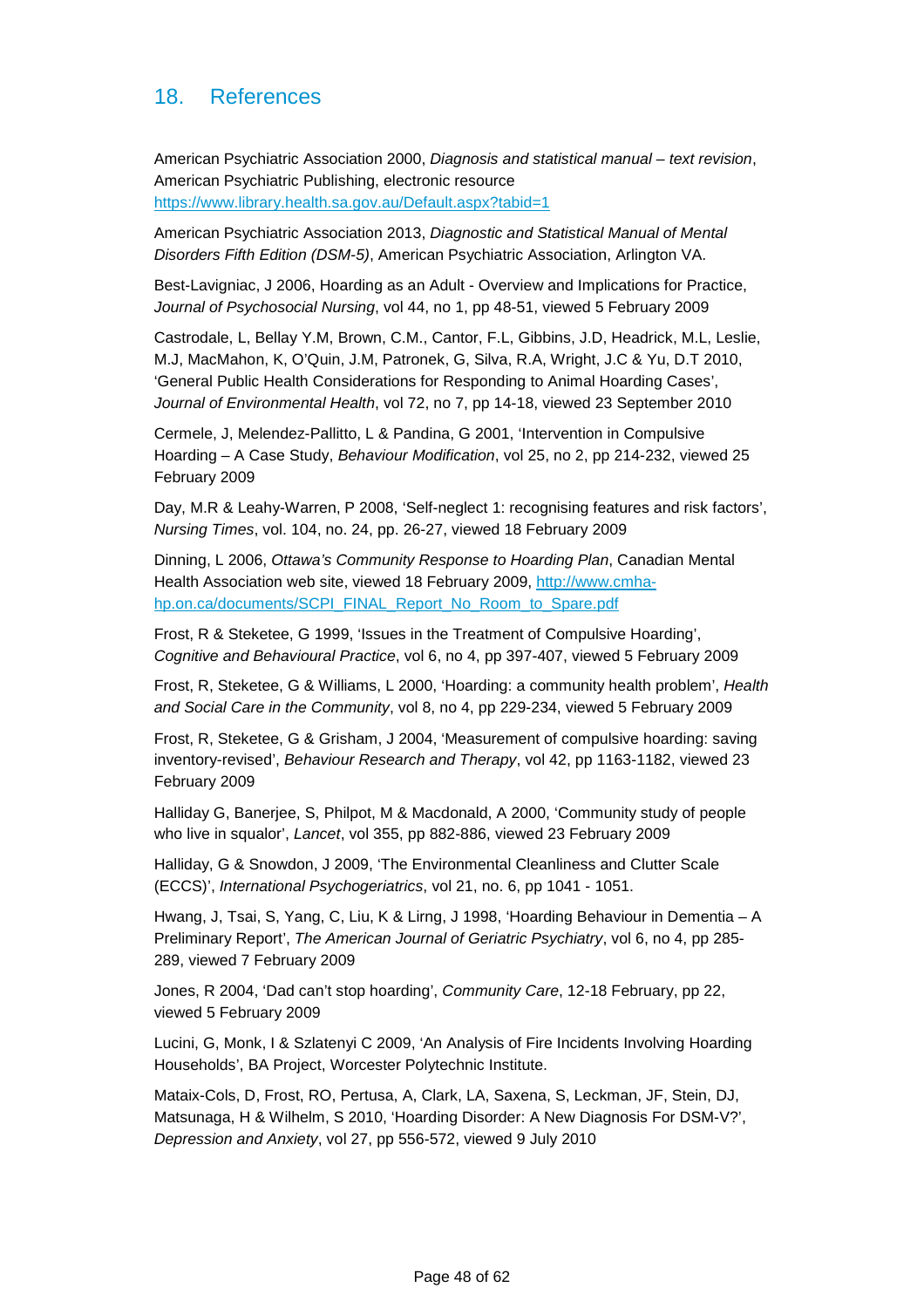## 18. References

American Psychiatric Association 2000, *Diagnosis and statistical manual – text revision*, American Psychiatric Publishing, electronic resource https://www.library.health.sa.gov.au/Default.aspx?tabid=1

American Psychiatric Association 2013, *Diagnostic and Statistical Manual of Mental Disorders Fifth Edition (DSM-5)*, American Psychiatric Association, Arlington VA.

Best-Lavigniac, J 2006, Hoarding as an Adult - Overview and Implications for Practice, *Journal of Psychosocial Nursing*, vol 44, no 1, pp 48-51, viewed 5 February 2009

Castrodale, L, Bellay Y.M, Brown, C.M., Cantor, F.L, Gibbins, J.D, Headrick, M.L, Leslie, M.J, MacMahon, K, O'Quin, J.M, Patronek, G, Silva, R.A, Wright, J.C & Yu, D.T 2010, 'General Public Health Considerations for Responding to Animal Hoarding Cases', *Journal of Environmental Health*, vol 72, no 7, pp 14-18, viewed 23 September 2010

Cermele, J, Melendez-Pallitto, L & Pandina, G 2001, 'Intervention in Compulsive Hoarding – A Case Study, *Behaviour Modification*, vol 25, no 2, pp 214-232, viewed 25 February 2009

Day, M.R & Leahy-Warren, P 2008, 'Self-neglect 1: recognising features and risk factors', *Nursing Times*, vol. 104, no. 24, pp. 26-27, viewed 18 February 2009

Dinning, L 2006, *Ottawa's Community Response to Hoarding Plan*, Canadian Mental Health Association web site, viewed 18 February 2009, http://www.cmha-hp.on.ca/documents/SCPI_FINAL_Report_No_Room_to_Spare.pdf

Frost, R & Steketee, G 1999, 'Issues in the Treatment of Compulsive Hoarding', *Cognitive and Behavioural Practice*, vol 6, no 4, pp 397-407, viewed 5 February 2009

Frost, R, Steketee, G & Williams, L 2000, 'Hoarding: a community health problem', *Health and Social Care in the Community*, vol 8, no 4, pp 229-234, viewed 5 February 2009

Frost, R, Steketee, G & Grisham, J 2004, 'Measurement of compulsive hoarding: saving inventory-revised', *Behaviour Research and Therapy*, vol 42, pp 1163-1182, viewed 23 February 2009

Halliday G, Banerjee, S, Philpot, M & Macdonald, A 2000, 'Community study of people who live in squalor', *Lancet*, vol 355, pp 882-886, viewed 23 February 2009

Halliday, G & Snowdon, J 2009, 'The Environmental Cleanliness and Clutter Scale (ECCS)', *International Psychogeriatrics*, vol 21, no. 6, pp 1041 - 1051.

Hwang, J, Tsai, S, Yang, C, Liu, K & Lirng, J 1998, 'Hoarding Behaviour in Dementia – A Preliminary Report', *The American Journal of Geriatric Psychiatry*, vol 6, no 4, pp 285-289, viewed 7 February 2009

Jones, R 2004, 'Dad can't stop hoarding', *Community Care*, 12-18 February, pp 22, viewed 5 February 2009

Lucini, G, Monk, I & Szlatenyi C 2009, 'An Analysis of Fire Incidents Involving Hoarding Households', BA Project, Worcester Polytechnic Institute.

Mataix-Cols, D, Frost, RO, Pertusa, A, Clark, LA, Saxena, S, Leckman, JF, Stein, DJ, Matsunaga, H & Wilhelm, S 2010, 'Hoarding Disorder: A New Diagnosis For DSM-V?', *Depression and Anxiety*, vol 27, pp 556-572, viewed 9 July 2010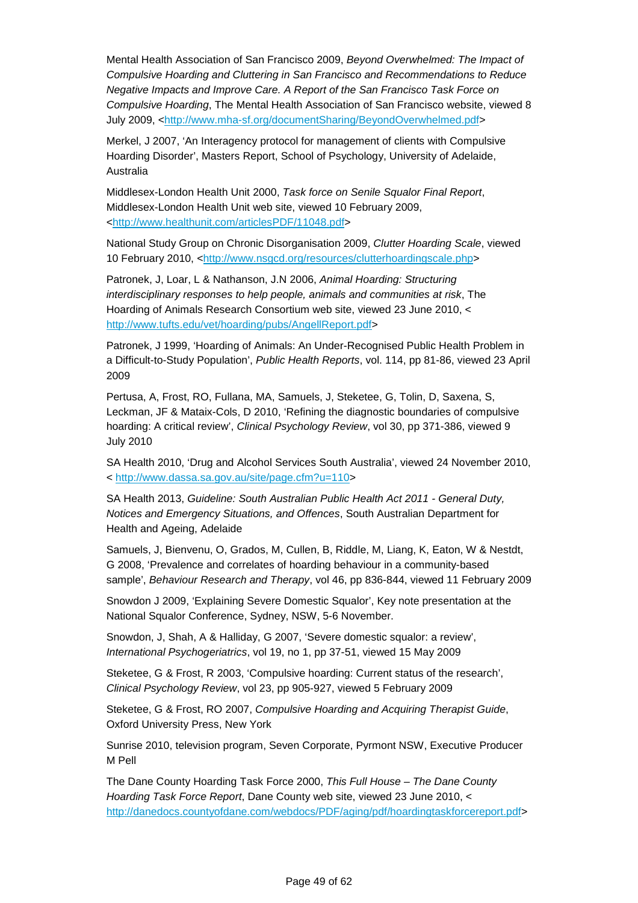Mental Health Association of San Francisco 2009, *Beyond Overwhelmed: The Impact of Compulsive Hoarding and Cluttering in San Francisco and Recommendations to Reduce Negative Impacts and Improve Care. A Report of the San Francisco Task Force on Compulsive Hoarding*, The Mental Health Association of San Francisco website, viewed 8 July 2009, <http://www.mha-sf.org/documentSharing/BeyondOverwhelmed.pdf>

Merkel, J 2007, 'An Interagency protocol for management of clients with Compulsive Hoarding Disorder', Masters Report, School of Psychology, University of Adelaide, Australia

Middlesex-London Health Unit 2000, *Task force on Senile Squalor Final Report*, Middlesex-London Health Unit web site, viewed 10 February 2009, <http://www.healthunit.com/articlesPDF/11048.pdf>

National Study Group on Chronic Disorganisation 2009, *Clutter Hoarding Scale*, viewed 10 February 2010, <http://www.nsgcd.org/resources/clutterhoardingscale.php>

Patronek, J, Loar, L & Nathanson, J.N 2006, *Animal Hoarding: Structuring interdisciplinary responses to help people, animals and communities at risk*, The Hoarding of Animals Research Consortium web site, viewed 23 June 2010, < http://www.tufts.edu/vet/hoarding/pubs/AngellReport.pdf>

Patronek, J 1999, 'Hoarding of Animals: An Under-Recognised Public Health Problem in a Difficult-to-Study Population', *Public Health Reports*, vol. 114, pp 81-86, viewed 23 April 2009

Pertusa, A, Frost, RO, Fullana, MA, Samuels, J, Steketee, G, Tolin, D, Saxena, S, Leckman, JF & Mataix-Cols, D 2010, 'Refining the diagnostic boundaries of compulsive hoarding: A critical review', *Clinical Psychology Review*, vol 30, pp 371-386, viewed 9 July 2010

SA Health 2010, 'Drug and Alcohol Services South Australia', viewed 24 November 2010, < http://www.dassa.sa.gov.au/site/page.cfm?u=110>

SA Health 2013, *Guideline: South Australian Public Health Act 2011 - General Duty, Notices and Emergency Situations, and Offences*, South Australian Department for Health and Ageing, Adelaide

Samuels, J, Bienvenu, O, Grados, M, Cullen, B, Riddle, M, Liang, K, Eaton, W & Nestdt, G 2008, 'Prevalence and correlates of hoarding behaviour in a community-based sample', *Behaviour Research and Therapy*, vol 46, pp 836-844, viewed 11 February 2009

Snowdon J 2009, 'Explaining Severe Domestic Squalor', Key note presentation at the National Squalor Conference, Sydney, NSW, 5-6 November.

Snowdon, J, Shah, A & Halliday, G 2007, 'Severe domestic squalor: a review', *International Psychogeriatrics*, vol 19, no 1, pp 37-51, viewed 15 May 2009

Steketee, G & Frost, R 2003, 'Compulsive hoarding: Current status of the research', *Clinical Psychology Review*, vol 23, pp 905-927, viewed 5 February 2009

Steketee, G & Frost, RO 2007, *Compulsive Hoarding and Acquiring Therapist Guide*, Oxford University Press, New York

Sunrise 2010, television program, Seven Corporate, Pyrmont NSW, Executive Producer M Pell

The Dane County Hoarding Task Force 2000, *This Full House – The Dane County Hoarding Task Force Report*, Dane County web site, viewed 23 June 2010, < http://danedocs.countyofdane.com/webdocs/PDF/aging/pdf/hoardingtaskforcereport.pdf>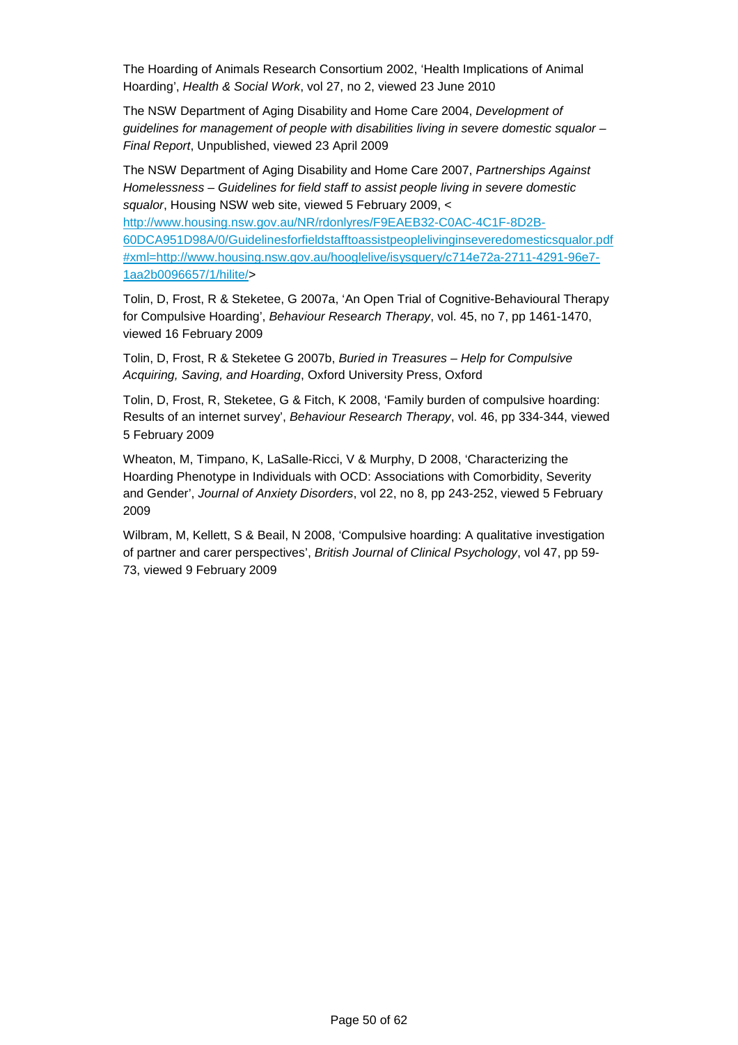The Hoarding of Animals Research Consortium 2002, 'Health Implications of Animal Hoarding', *Health & Social Work*, vol 27, no 2, viewed 23 June 2010

The NSW Department of Aging Disability and Home Care 2004, *Development of guidelines for management of people with disabilities living in severe domestic squalor – Final Report*, Unpublished, viewed 23 April 2009

The NSW Department of Aging Disability and Home Care 2007, *Partnerships Against Homelessness – Guidelines for field staff to assist people living in severe domestic squalor*, Housing NSW web site, viewed 5 February 2009, < http://www.housing.nsw.gov.au/NR/rdonlyres/F9EAEB32-C0AC-4C1F-8D2B-60DCA951D98A/0/Guidelinesforfieldstafftoassistpeoplelivinginseveredomesticsqualor.pdf#xml=http://www.housing.nsw.gov.au/hooglelive/isysquery/c714e72a-2711-4291-96e7-1aa2b0096657/1/hilite/>

Tolin, D, Frost, R & Steketee, G 2007a, 'An Open Trial of Cognitive-Behavioural Therapy for Compulsive Hoarding', *Behaviour Research Therapy*, vol. 45, no 7, pp 1461-1470, viewed 16 February 2009

Tolin, D, Frost, R & Steketee G 2007b, *Buried in Treasures – Help for Compulsive Acquiring, Saving, and Hoarding*, Oxford University Press, Oxford

Tolin, D, Frost, R, Steketee, G & Fitch, K 2008, 'Family burden of compulsive hoarding: Results of an internet survey', *Behaviour Research Therapy*, vol. 46, pp 334-344, viewed 5 February 2009

Wheaton, M, Timpano, K, LaSalle-Ricci, V & Murphy, D 2008, 'Characterizing the Hoarding Phenotype in Individuals with OCD: Associations with Comorbidity, Severity and Gender', *Journal of Anxiety Disorders*, vol 22, no 8, pp 243-252, viewed 5 February 2009

Wilbram, M, Kellett, S & Beail, N 2008, 'Compulsive hoarding: A qualitative investigation of partner and carer perspectives', *British Journal of Clinical Psychology*, vol 47, pp 59-73, viewed 9 February 2009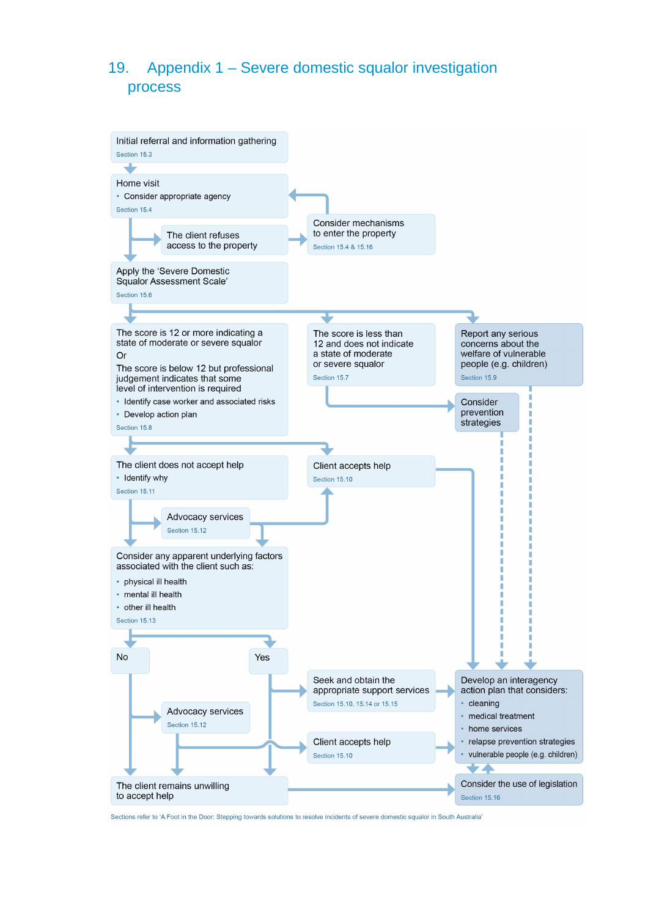# 19. Appendix 1 – Severe domestic squalor investigation process

Initial referral and information gathering
Section 15.3

Home visit
- Consider appropriate agency

Section 15.4

The client refuses access to the property

Consider mechanisms to enter the property
Section 15.4 & 15.16

Apply the 'Severe Domestic Squalor Assessment Scale'
Section 15.6

The score is 12 or more indicating a state of moderate or severe squalor
Or
The score is below 12 but professional judgement indicates that some level of intervention is required
- Identify case worker and associated risks
- Develop action plan

Section 15.8

The score is less than 12 and does not indicate a state of moderate or severe squalor
Section 15.7

Report any serious concerns about the welfare of vulnerable people (e.g. children)
Section 15.9

Consider prevention strategies

The client does not accept help
- Identify why

Section 15.11

Client accepts help
Section 15.10

Advocacy services
Section 15.12

Consider any apparent underlying factors associated with the client such as:
- physical ill health
- mental ill health
- other ill health

Section 15.13

No

Yes

Seek and obtain the appropriate support services
Section 15.10, 15.14 or 15.15

Develop an interagency action plan that considers:
- cleaning
- medical treatment
- home services
- relapse prevention strategies
- vulnerable people (e.g. children)

Advocacy services
Section 15.12

Client accepts help
Section 15.10

The client remains unwilling to accept help

Consider the use of legislation
Section 15.16

Sections refer to 'A Foot in the Door: Stepping towards solutions to resolve incidents of severe domestic squalor in South Australia'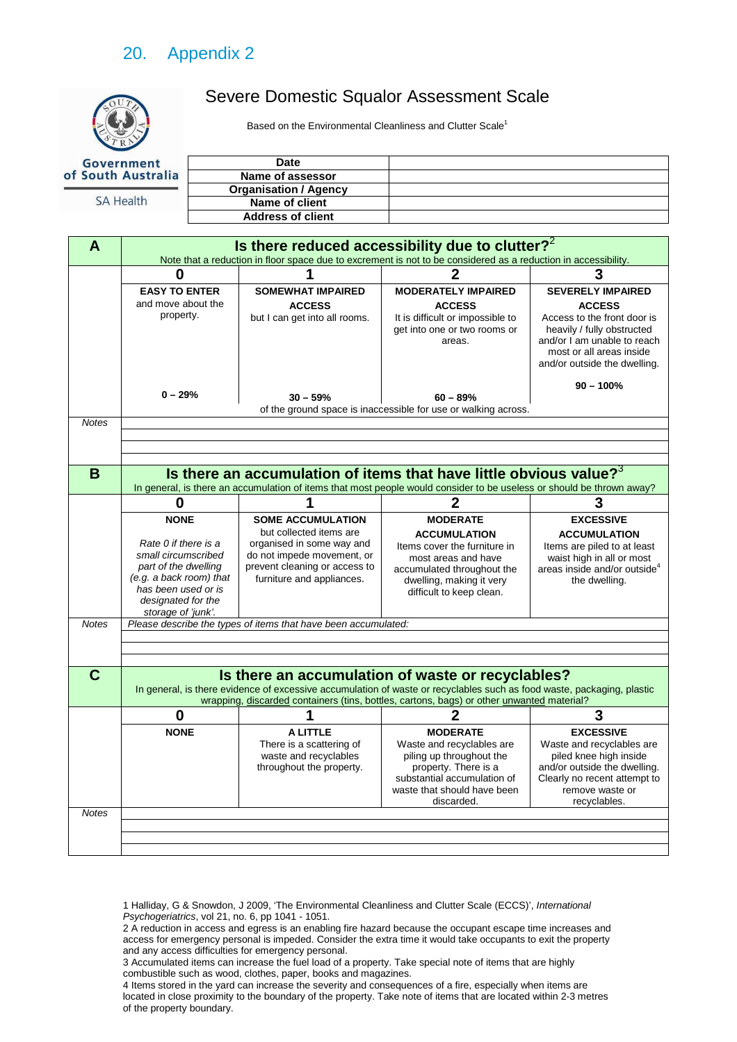# 20. Appendix 2

Government of South Australia
SA Health

## Severe Domestic Squalor Assessment Scale

Based on the Environmental Cleanliness and Clutter Scale[1]

| Date | |
|---|---|
| Name of assessor | |
| Organisation / Agency | |
| Name of client | |
| Address of client | |

| **A** | **Is there reduced accessibility due to clutter?[2]** Note that a reduction in floor space due to excrement is not to be considered as a reduction in accessibility. | | | |
|---|---|---|---|---|
| | **0** | **1** | **2** | **3** |
| | **EASY TO ENTER** and move about the property. **0 – 29%** | **SOMEWHAT IMPAIRED ACCESS** but I can get into all rooms. **30 – 59%** | **MODERATELY IMPAIRED ACCESS** It is difficult or impossible to get into one or two rooms or areas. **60 – 89%** | **SEVERELY IMPAIRED ACCESS** Access to the front door is heavily / fully obstructed and/or I am unable to reach most or all areas inside and/or outside the dwelling. **90 – 100%** |
| | of the ground space is inaccessible for use or walking across. | | | |
| *Notes* | | | | |

| **B** | **Is there an accumulation of items that have little obvious value?[3]** In general, is there an accumulation of items that most people would consider to be useless or should be thrown away? | | | |
|---|---|---|---|---|
| | **0** | **1** | **2** | **3** |
| | **NONE** *Rate 0 if there is a small circumscribed part of the dwelling (e.g. a back room) that has been used or is designated for the storage of 'junk'.* | **SOME ACCUMULATION** but collected items are organised in some way and do not impede movement, or prevent cleaning or access to furniture and appliances. | **MODERATE ACCUMULATION** Items cover the furniture in most areas and have accumulated throughout the dwelling, making it very difficult to keep clean. | **EXCESSIVE ACCUMULATION** Items are piled to at least waist high in all or most areas inside and/or outside[4] the dwelling. |
| *Notes* | *Please describe the types of items that have been accumulated:* | | | |

| **C** | **Is there an accumulation of waste or recyclables?** In general, is there evidence of excessive accumulation of waste or recyclables such as food waste, packaging, plastic wrapping, discarded containers (tins, bottles, cartons, bags) or other unwanted material? | | | |
|---|---|---|---|---|
| | **0** | **1** | **2** | **3** |
| | **NONE** | **A LITTLE** There is a scattering of waste and recyclables throughout the property. | **MODERATE** Waste and recyclables are piling up throughout the property. There is a substantial accumulation of waste that should have been discarded. | **EXCESSIVE** Waste and recyclables are piled knee high inside and/or outside the dwelling. Clearly no recent attempt to remove waste or recyclables. |
| *Notes* | | | | |

1 Halliday, G & Snowdon, J 2009, 'The Environmental Cleanliness and Clutter Scale (ECCS)', *International Psychogeriatrics*, vol 21, no. 6, pp 1041 - 1051.
2 A reduction in access and egress is an enabling fire hazard because the occupant escape time increases and access for emergency personal is impeded. Consider the extra time it would take occupants to exit the property and any access difficulties for emergency personal.
3 Accumulated items can increase the fuel load of a property. Take special note of items that are highly combustible such as wood, clothes, paper, books and magazines.
4 Items stored in the yard can increase the severity and consequences of a fire, especially when items are located in close proximity to the boundary of the property. Take note of items that are located within 2-3 metres of the property boundary.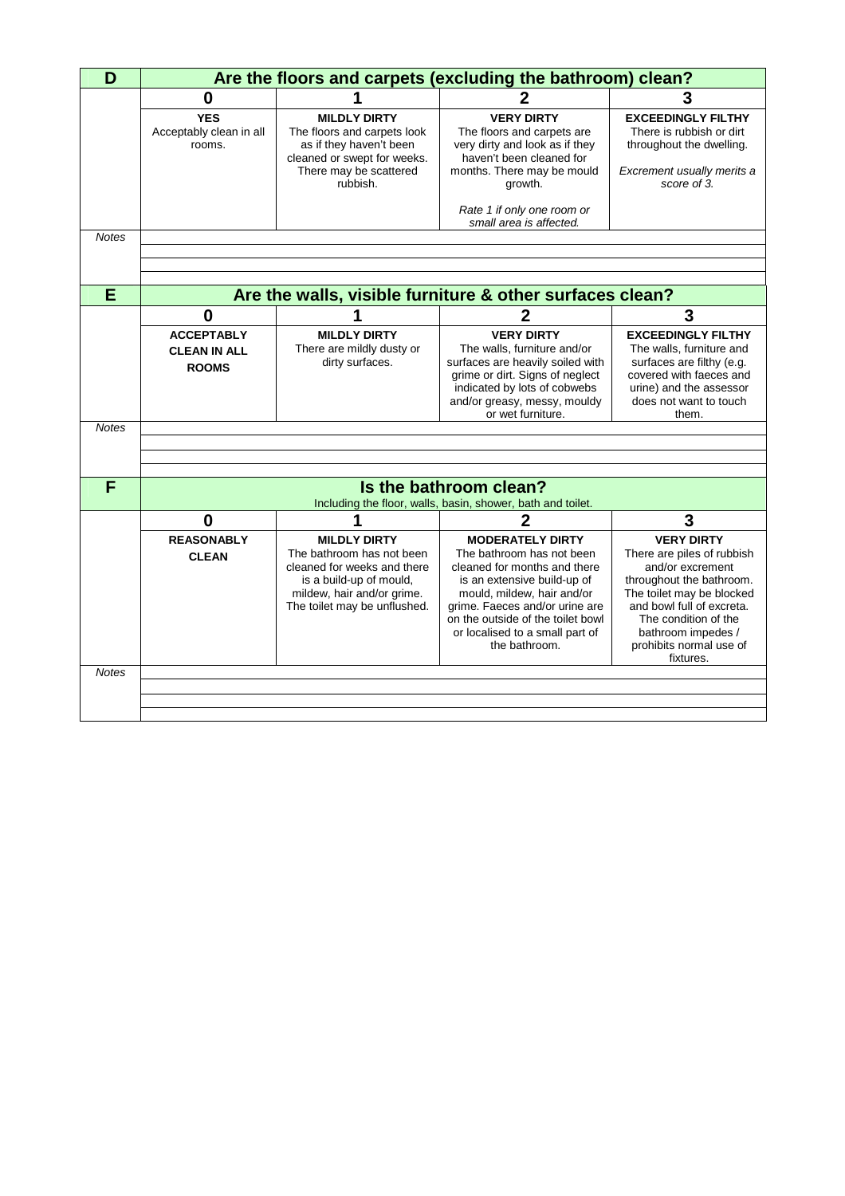| D | Are the floors and carpets (excluding the bathroom) clean? | | | |
|---|---|---|---|---|
| | **0** | **1** | **2** | **3** |
| | **YES** Acceptably clean in all rooms. | **MILDLY DIRTY** The floors and carpets look as if they haven't been cleaned or swept for weeks. There may be scattered rubbish. | **VERY DIRTY** The floors and carpets are very dirty and look as if they haven't been cleaned for months. There may be mould growth. *Rate 1 if only one room or small area is affected.* | **EXCEEDINGLY FILTHY** There is rubbish or dirt throughout the dwelling. *Excrement usually merits a score of 3.* |
| *Notes* | | | | |
| | | | | |
| | | | | |

| E | Are the walls, visible furniture & other surfaces clean? | | | |
|---|---|---|---|---|
| | **0** | **1** | **2** | **3** |
| | **ACCEPTABLY CLEAN IN ALL ROOMS** | **MILDLY DIRTY** There are mildly dusty or dirty surfaces. | **VERY DIRTY** The walls, furniture and/or surfaces are heavily soiled with grime or dirt. Signs of neglect indicated by lots of cobwebs and/or greasy, messy, mouldy or wet furniture. | **EXCEEDINGLY FILTHY** The walls, furniture and surfaces are filthy (e.g. covered with faeces and urine) and the assessor does not want to touch them. |
| *Notes* | | | | |
| | | | | |
| | | | | |

| F | Is the bathroom clean? Including the floor, walls, basin, shower, bath and toilet. | | | |
|---|---|---|---|---|
| | **0** | **1** | **2** | **3** |
| | **REASONABLY CLEAN** | **MILDLY DIRTY** The bathroom has not been cleaned for weeks and there is a build-up of mould, mildew, hair and/or grime. The toilet may be unflushed. | **MODERATELY DIRTY** The bathroom has not been cleaned for months and there is an extensive build-up of mould, mildew, hair and/or grime. Faeces and/or urine are on the outside of the toilet bowl or localised to a small part of the bathroom. | **VERY DIRTY** There are piles of rubbish and/or excrement throughout the bathroom. The toilet may be blocked and bowl full of excreta. The condition of the bathroom impedes / prohibits normal use of fixtures. |
| *Notes* | | | | |
| | | | | |
| | | | | |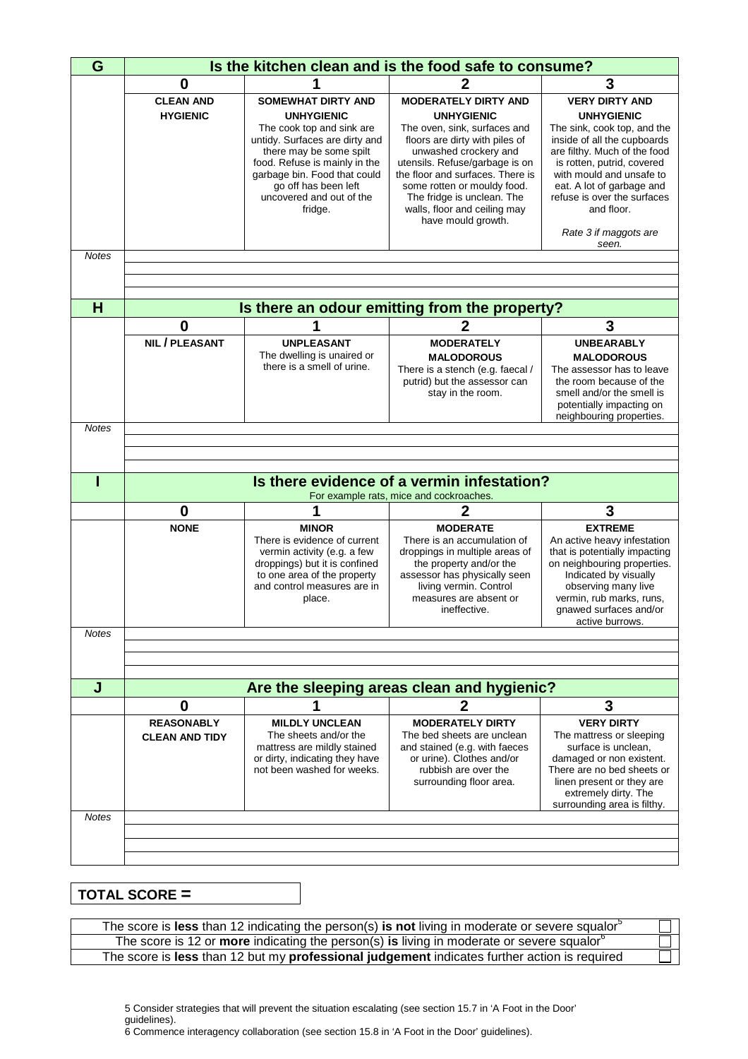| G | Is the kitchen clean and is the food safe to consume? | | | |
|---|---|---|---|---|
| | **0** | **1** | **2** | **3** |
| | **CLEAN AND HYGIENIC** | **SOMEWHAT DIRTY AND UNHYGIENIC** The cook top and sink are untidy. Surfaces are dirty and there may be some spilt food. Refuse is mainly in the garbage bin. Food that could go off has been left uncovered and out of the fridge. | **MODERATELY DIRTY AND UNHYGIENIC** The oven, sink, surfaces and floors are dirty with piles of unwashed crockery and utensils. Refuse/garbage is on the floor and surfaces. There is some rotten or mouldy food. The fridge is unclean. The walls, floor and ceiling may have mould growth. | **VERY DIRTY AND UNHYGIENIC** The sink, cook top, and the inside of all the cupboards are filthy. Much of the food is rotten, putrid, covered with mould and unsafe to eat. A lot of garbage and refuse is over the surfaces and floor. *Rate 3 if maggots are seen.* |
| *Notes* | | | | |

| H | Is there an odour emitting from the property? | | | |
|---|---|---|---|---|
| | **0** | **1** | **2** | **3** |
| | **NIL / PLEASANT** | **UNPLEASANT** The dwelling is unaired or there is a smell of urine. | **MODERATELY MALODOROUS** There is a stench (e.g. faecal / putrid) but the assessor can stay in the room. | **UNBEARABLY MALODOROUS** The assessor has to leave the room because of the smell and/or the smell is potentially impacting on neighbouring properties. |
| *Notes* | | | | |

| I | Is there evidence of a vermin infestation? For example rats, mice and cockroaches. | | | |
|---|---|---|---|---|
| | **0** | **1** | **2** | **3** |
| | **NONE** | **MINOR** There is evidence of current vermin activity (e.g. a few droppings) but it is confined to one area of the property and control measures are in place. | **MODERATE** There is an accumulation of droppings in multiple areas of the property and/or the assessor has physically seen living vermin. Control measures are absent or ineffective. | **EXTREME** An active heavy infestation that is potentially impacting on neighbouring properties. Indicated by visually observing many live vermin, rub marks, runs, gnawed surfaces and/or active burrows. |
| *Notes* | | | | |

| J | Are the sleeping areas clean and hygienic? | | | |
|---|---|---|---|---|
| | **0** | **1** | **2** | **3** |
| | **REASONABLY CLEAN AND TIDY** | **MILDLY UNCLEAN** The sheets and/or the mattress are mildly stained or dirty, indicating they have not been washed for weeks. | **MODERATELY DIRTY** The bed sheets are unclean and stained (e.g. with faeces or urine). Clothes and/or rubbish are over the surrounding floor area. | **VERY DIRTY** The mattress or sleeping surface is unclean, damaged or non existent. There are no bed sheets or linen present or they are extremely dirty. The surrounding area is filthy. |
| *Notes* | | | | |

**TOTAL SCORE =**

| | |
|---|---|
| The score is **less** than 12 indicating the person(s) **is not** living in moderate or severe squalor[5] | ☐ |
| The score is 12 or **more** indicating the person(s) **is** living in moderate or severe squalor[6] | ☐ |
| The score is **less** than 12 but my **professional judgement** indicates further action is required | ☐ |

5 Consider strategies that will prevent the situation escalating (see section 15.7 in 'A Foot in the Door' guidelines).

6 Commence interagency collaboration (see section 15.8 in 'A Foot in the Door' guidelines).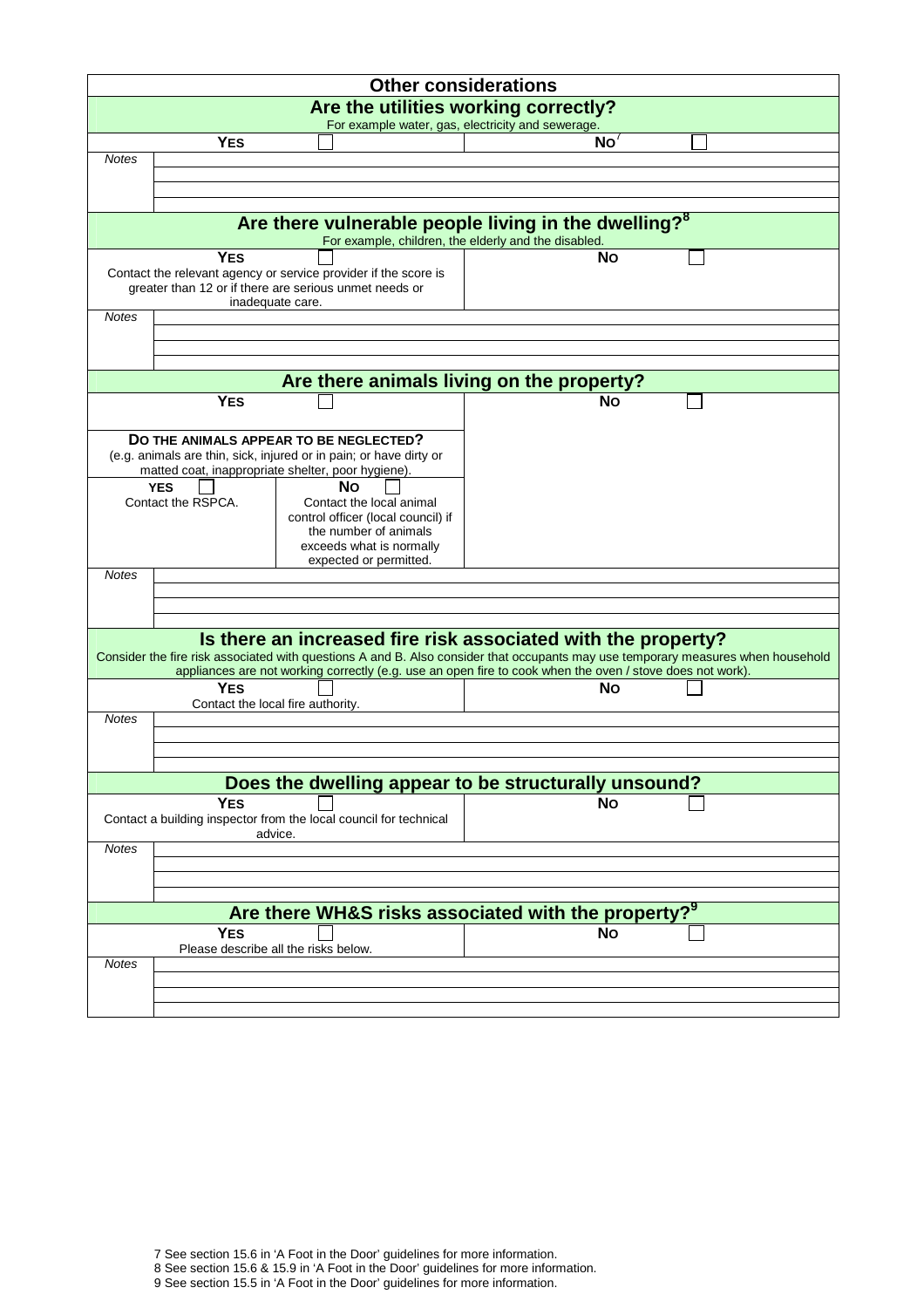## Other considerations

### Are the utilities working correctly?

For example water, gas, electricity and sewerage.

| YES ☐ | NO[7] ☐ |
|---|---|

*Notes*

### Are there vulnerable people living in the dwelling?[8]

For example, children, the elderly and the disabled.

| YES ☐<br>Contact the relevant agency or service provider if the score is greater than 12 or if there are serious unmet needs or inadequate care. | NO ☐ |
|---|---|

*Notes*

### Are there animals living on the property?

| YES ☐ | NO ☐ |
|---|---|

**DO THE ANIMALS APPEAR TO BE NEGLECTED?**
(e.g. animals are thin, sick, injured or in pain; or have dirty or matted coat, inappropriate shelter, poor hygiene).

| YES ☐<br>Contact the RSPCA. | NO ☐<br>Contact the local animal control officer (local council) if the number of animals exceeds what is normally expected or permitted. |
|---|---|

*Notes*

### Is there an increased fire risk associated with the property?

Consider the fire risk associated with questions A and B. Also consider that occupants may use temporary measures when household appliances are not working correctly (e.g. use an open fire to cook when the oven / stove does not work).

| YES ☐<br>Contact the local fire authority. | NO ☐ |
|---|---|

*Notes*

### Does the dwelling appear to be structurally unsound?

| YES ☐<br>Contact a building inspector from the local council for technical advice. | NO ☐ |
|---|---|

*Notes*

### Are there WH&S risks associated with the property?[9]

| YES ☐<br>Please describe all the risks below. | NO ☐ |
|---|---|

*Notes*

7 See section 15.6 in 'A Foot in the Door' guidelines for more information.
8 See section 15.6 & 15.9 in 'A Foot in the Door' guidelines for more information.
9 See section 15.5 in 'A Foot in the Door' guidelines for more information.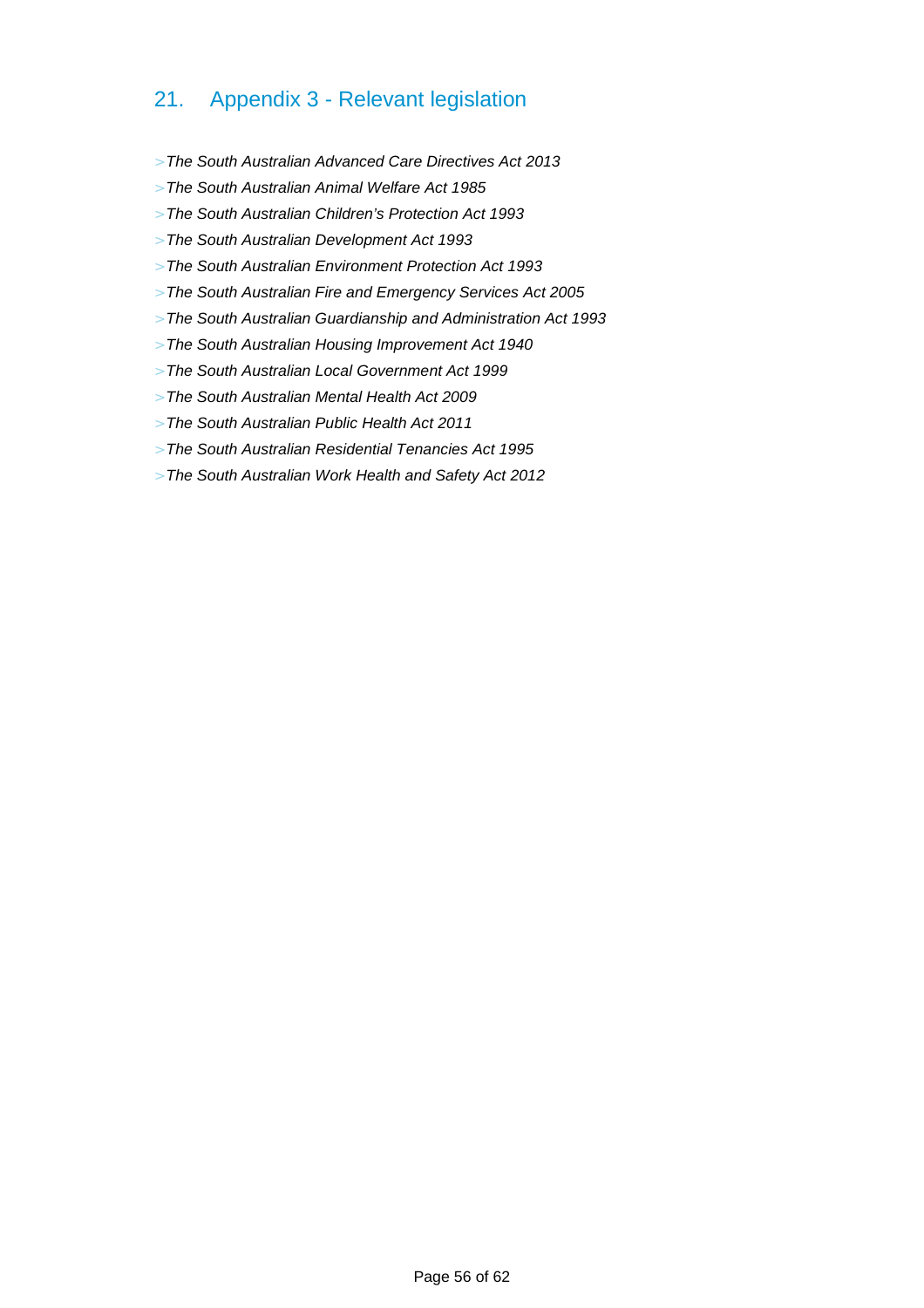## 21. Appendix 3 - Relevant legislation

- *The South Australian Advanced Care Directives Act 2013*
- *The South Australian Animal Welfare Act 1985*
- *The South Australian Children's Protection Act 1993*
- *The South Australian Development Act 1993*
- *The South Australian Environment Protection Act 1993*
- *The South Australian Fire and Emergency Services Act 2005*
- *The South Australian Guardianship and Administration Act 1993*
- *The South Australian Housing Improvement Act 1940*
- *The South Australian Local Government Act 1999*
- *The South Australian Mental Health Act 2009*
- *The South Australian Public Health Act 2011*
- *The South Australian Residential Tenancies Act 1995*
- *The South Australian Work Health and Safety Act 2012*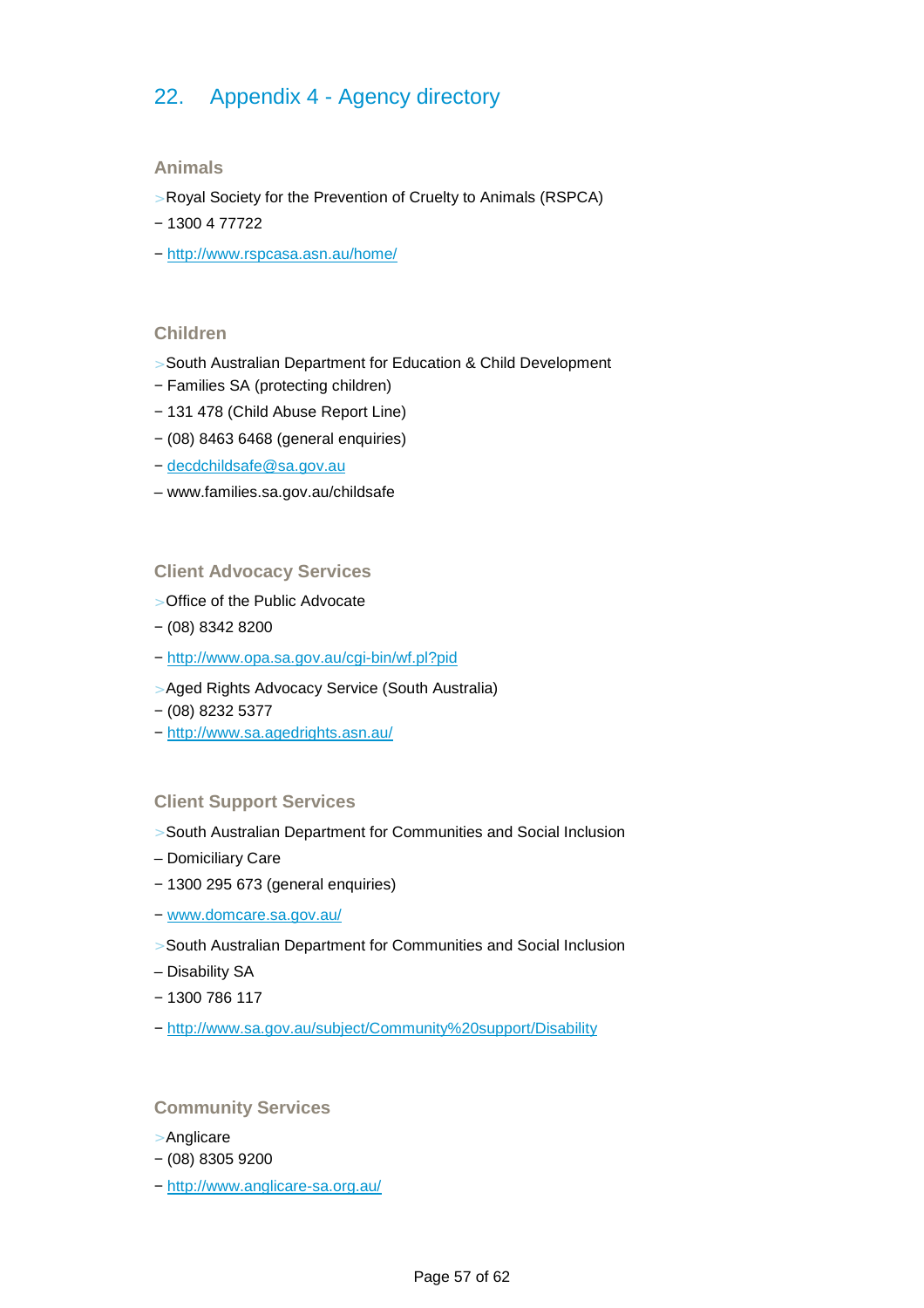## 22. Appendix 4 - Agency directory

### Animals

> Royal Society for the Prevention of Cruelty to Animals (RSPCA)

− 1300 4 77722

− http://www.rspcasa.asn.au/home/

### Children

> South Australian Department for Education & Child Development

− Families SA (protecting children)

− 131 478 (Child Abuse Report Line)

− (08) 8463 6468 (general enquiries)

− decdchildsafe@sa.gov.au

– www.families.sa.gov.au/childsafe

### Client Advocacy Services

> Office of the Public Advocate

− (08) 8342 8200

− http://www.opa.sa.gov.au/cgi-bin/wf.pl?pid

> Aged Rights Advocacy Service (South Australia)

− (08) 8232 5377

− http://www.sa.agedrights.asn.au/

### Client Support Services

> South Australian Department for Communities and Social Inclusion

– Domiciliary Care

− 1300 295 673 (general enquiries)

− www.domcare.sa.gov.au/

> South Australian Department for Communities and Social Inclusion

– Disability SA

− 1300 786 117

− http://www.sa.gov.au/subject/Community%20support/Disability

### Community Services

> Anglicare

− (08) 8305 9200

− http://www.anglicare-sa.org.au/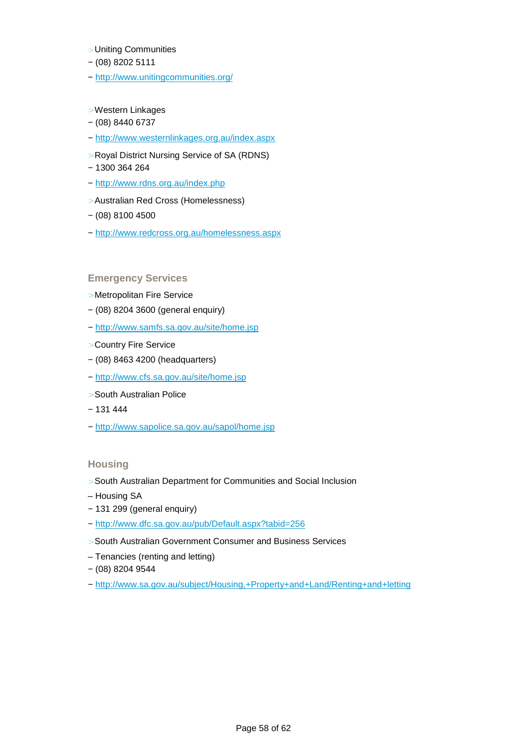>Uniting Communities
− (08) 8202 5111
− http://www.unitingcommunities.org/

>Western Linkages
− (08) 8440 6737
− http://www.westernlinkages.org.au/index.aspx

>Royal District Nursing Service of SA (RDNS)
− 1300 364 264
− http://www.rdns.org.au/index.php

>Australian Red Cross (Homelessness)
− (08) 8100 4500
− http://www.redcross.org.au/homelessness.aspx

## Emergency Services

>Metropolitan Fire Service
− (08) 8204 3600 (general enquiry)
− http://www.samfs.sa.gov.au/site/home.jsp

>Country Fire Service
− (08) 8463 4200 (headquarters)
− http://www.cfs.sa.gov.au/site/home.jsp

>South Australian Police
− 131 444
− http://www.sapolice.sa.gov.au/sapol/home.jsp

## Housing

>South Australian Department for Communities and Social Inclusion
– Housing SA
− 131 299 (general enquiry)
− http://www.dfc.sa.gov.au/pub/Default.aspx?tabid=256

>South Australian Government Consumer and Business Services
– Tenancies (renting and letting)
− (08) 8204 9544
− http://www.sa.gov.au/subject/Housing,+Property+and+Land/Renting+and+letting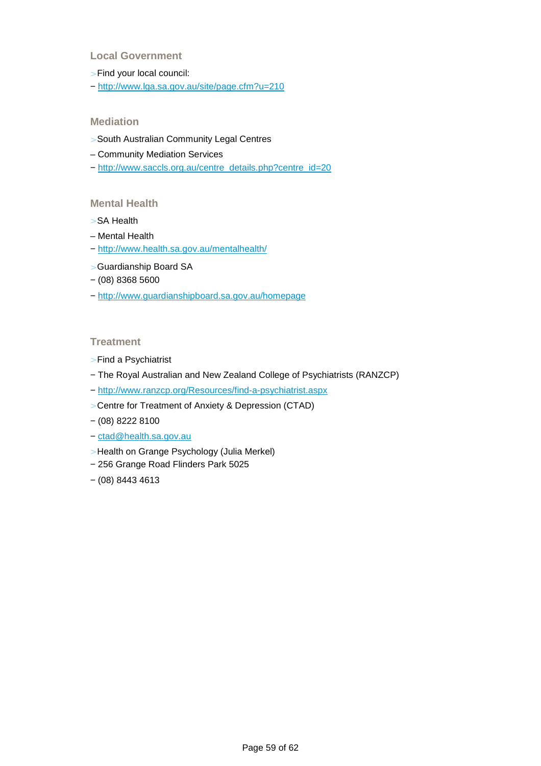### Local Government

> Find your local council:

– http://www.lga.sa.gov.au/site/page.cfm?u=210

### Mediation

> South Australian Community Legal Centres

– Community Mediation Services

– http://www.saccls.org.au/centre_details.php?centre_id=20

### Mental Health

> SA Health

– Mental Health

– http://www.health.sa.gov.au/mentalhealth/

> Guardianship Board SA

– (08) 8368 5600

– http://www.guardianshipboard.sa.gov.au/homepage

### Treatment

> Find a Psychiatrist

– The Royal Australian and New Zealand College of Psychiatrists (RANZCP)

– http://www.ranzcp.org/Resources/find-a-psychiatrist.aspx

> Centre for Treatment of Anxiety & Depression (CTAD)

– (08) 8222 8100

– ctad@health.sa.gov.au

> Health on Grange Psychology (Julia Merkel)

– 256 Grange Road Flinders Park 5025

– (08) 8443 4613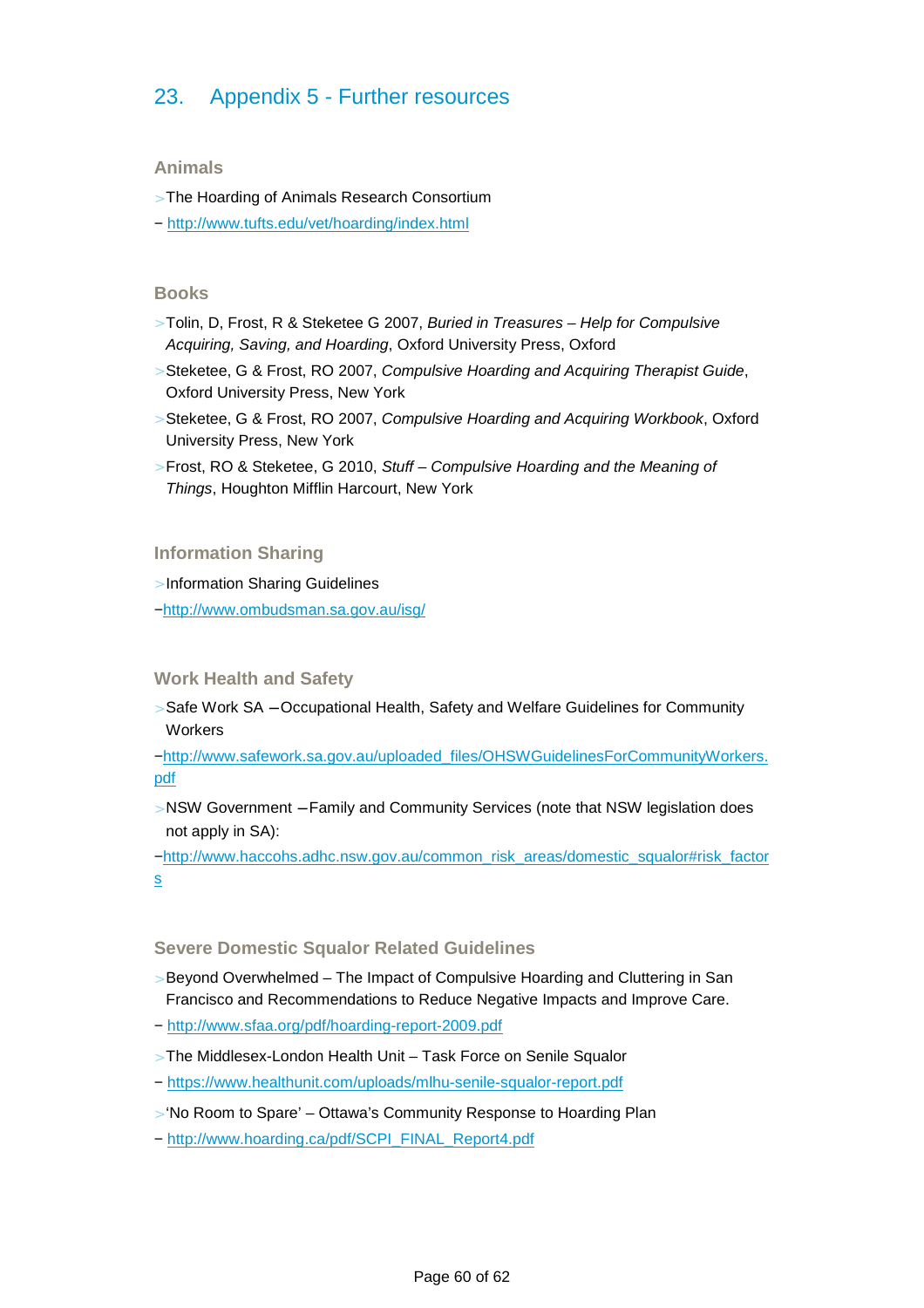# 23. Appendix 5 - Further resources

### Animals

- The Hoarding of Animals Research Consortium
  – http://www.tufts.edu/vet/hoarding/index.html

### Books

- Tolin, D, Frost, R & Steketee G 2007, *Buried in Treasures – Help for Compulsive Acquiring, Saving, and Hoarding*, Oxford University Press, Oxford
- Steketee, G & Frost, RO 2007, *Compulsive Hoarding and Acquiring Therapist Guide*, Oxford University Press, New York
- Steketee, G & Frost, RO 2007, *Compulsive Hoarding and Acquiring Workbook*, Oxford University Press, New York
- Frost, RO & Steketee, G 2010, *Stuff – Compulsive Hoarding and the Meaning of Things*, Houghton Mifflin Harcourt, New York

### Information Sharing

- Information Sharing Guidelines
  –http://www.ombudsman.sa.gov.au/isg/

### Work Health and Safety

- Safe Work SA –Occupational Health, Safety and Welfare Guidelines for Community Workers
  –http://www.safework.sa.gov.au/uploaded_files/OHSWGuidelinesForCommunityWorkers.pdf
- NSW Government –Family and Community Services (note that NSW legislation does not apply in SA):
  –http://www.haccohs.adhc.nsw.gov.au/common_risk_areas/domestic_squalor#risk_factors

### Severe Domestic Squalor Related Guidelines

- Beyond Overwhelmed – The Impact of Compulsive Hoarding and Cluttering in San Francisco and Recommendations to Reduce Negative Impacts and Improve Care.
  – http://www.sfaa.org/pdf/hoarding-report-2009.pdf
- The Middlesex-London Health Unit – Task Force on Senile Squalor
  – https://www.healthunit.com/uploads/mlhu-senile-squalor-report.pdf
- 'No Room to Spare' – Ottawa's Community Response to Hoarding Plan
  – http://www.hoarding.ca/pdf/SCPI_FINAL_Report4.pdf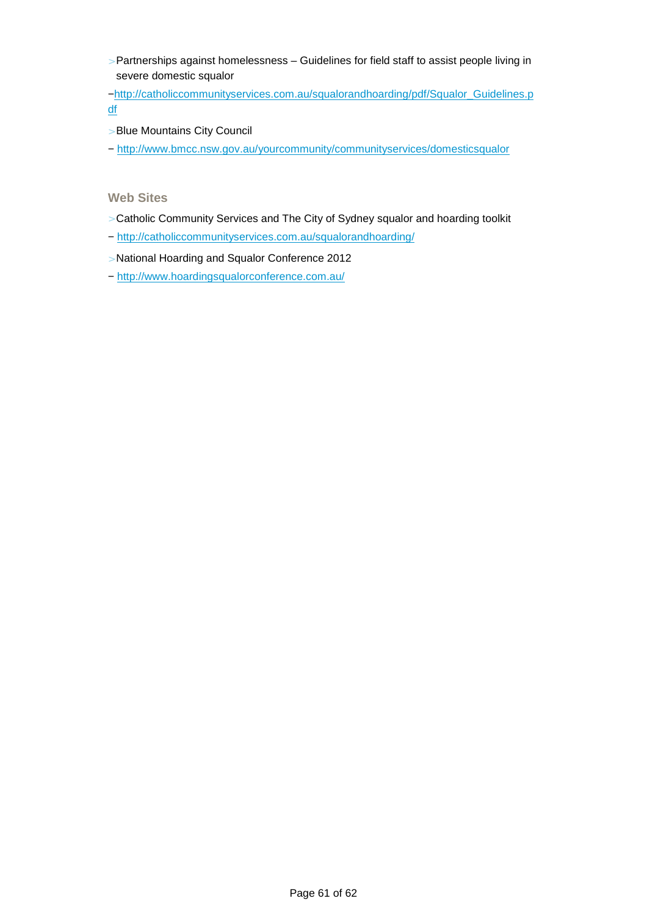- Partnerships against homelessness – Guidelines for field staff to assist people living in severe domestic squalor

–http://catholiccommunityservices.com.au/squalorandhoarding/pdf/Squalor_Guidelines.pdf

- Blue Mountains City Council

– http://www.bmcc.nsw.gov.au/yourcommunity/communityservices/domesticsqualor

## Web Sites

- Catholic Community Services and The City of Sydney squalor and hoarding toolkit

– http://catholiccommunityservices.com.au/squalorandhoarding/

- National Hoarding and Squalor Conference 2012

– http://www.hoardingsqualorconference.com.au/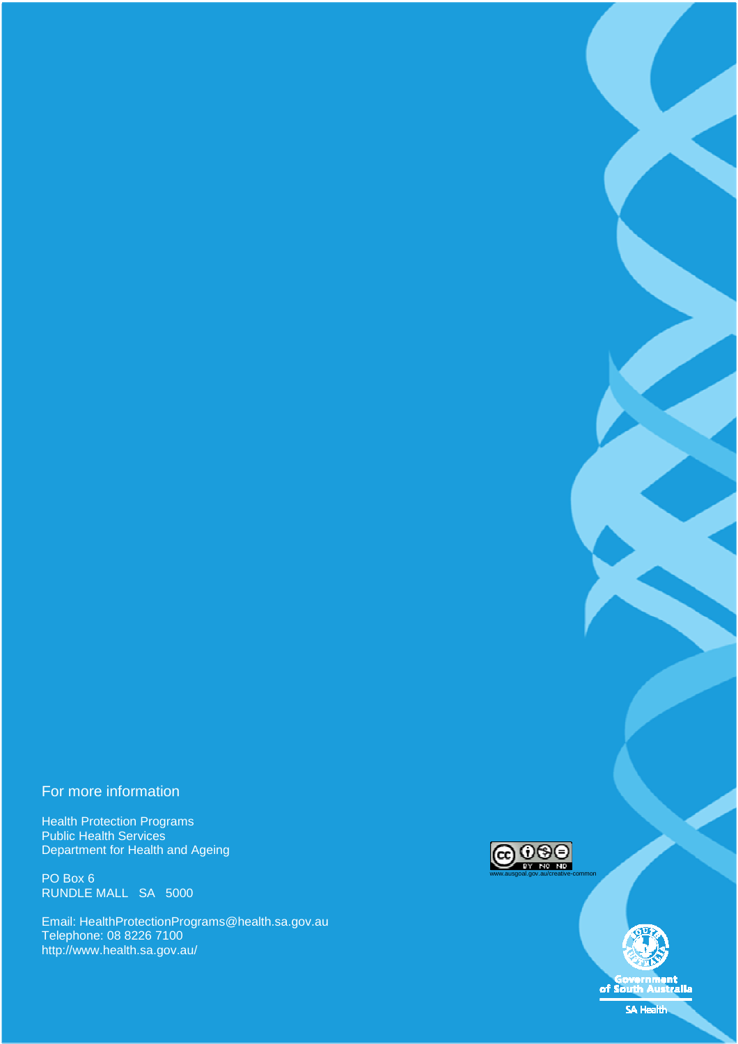For more information

Health Protection Programs
Public Health Services
Department for Health and Ageing

PO Box 6
RUNDLE MALL SA 5000

Email: HealthProtectionPrograms@health.sa.gov.au
Telephone: 08 8226 7100
http://www.health.sa.gov.au/

www.ausgoal.gov.au/creative-common

Government of South Australia

SA Health